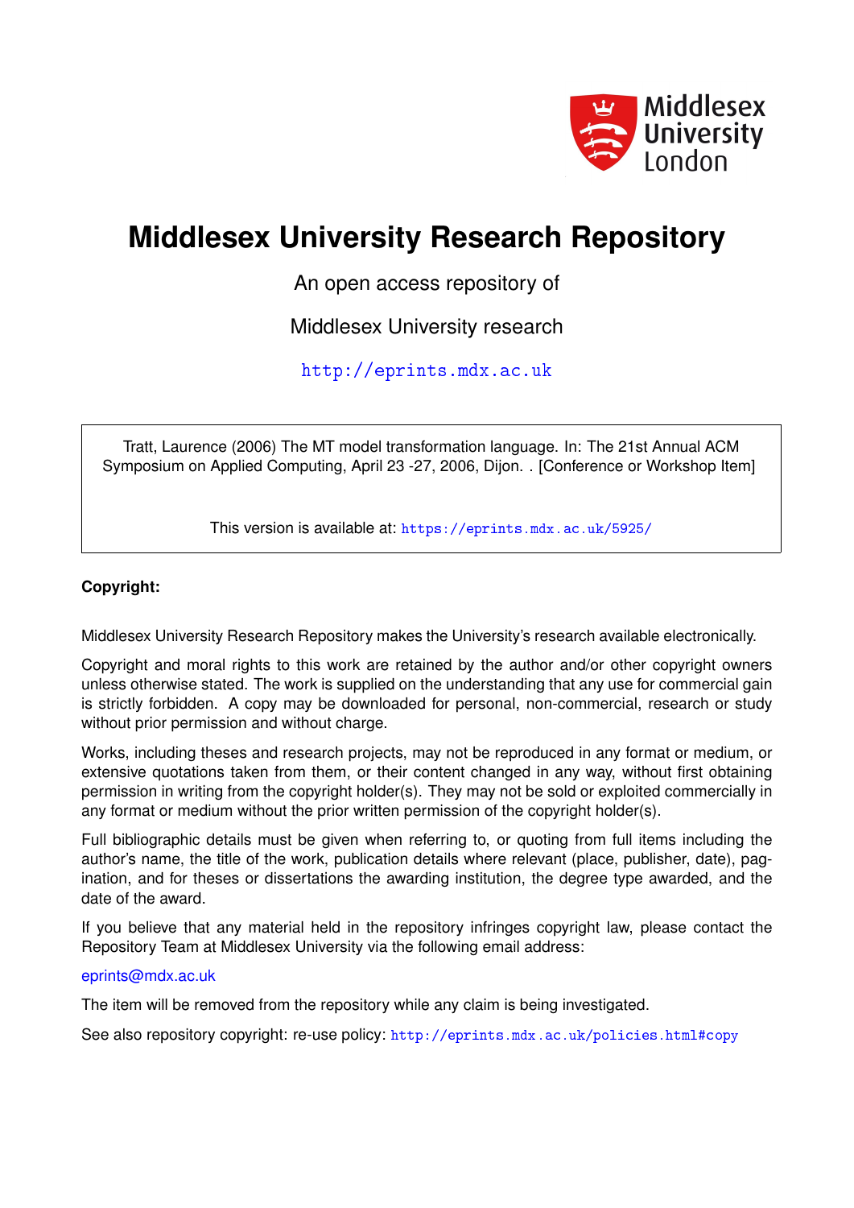Middlesex University London

# Middlesex University Research Repository

An open access repository of

Middlesex University research

http://eprints.mdx.ac.uk

Tratt, Laurence (2006) The MT model transformation language. In: The 21st Annual ACM Symposium on Applied Computing, April 23 -27, 2006, Dijon. . [Conference or Workshop Item]

This version is available at: https://eprints.mdx.ac.uk/5925/

**Copyright:**

Middlesex University Research Repository makes the University's research available electronically.

Copyright and moral rights to this work are retained by the author and/or other copyright owners unless otherwise stated. The work is supplied on the understanding that any use for commercial gain is strictly forbidden. A copy may be downloaded for personal, non-commercial, research or study without prior permission and without charge.

Works, including theses and research projects, may not be reproduced in any format or medium, or extensive quotations taken from them, or their content changed in any way, without first obtaining permission in writing from the copyright holder(s). They may not be sold or exploited commercially in any format or medium without the prior written permission of the copyright holder(s).

Full bibliographic details must be given when referring to, or quoting from full items including the author's name, the title of the work, publication details where relevant (place, publisher, date), pagination, and for theses or dissertations the awarding institution, the degree type awarded, and the date of the award.

If you believe that any material held in the repository infringes copyright law, please contact the Repository Team at Middlesex University via the following email address:

eprints@mdx.ac.uk

The item will be removed from the repository while any claim is being investigated.

See also repository copyright: re-use policy: http://eprints.mdx.ac.uk/policies.html#copy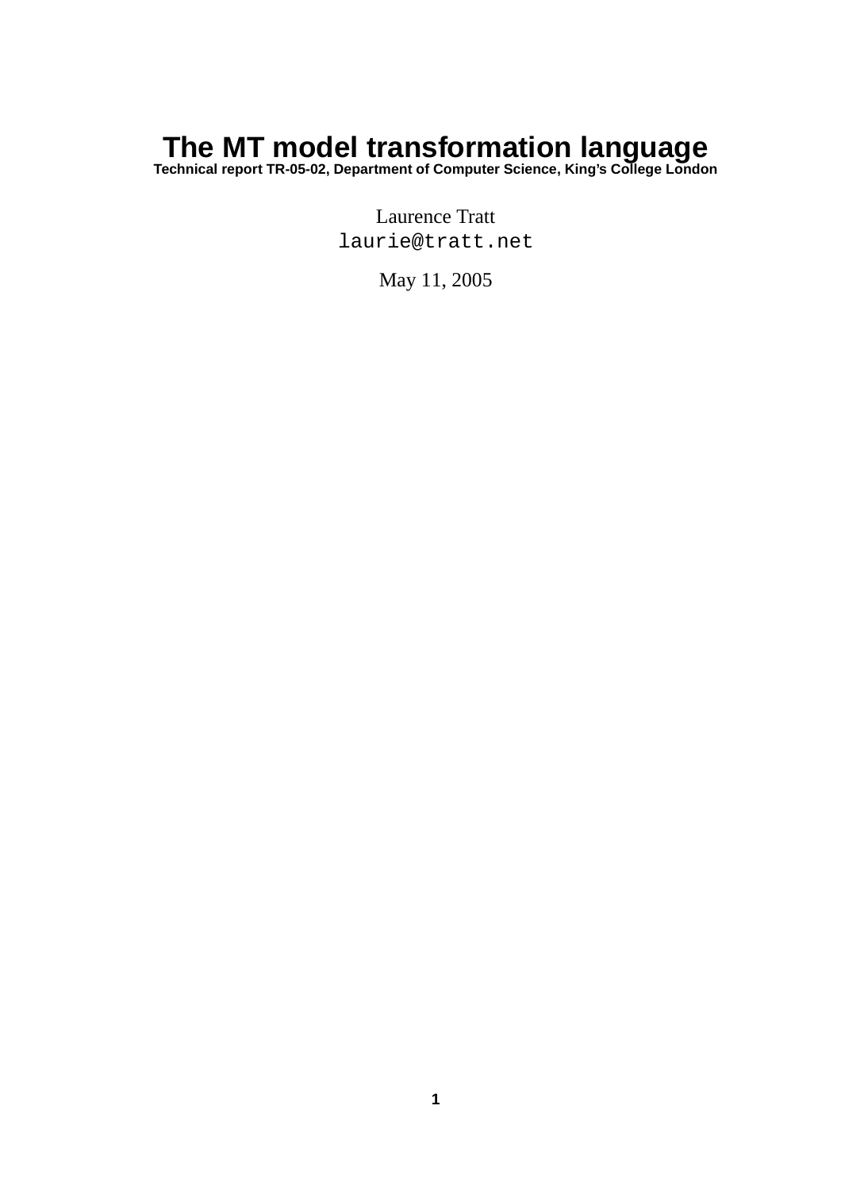# The MT model transformation language

**Technical report TR-05-02, Department of Computer Science, King's College London**

Laurence Tratt
laurie@tratt.net

May 11, 2005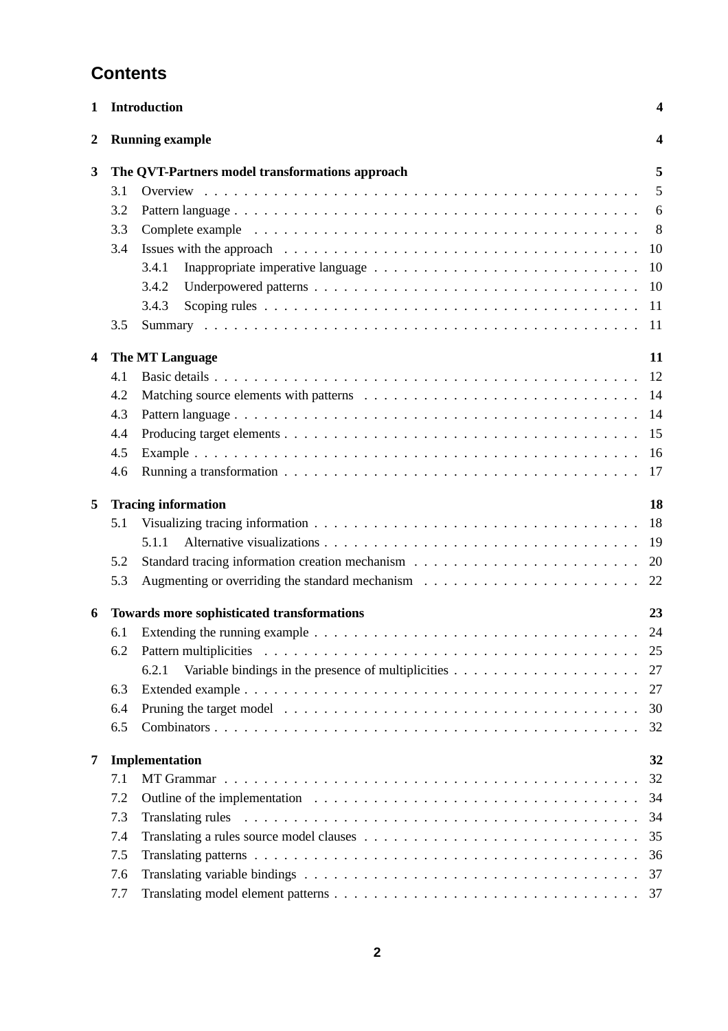# Contents

**1 Introduction** **4**

**2 Running example** **4**

**3 The QVT-Partners model transformations approach** **5**

- 3.1 Overview . . . . . . . . . . . . . . . . . . . . . . . . . . . . . . . . . . . . . . . . . 5
- 3.2 Pattern language . . . . . . . . . . . . . . . . . . . . . . . . . . . . . . . . . . . . . 6
- 3.3 Complete example . . . . . . . . . . . . . . . . . . . . . . . . . . . . . . . . . . . . 8
- 3.4 Issues with the approach . . . . . . . . . . . . . . . . . . . . . . . . . . . . . . . . . 10
  - 3.4.1 Inappropriate imperative language . . . . . . . . . . . . . . . . . . . . . . . . 10
  - 3.4.2 Underpowered patterns . . . . . . . . . . . . . . . . . . . . . . . . . . . . . . 10
  - 3.4.3 Scoping rules . . . . . . . . . . . . . . . . . . . . . . . . . . . . . . . . . . . 11
- 3.5 Summary . . . . . . . . . . . . . . . . . . . . . . . . . . . . . . . . . . . . . . . . 11

**4 The MT Language** **11**

- 4.1 Basic details . . . . . . . . . . . . . . . . . . . . . . . . . . . . . . . . . . . . . . . 12
- 4.2 Matching source elements with patterns . . . . . . . . . . . . . . . . . . . . . . . . 14
- 4.3 Pattern language . . . . . . . . . . . . . . . . . . . . . . . . . . . . . . . . . . . . . 14
- 4.4 Producing target elements . . . . . . . . . . . . . . . . . . . . . . . . . . . . . . . . 15
- 4.5 Example . . . . . . . . . . . . . . . . . . . . . . . . . . . . . . . . . . . . . . . . . 16
- 4.6 Running a transformation . . . . . . . . . . . . . . . . . . . . . . . . . . . . . . . . 17

**5 Tracing information** **18**

- 5.1 Visualizing tracing information . . . . . . . . . . . . . . . . . . . . . . . . . . . . . 18
  - 5.1.1 Alternative visualizations . . . . . . . . . . . . . . . . . . . . . . . . . . . . . 19
- 5.2 Standard tracing information creation mechanism . . . . . . . . . . . . . . . . . . . 20
- 5.3 Augmenting or overriding the standard mechanism . . . . . . . . . . . . . . . . . . . 22

**6 Towards more sophisticated transformations** **23**

- 6.1 Extending the running example . . . . . . . . . . . . . . . . . . . . . . . . . . . . . 24
- 6.2 Pattern multiplicities . . . . . . . . . . . . . . . . . . . . . . . . . . . . . . . . . . . 25
  - 6.2.1 Variable bindings in the presence of multiplicities . . . . . . . . . . . . . . . . 27
- 6.3 Extended example . . . . . . . . . . . . . . . . . . . . . . . . . . . . . . . . . . . . 27
- 6.4 Pruning the target model . . . . . . . . . . . . . . . . . . . . . . . . . . . . . . . . 30
- 6.5 Combinators . . . . . . . . . . . . . . . . . . . . . . . . . . . . . . . . . . . . . . . 32

**7 Implementation** **32**

- 7.1 MT Grammar . . . . . . . . . . . . . . . . . . . . . . . . . . . . . . . . . . . . . . 32
- 7.2 Outline of the implementation . . . . . . . . . . . . . . . . . . . . . . . . . . . . . . 34
- 7.3 Translating rules . . . . . . . . . . . . . . . . . . . . . . . . . . . . . . . . . . . . . 34
- 7.4 Translating a rules source model clauses . . . . . . . . . . . . . . . . . . . . . . . . 35
- 7.5 Translating patterns . . . . . . . . . . . . . . . . . . . . . . . . . . . . . . . . . . . 36
- 7.6 Translating variable bindings . . . . . . . . . . . . . . . . . . . . . . . . . . . . . . 37
- 7.7 Translating model element patterns . . . . . . . . . . . . . . . . . . . . . . . . . . . 37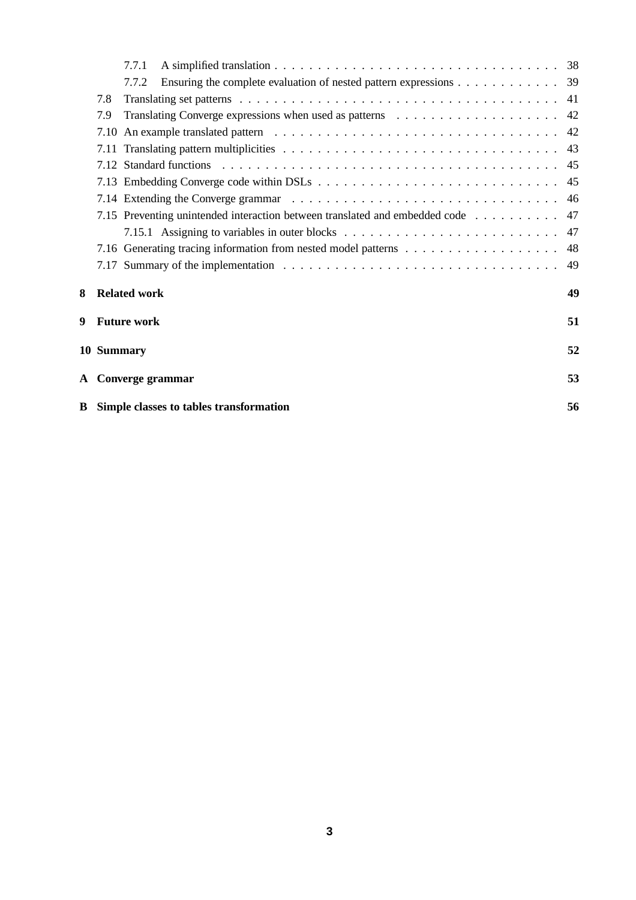7.7.1 A simplified translation . . . . . . . . . . . . . . . . . . . . . . . . . . . . . . . . . . 38
7.7.2 Ensuring the complete evaluation of nested pattern expressions . . . . . . . . . . . . 39

7.8 Translating set patterns . . . . . . . . . . . . . . . . . . . . . . . . . . . . . . . . . . . . . 41

7.9 Translating Converge expressions when used as patterns . . . . . . . . . . . . . . . . . . . 42

7.10 An example translated pattern . . . . . . . . . . . . . . . . . . . . . . . . . . . . . . . . . 42

7.11 Translating pattern multiplicities . . . . . . . . . . . . . . . . . . . . . . . . . . . . . . . . 43

7.12 Standard functions . . . . . . . . . . . . . . . . . . . . . . . . . . . . . . . . . . . . . . . 45

7.13 Embedding Converge code within DSLs . . . . . . . . . . . . . . . . . . . . . . . . . . . . 45

7.14 Extending the Converge grammar . . . . . . . . . . . . . . . . . . . . . . . . . . . . . . . 46

7.15 Preventing unintended interaction between translated and embedded code . . . . . . . . . . 47

7.15.1 Assigning to variables in outer blocks . . . . . . . . . . . . . . . . . . . . . . . . . 47

7.16 Generating tracing information from nested model patterns . . . . . . . . . . . . . . . . . . 48

7.17 Summary of the implementation . . . . . . . . . . . . . . . . . . . . . . . . . . . . . . . . 49

**8 Related work** **49**

**9 Future work** **51**

**10 Summary** **52**

**A Converge grammar** **53**

**B Simple classes to tables transformation** **56**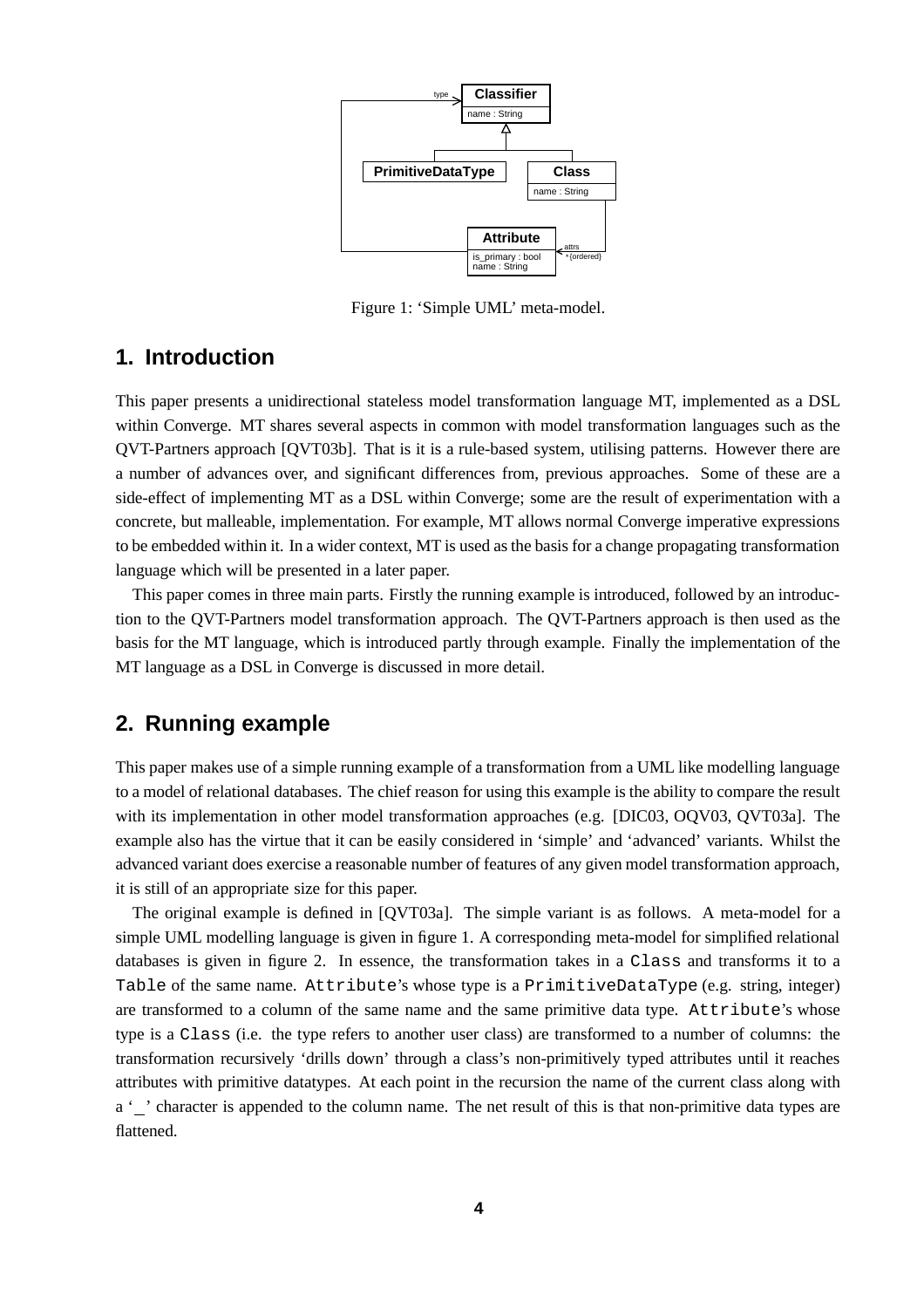Figure 1: 'Simple UML' meta-model.

## 1. Introduction

This paper presents a unidirectional stateless model transformation language MT, implemented as a DSL within Converge. MT shares several aspects in common with model transformation languages such as the QVT-Partners approach [QVT03b]. That is it is a rule-based system, utilising patterns. However there are a number of advances over, and significant differences from, previous approaches. Some of these are a side-effect of implementing MT as a DSL within Converge; some are the result of experimentation with a concrete, but malleable, implementation. For example, MT allows normal Converge imperative expressions to be embedded within it. In a wider context, MT is used as the basis for a change propagating transformation language which will be presented in a later paper.

This paper comes in three main parts. Firstly the running example is introduced, followed by an introduction to the QVT-Partners model transformation approach. The QVT-Partners approach is then used as the basis for the MT language, which is introduced partly through example. Finally the implementation of the MT language as a DSL in Converge is discussed in more detail.

## 2. Running example

This paper makes use of a simple running example of a transformation from a UML like modelling language to a model of relational databases. The chief reason for using this example is the ability to compare the result with its implementation in other model transformation approaches (e.g. [DIC03, OQV03, QVT03a]. The example also has the virtue that it can be easily considered in 'simple' and 'advanced' variants. Whilst the advanced variant does exercise a reasonable number of features of any given model transformation approach, it is still of an appropriate size for this paper.

The original example is defined in [QVT03a]. The simple variant is as follows. A meta-model for a simple UML modelling language is given in figure 1. A corresponding meta-model for simplified relational databases is given in figure 2. In essence, the transformation takes in a `Class` and transforms it to a `Table` of the same name. `Attribute`'s whose type is a `PrimitiveDataType` (e.g. string, integer) are transformed to a column of the same name and the same primitive data type. `Attribute`'s whose type is a `Class` (i.e. the type refers to another user class) are transformed to a number of columns: the transformation recursively 'drills down' through a class's non-primitively typed attributes until it reaches attributes with primitive datatypes. At each point in the recursion the name of the current class along with a '_' character is appended to the column name. The net result of this is that non-primitive data types are flattened.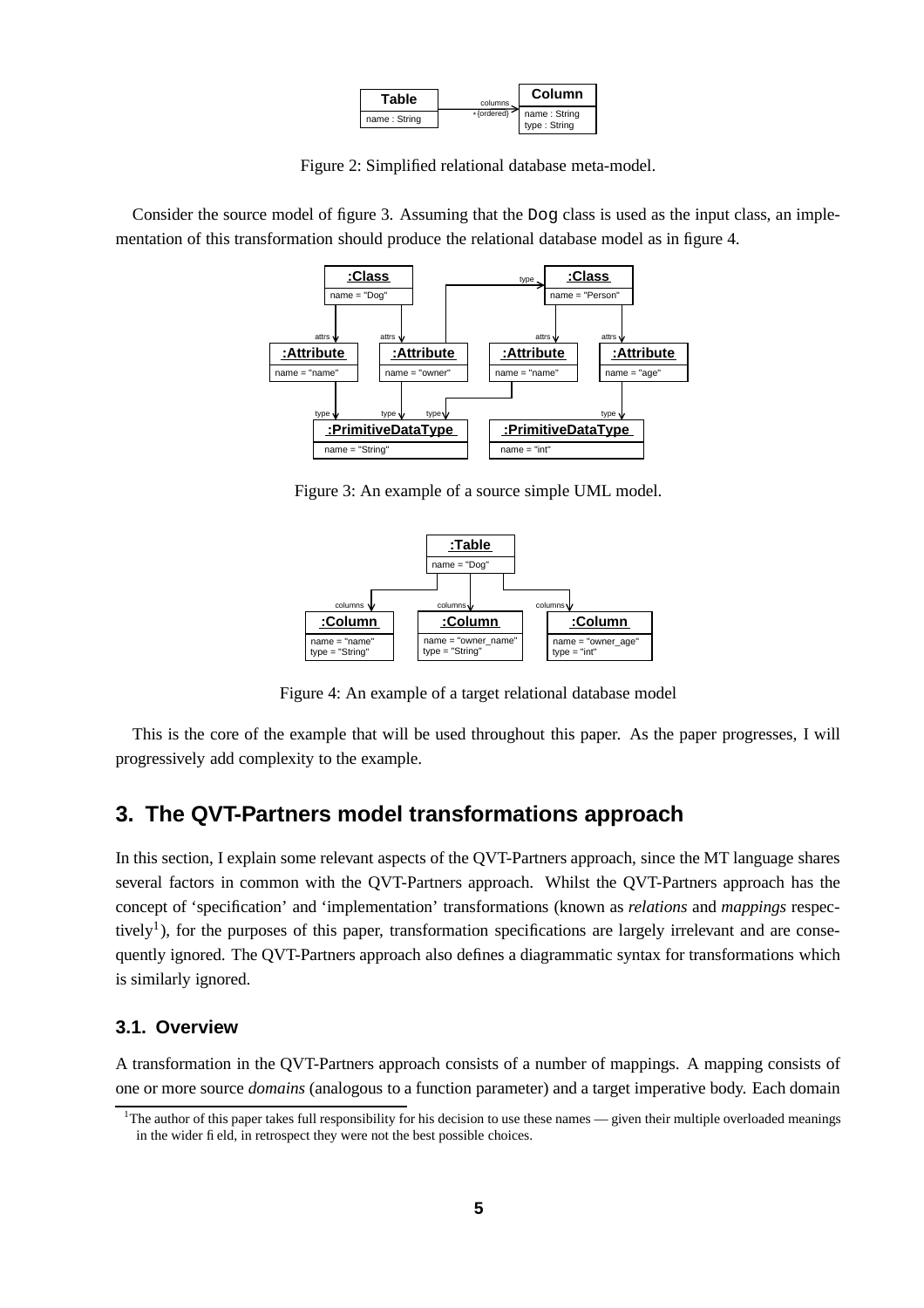Figure 2: Simplified relational database meta-model.

Consider the source model of figure 3. Assuming that the `Dog` class is used as the input class, an implementation of this transformation should produce the relational database model as in figure 4.

Figure 3: An example of a source simple UML model.

Figure 4: An example of a target relational database model

This is the core of the example that will be used throughout this paper. As the paper progresses, I will progressively add complexity to the example.

## 3. The QVT-Partners model transformations approach

In this section, I explain some relevant aspects of the QVT-Partners approach, since the MT language shares several factors in common with the QVT-Partners approach. Whilst the QVT-Partners approach has the concept of 'specification' and 'implementation' transformations (known as *relations* and *mappings* respectively[1]), for the purposes of this paper, transformation specifications are largely irrelevant and are consequently ignored. The QVT-Partners approach also defines a diagrammatic syntax for transformations which is similarly ignored.

### 3.1. Overview

A transformation in the QVT-Partners approach consists of a number of mappings. A mapping consists of one or more source *domains* (analogous to a function parameter) and a target imperative body. Each domain

[1] The author of this paper takes full responsibility for his decision to use these names — given their multiple overloaded meanings in the wider field, in retrospect they were not the best possible choices.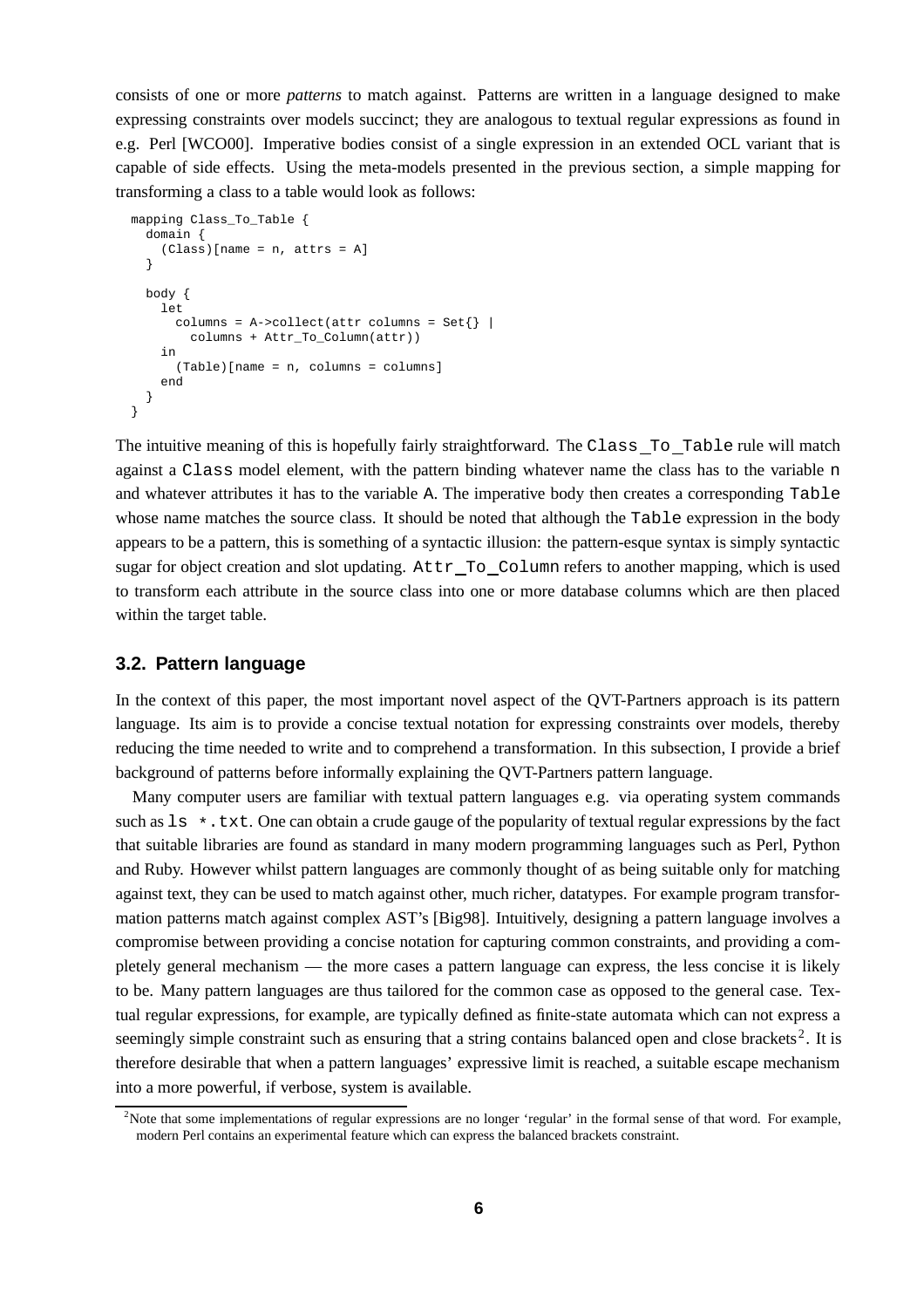consists of one or more *patterns* to match against. Patterns are written in a language designed to make expressing constraints over models succinct; they are analogous to textual regular expressions as found in e.g. Perl [WCO00]. Imperative bodies consist of a single expression in an extended OCL variant that is capable of side effects. Using the meta-models presented in the previous section, a simple mapping for transforming a class to a table would look as follows:

```
mapping Class_To_Table {
  domain {
    (Class)[name = n, attrs = A]
  }

  body {
    let
      columns = A->collect(attr columns = Set{} |
        columns + Attr_To_Column(attr))
    in
      (Table)[name = n, columns = columns]
    end
  }
}
```

The intuitive meaning of this is hopefully fairly straightforward. The `Class_To_Table` rule will match against a `Class` model element, with the pattern binding whatever name the class has to the variable `n` and whatever attributes it has to the variable `A`. The imperative body then creates a corresponding `Table` whose name matches the source class. It should be noted that although the `Table` expression in the body appears to be a pattern, this is something of a syntactic illusion: the pattern-esque syntax is simply syntactic sugar for object creation and slot updating. `Attr_To_Column` refers to another mapping, which is used to transform each attribute in the source class into one or more database columns which are then placed within the target table.

### 3.2. Pattern language

In the context of this paper, the most important novel aspect of the QVT-Partners approach is its pattern language. Its aim is to provide a concise textual notation for expressing constraints over models, thereby reducing the time needed to write and to comprehend a transformation. In this subsection, I provide a brief background of patterns before informally explaining the QVT-Partners pattern language.

Many computer users are familiar with textual pattern languages e.g. via operating system commands such as `ls *.txt`. One can obtain a crude gauge of the popularity of textual regular expressions by the fact that suitable libraries are found as standard in many modern programming languages such as Perl, Python and Ruby. However whilst pattern languages are commonly thought of as being suitable only for matching against text, they can be used to match against other, much richer, datatypes. For example program transformation patterns match against complex AST's [Big98]. Intuitively, designing a pattern language involves a compromise between providing a concise notation for capturing common constraints, and providing a completely general mechanism — the more cases a pattern language can express, the less concise it is likely to be. Many pattern languages are thus tailored for the common case as opposed to the general case. Textual regular expressions, for example, are typically defined as finite-state automata which can not express a seemingly simple constraint such as ensuring that a string contains balanced open and close brackets[2]. It is therefore desirable that when a pattern languages' expressive limit is reached, a suitable escape mechanism into a more powerful, if verbose, system is available.

[2] Note that some implementations of regular expressions are no longer 'regular' in the formal sense of that word. For example, modern Perl contains an experimental feature which can express the balanced brackets constraint.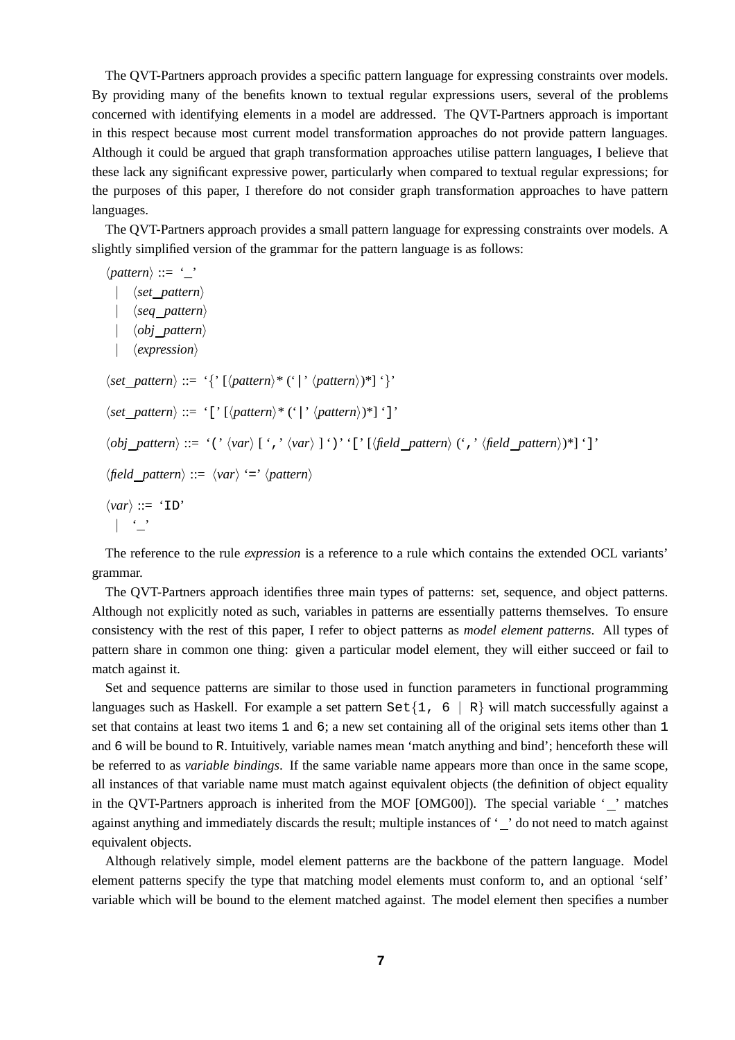The QVT-Partners approach provides a specific pattern language for expressing constraints over models. By providing many of the benefits known to textual regular expressions users, several of the problems concerned with identifying elements in a model are addressed. The QVT-Partners approach is important in this respect because most current model transformation approaches do not provide pattern languages. Although it could be argued that graph transformation approaches utilise pattern languages, I believe that these lack any significant expressive power, particularly when compared to textual regular expressions; for the purposes of this paper, I therefore do not consider graph transformation approaches to have pattern languages.

The QVT-Partners approach provides a small pattern language for expressing constraints over models. A slightly simplified version of the grammar for the pattern language is as follows:

```
⟨pattern⟩ ::= '_'
   | ⟨set_pattern⟩
   | ⟨seq_pattern⟩
   | ⟨obj_pattern⟩
   | ⟨expression⟩

⟨set_pattern⟩ ::= '{' [⟨pattern⟩* ('|' ⟨pattern⟩)*] '}'

⟨set_pattern⟩ ::= '[' [⟨pattern⟩* ('|' ⟨pattern⟩)*] ']'

⟨obj_pattern⟩ ::= '(' ⟨var⟩ [ ',' ⟨var⟩ ] ')' '[' [⟨field_pattern⟩ (',' ⟨field_pattern⟩)*] ']'

⟨field_pattern⟩ ::= ⟨var⟩ '=' ⟨pattern⟩

⟨var⟩ ::= 'ID'
   | '_'
```

The reference to the rule *expression* is a reference to a rule which contains the extended OCL variants' grammar.

The QVT-Partners approach identifies three main types of patterns: set, sequence, and object patterns. Although not explicitly noted as such, variables in patterns are essentially patterns themselves. To ensure consistency with the rest of this paper, I refer to object patterns as *model element patterns*. All types of pattern share in common one thing: given a particular model element, they will either succeed or fail to match against it.

Set and sequence patterns are similar to those used in function parameters in functional programming languages such as Haskell. For example a set pattern `Set{1, 6 | R}` will match successfully against a set that contains at least two items `1` and `6`; a new set containing all of the original sets items other than `1` and `6` will be bound to `R`. Intuitively, variable names mean 'match anything and bind'; henceforth these will be referred to as *variable bindings*. If the same variable name appears more than once in the same scope, all instances of that variable name must match against equivalent objects (the definition of object equality in the QVT-Partners approach is inherited from the MOF [OMG00]). The special variable '`_`' matches against anything and immediately discards the result; multiple instances of '`_`' do not need to match against equivalent objects.

Although relatively simple, model element patterns are the backbone of the pattern language. Model element patterns specify the type that matching model elements must conform to, and an optional 'self' variable which will be bound to the element matched against. The model element then specifies a number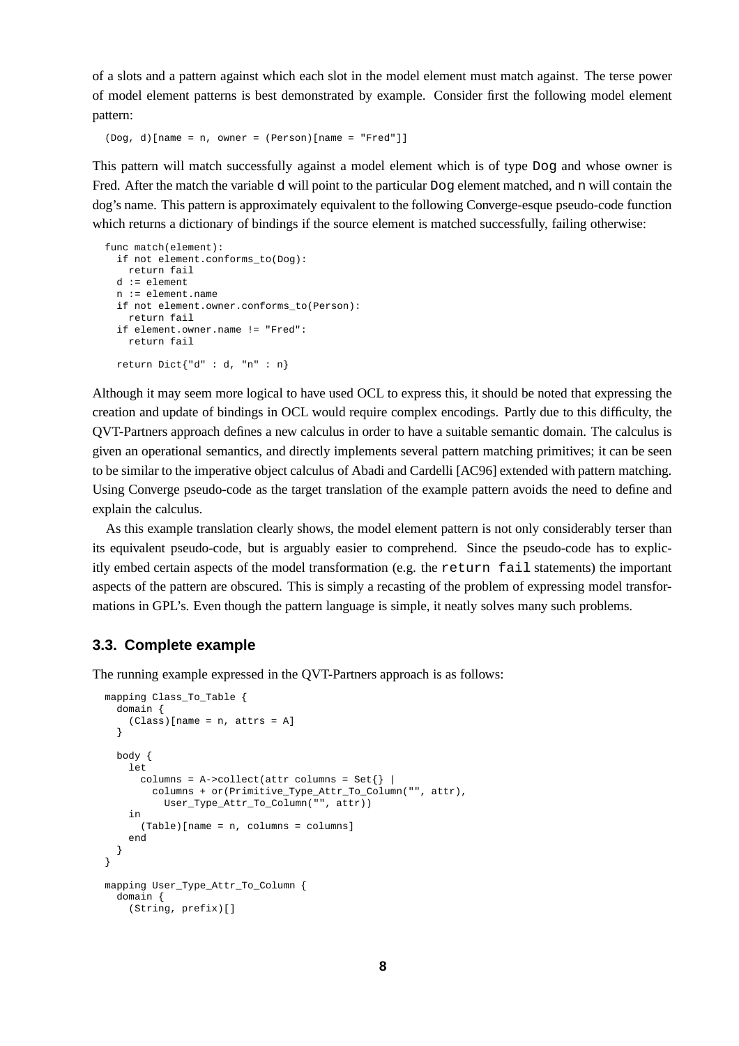of a slots and a pattern against which each slot in the model element must match against. The terse power of model element patterns is best demonstrated by example. Consider first the following model element pattern:

```
(Dog, d)[name = n, owner = (Person)[name = "Fred"]]
```

This pattern will match successfully against a model element which is of type `Dog` and whose owner is Fred. After the match the variable `d` will point to the particular `Dog` element matched, and `n` will contain the dog's name. This pattern is approximately equivalent to the following Converge-esque pseudo-code function which returns a dictionary of bindings if the source element is matched successfully, failing otherwise:

```
func match(element):
  if not element.conforms_to(Dog):
    return fail
  d := element
  n := element.name
  if not element.owner.conforms_to(Person):
    return fail
  if element.owner.name != "Fred":
    return fail

  return Dict{"d" : d, "n" : n}
```

Although it may seem more logical to have used OCL to express this, it should be noted that expressing the creation and update of bindings in OCL would require complex encodings. Partly due to this difficulty, the QVT-Partners approach defines a new calculus in order to have a suitable semantic domain. The calculus is given an operational semantics, and directly implements several pattern matching primitives; it can be seen to be similar to the imperative object calculus of Abadi and Cardelli [AC96] extended with pattern matching. Using Converge pseudo-code as the target translation of the example pattern avoids the need to define and explain the calculus.

As this example translation clearly shows, the model element pattern is not only considerably terser than its equivalent pseudo-code, but is arguably easier to comprehend. Since the pseudo-code has to explicitly embed certain aspects of the model transformation (e.g. the `return fail` statements) the important aspects of the pattern are obscured. This is simply a recasting of the problem of expressing model transformations in GPL's. Even though the pattern language is simple, it neatly solves many such problems.

### 3.3. Complete example

The running example expressed in the QVT-Partners approach is as follows:

```
mapping Class_To_Table {
  domain {
    (Class)[name = n, attrs = A]
  }

  body {
    let
      columns = A->collect(attr columns = Set{} |
        columns + or(Primitive_Type_Attr_To_Column("", attr),
          User_Type_Attr_To_Column("", attr))
    in
      (Table)[name = n, columns = columns]
    end
  }
}

mapping User_Type_Attr_To_Column {
  domain {
    (String, prefix)[]
```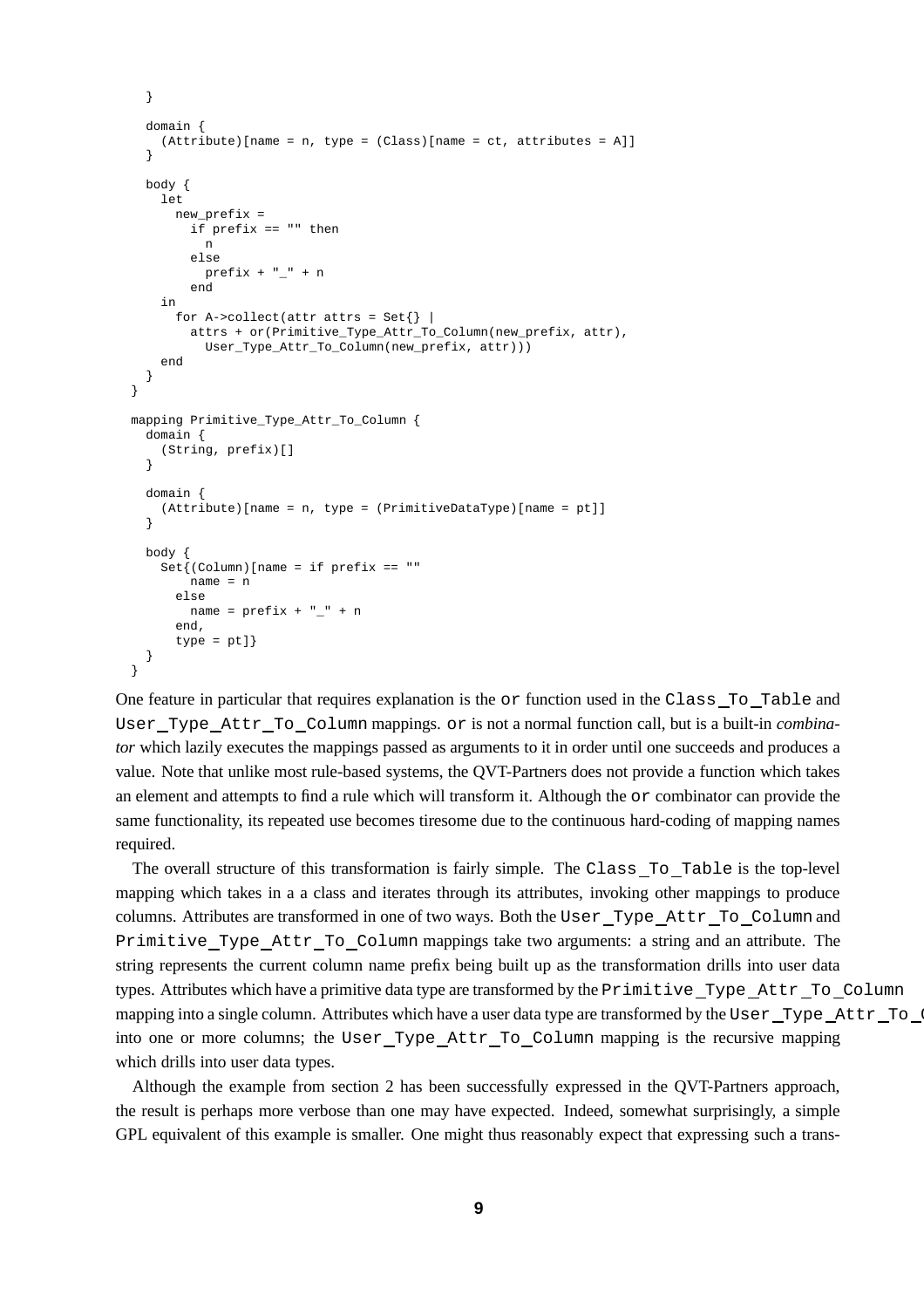```
  }

  domain {
    (Attribute)[name = n, type = (Class)[name = ct, attributes = A]]
  }

  body {
    let
      new_prefix =
        if prefix == "" then
          n
        else
          prefix + "_" + n
        end
    in
      for A->collect(attr attrs = Set{} |
        attrs + or(Primitive_Type_Attr_To_Column(new_prefix, attr),
          User_Type_Attr_To_Column(new_prefix, attr)))
    end
  }
}

mapping Primitive_Type_Attr_To_Column {
  domain {
    (String, prefix)[]
  }

  domain {
    (Attribute)[name = n, type = (PrimitiveDataType)[name = pt]]
  }

  body {
    Set{(Column)[name = if prefix == ""
        name = n
      else
        name = prefix + "_" + n
      end,
      type = pt]}
  }
}
```

One feature in particular that requires explanation is the `or` function used in the `Class_To_Table` and `User_Type_Attr_To_Column` mappings. `or` is not a normal function call, but is a built-in *combinator* which lazily executes the mappings passed as arguments to it in order until one succeeds and produces a value. Note that unlike most rule-based systems, the QVT-Partners does not provide a function which takes an element and attempts to find a rule which will transform it. Although the `or` combinator can provide the same functionality, its repeated use becomes tiresome due to the continuous hard-coding of mapping names required.

The overall structure of this transformation is fairly simple. The `Class_To_Table` is the top-level mapping which takes in a a class and iterates through its attributes, invoking other mappings to produce columns. Attributes are transformed in one of two ways. Both the `User_Type_Attr_To_Column` and `Primitive_Type_Attr_To_Column` mappings take two arguments: a string and an attribute. The string represents the current column name prefix being built up as the transformation drills into user data types. Attributes which have a primitive data type are transformed by the `Primitive_Type_Attr_To_Column` mapping into a single column. Attributes which have a user data type are transformed by the `User_Type_Attr_To_Column` into one or more columns; the `User_Type_Attr_To_Column` mapping is the recursive mapping which drills into user data types.

Although the example from section 2 has been successfully expressed in the QVT-Partners approach, the result is perhaps more verbose than one may have expected. Indeed, somewhat surprisingly, a simple GPL equivalent of this example is smaller. One might thus reasonably expect that expressing such a trans-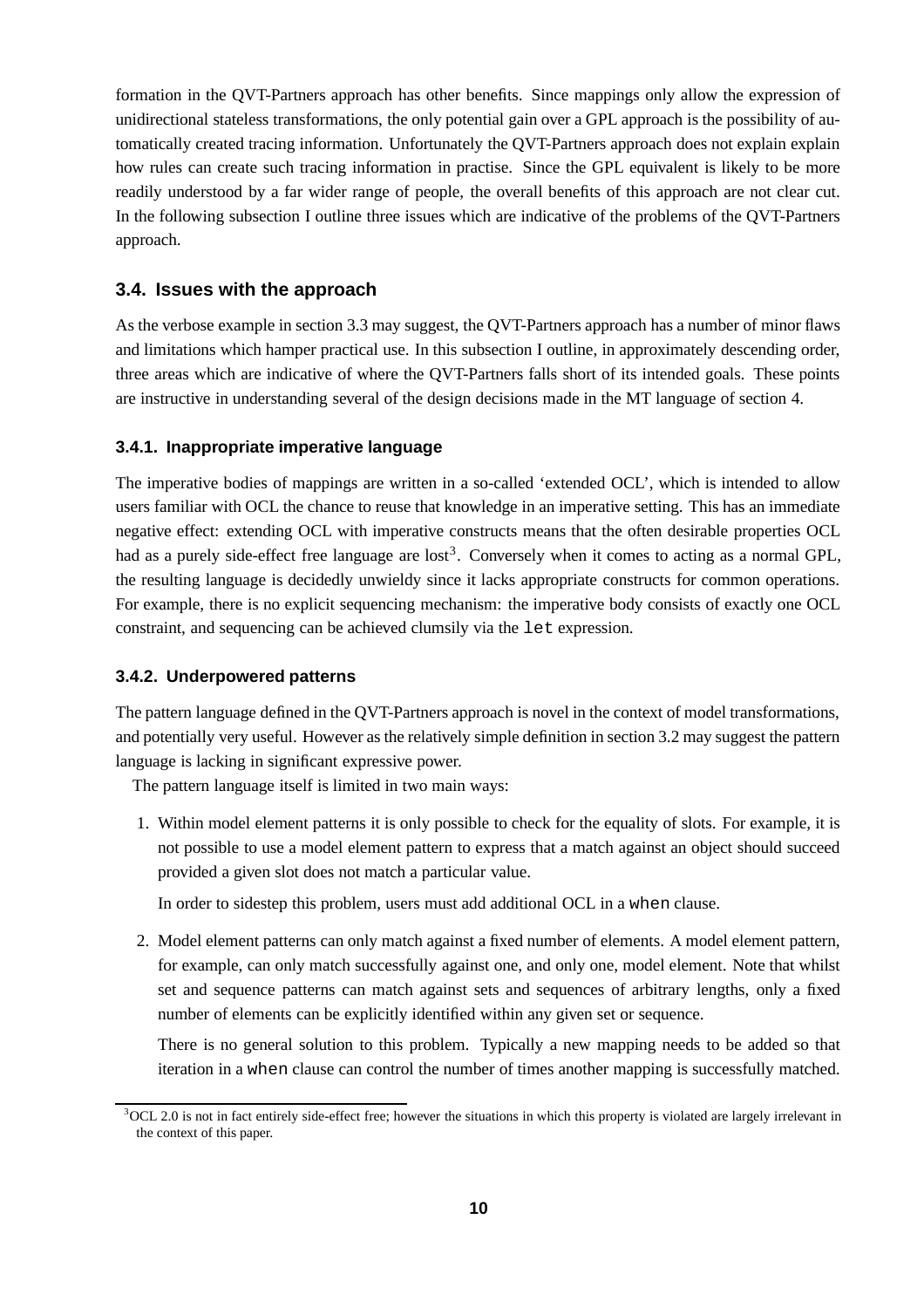formation in the QVT-Partners approach has other benefits. Since mappings only allow the expression of unidirectional stateless transformations, the only potential gain over a GPL approach is the possibility of automatically created tracing information. Unfortunately the QVT-Partners approach does not explain explain how rules can create such tracing information in practise. Since the GPL equivalent is likely to be more readily understood by a far wider range of people, the overall benefits of this approach are not clear cut. In the following subsection I outline three issues which are indicative of the problems of the QVT-Partners approach.

## 3.4. Issues with the approach

As the verbose example in section 3.3 may suggest, the QVT-Partners approach has a number of minor flaws and limitations which hamper practical use. In this subsection I outline, in approximately descending order, three areas which are indicative of where the QVT-Partners falls short of its intended goals. These points are instructive in understanding several of the design decisions made in the MT language of section 4.

### 3.4.1. Inappropriate imperative language

The imperative bodies of mappings are written in a so-called 'extended OCL', which is intended to allow users familiar with OCL the chance to reuse that knowledge in an imperative setting. This has an immediate negative effect: extending OCL with imperative constructs means that the often desirable properties OCL had as a purely side-effect free language are lost[3]. Conversely when it comes to acting as a normal GPL, the resulting language is decidedly unwieldy since it lacks appropriate constructs for common operations. For example, there is no explicit sequencing mechanism: the imperative body consists of exactly one OCL constraint, and sequencing can be achieved clumsily via the `let` expression.

### 3.4.2. Underpowered patterns

The pattern language defined in the QVT-Partners approach is novel in the context of model transformations, and potentially very useful. However as the relatively simple definition in section 3.2 may suggest the pattern language is lacking in significant expressive power.

The pattern language itself is limited in two main ways:

1. Within model element patterns it is only possible to check for the equality of slots. For example, it is not possible to use a model element pattern to express that a match against an object should succeed provided a given slot does not match a particular value.

   In order to sidestep this problem, users must add additional OCL in a `when` clause.

2. Model element patterns can only match against a fixed number of elements. A model element pattern, for example, can only match successfully against one, and only one, model element. Note that whilst set and sequence patterns can match against sets and sequences of arbitrary lengths, only a fixed number of elements can be explicitly identified within any given set or sequence.

   There is no general solution to this problem. Typically a new mapping needs to be added so that iteration in a `when` clause can control the number of times another mapping is successfully matched.

[3] OCL 2.0 is not in fact entirely side-effect free; however the situations in which this property is violated are largely irrelevant in the context of this paper.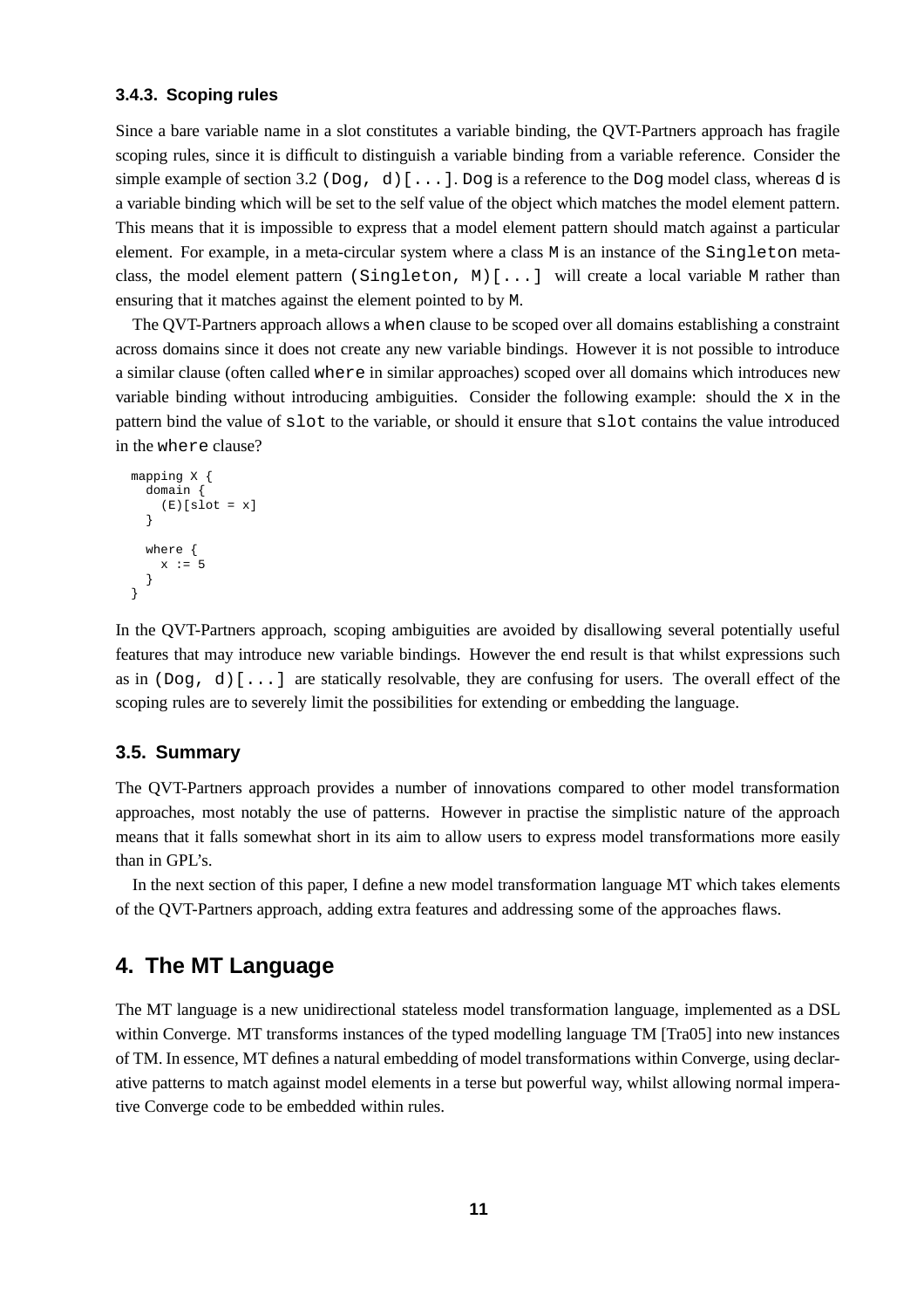### 3.4.3. Scoping rules

Since a bare variable name in a slot constitutes a variable binding, the QVT-Partners approach has fragile scoping rules, since it is difficult to distinguish a variable binding from a variable reference. Consider the simple example of section 3.2 `(Dog, d)[...]`. `Dog` is a reference to the `Dog` model class, whereas `d` is a variable binding which will be set to the self value of the object which matches the model element pattern. This means that it is impossible to express that a model element pattern should match against a particular element. For example, in a meta-circular system where a class `M` is an instance of the `Singleton` meta-class, the model element pattern `(Singleton, M)[...]` will create a local variable `M` rather than ensuring that it matches against the element pointed to by `M`.

The QVT-Partners approach allows a `when` clause to be scoped over all domains establishing a constraint across domains since it does not create any new variable bindings. However it is not possible to introduce a similar clause (often called `where` in similar approaches) scoped over all domains which introduces new variable binding without introducing ambiguities. Consider the following example: should the `x` in the pattern bind the value of `slot` to the variable, or should it ensure that `slot` contains the value introduced in the `where` clause?

```
mapping X {
  domain {
    (E)[slot = x]
  }

  where {
    x := 5
  }
}
```

In the QVT-Partners approach, scoping ambiguities are avoided by disallowing several potentially useful features that may introduce new variable bindings. However the end result is that whilst expressions such as in `(Dog, d)[...]` are statically resolvable, they are confusing for users. The overall effect of the scoping rules are to severely limit the possibilities for extending or embedding the language.

### 3.5. Summary

The QVT-Partners approach provides a number of innovations compared to other model transformation approaches, most notably the use of patterns. However in practise the simplistic nature of the approach means that it falls somewhat short in its aim to allow users to express model transformations more easily than in GPL's.

In the next section of this paper, I define a new model transformation language MT which takes elements of the QVT-Partners approach, adding extra features and addressing some of the approaches flaws.

## 4. The MT Language

The MT language is a new unidirectional stateless model transformation language, implemented as a DSL within Converge. MT transforms instances of the typed modelling language TM [Tra05] into new instances of TM. In essence, MT defines a natural embedding of model transformations within Converge, using declarative patterns to match against model elements in a terse but powerful way, whilst allowing normal imperative Converge code to be embedded within rules.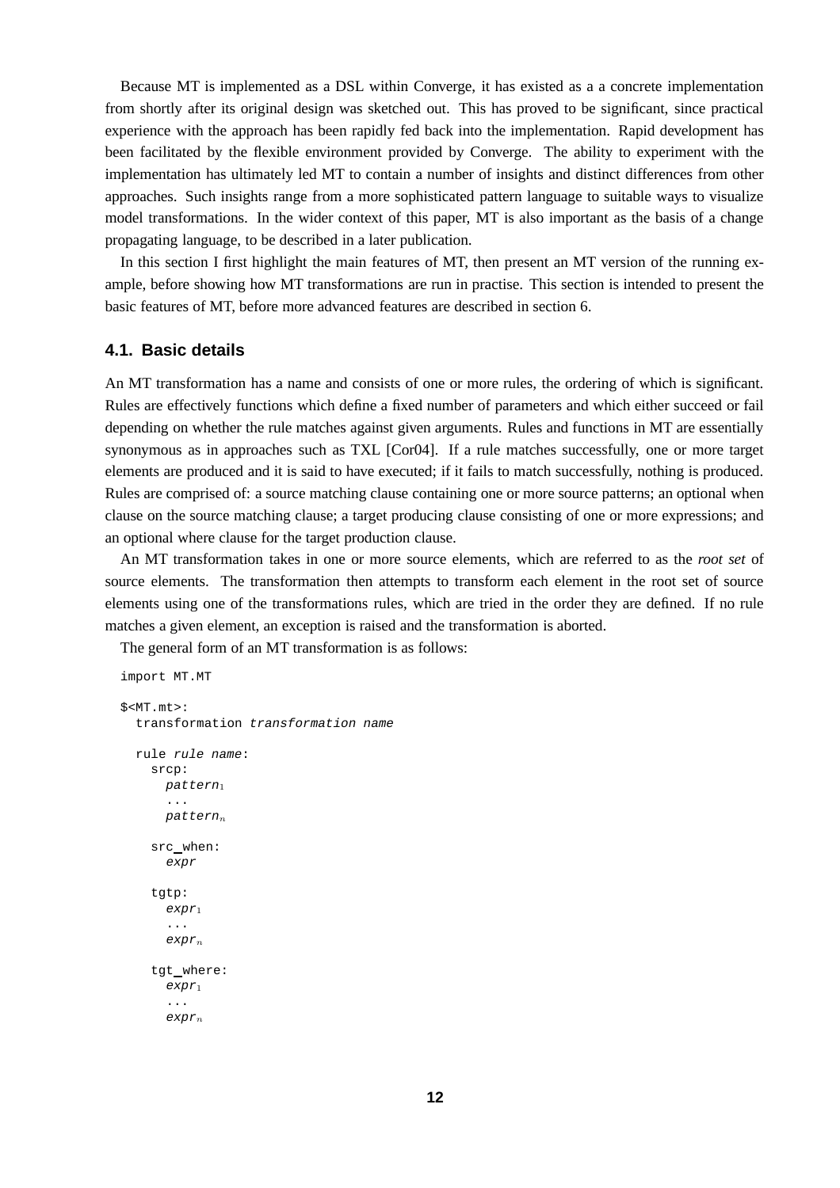Because MT is implemented as a DSL within Converge, it has existed as a a concrete implementation from shortly after its original design was sketched out. This has proved to be significant, since practical experience with the approach has been rapidly fed back into the implementation. Rapid development has been facilitated by the flexible environment provided by Converge. The ability to experiment with the implementation has ultimately led MT to contain a number of insights and distinct differences from other approaches. Such insights range from a more sophisticated pattern language to suitable ways to visualize model transformations. In the wider context of this paper, MT is also important as the basis of a change propagating language, to be described in a later publication.

In this section I first highlight the main features of MT, then present an MT version of the running example, before showing how MT transformations are run in practise. This section is intended to present the basic features of MT, before more advanced features are described in section 6.

### 4.1. Basic details

An MT transformation has a name and consists of one or more rules, the ordering of which is significant. Rules are effectively functions which define a fixed number of parameters and which either succeed or fail depending on whether the rule matches against given arguments. Rules and functions in MT are essentially synonymous as in approaches such as TXL [Cor04]. If a rule matches successfully, one or more target elements are produced and it is said to have executed; if it fails to match successfully, nothing is produced. Rules are comprised of: a source matching clause containing one or more source patterns; an optional when clause on the source matching clause; a target producing clause consisting of one or more expressions; and an optional where clause for the target production clause.

An MT transformation takes in one or more source elements, which are referred to as the *root set* of source elements. The transformation then attempts to transform each element in the root set of source elements using one of the transformations rules, which are tried in the order they are defined. If no rule matches a given element, an exception is raised and the transformation is aborted.

The general form of an MT transformation is as follows:

```
import MT.MT

$<MT.mt>:
  transformation transformation name

  rule rule name:
    srcp:
      pattern1
      ...
      patternn

    src_when:
      expr

    tgtp:
      expr1
      ...
      exprn

    tgt_where:
      expr1
      ...
      exprn
```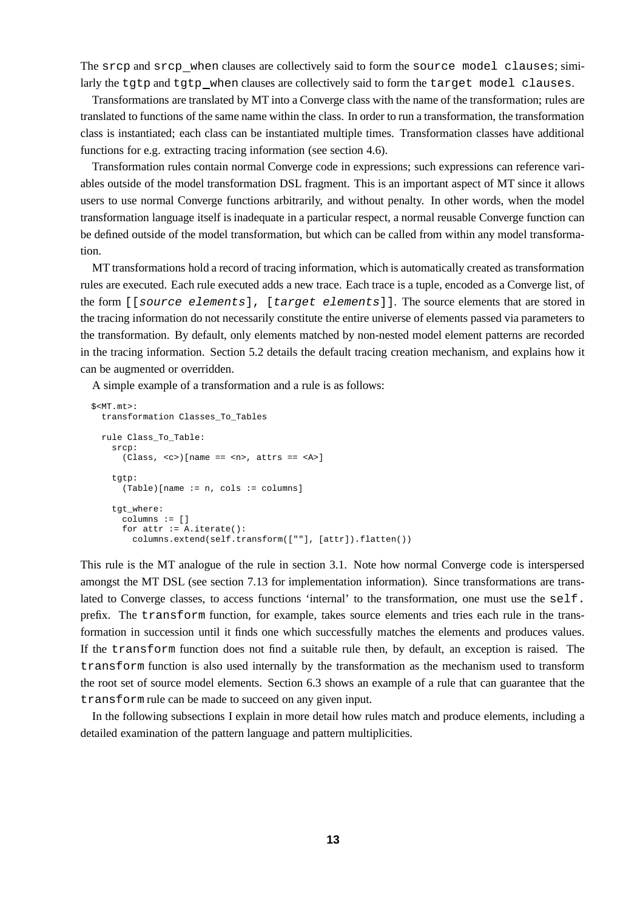The `srcp` and `srcp_when` clauses are collectively said to form the `source model clauses`; similarly the `tgtp` and `tgtp_when` clauses are collectively said to form the `target model clauses`.

Transformations are translated by MT into a Converge class with the name of the transformation; rules are translated to functions of the same name within the class. In order to run a transformation, the transformation class is instantiated; each class can be instantiated multiple times. Transformation classes have additional functions for e.g. extracting tracing information (see section 4.6).

Transformation rules contain normal Converge code in expressions; such expressions can reference variables outside of the model transformation DSL fragment. This is an important aspect of MT since it allows users to use normal Converge functions arbitrarily, and without penalty. In other words, when the model transformation language itself is inadequate in a particular respect, a normal reusable Converge function can be defined outside of the model transformation, but which can be called from within any model transformation.

MT transformations hold a record of tracing information, which is automatically created as transformation rules are executed. Each rule executed adds a new trace. Each trace is a tuple, encoded as a Converge list, of the form `[[`*`source elements`*`], [`*`target elements`*`]]`. The source elements that are stored in the tracing information do not necessarily constitute the entire universe of elements passed via parameters to the transformation. By default, only elements matched by non-nested model element patterns are recorded in the tracing information. Section 5.2 details the default tracing creation mechanism, and explains how it can be augmented or overridden.

A simple example of a transformation and a rule is as follows:

```
$<MT.mt>:
  transformation Classes_To_Tables

  rule Class_To_Table:
    srcp:
      (Class, <c>)[name == <n>, attrs == <A>]

    tgtp:
      (Table)[name := n, cols := columns]

    tgt_where:
      columns := []
      for attr := A.iterate():
        columns.extend(self.transform([""], [attr]).flatten())
```

This rule is the MT analogue of the rule in section 3.1. Note how normal Converge code is interspersed amongst the MT DSL (see section 7.13 for implementation information). Since transformations are translated to Converge classes, to access functions 'internal' to the transformation, one must use the `self.` prefix. The `transform` function, for example, takes source elements and tries each rule in the transformation in succession until it finds one which successfully matches the elements and produces values. If the `transform` function does not find a suitable rule then, by default, an exception is raised. The `transform` function is also used internally by the transformation as the mechanism used to transform the root set of source model elements. Section 6.3 shows an example of a rule that can guarantee that the `transform` rule can be made to succeed on any given input.

In the following subsections I explain in more detail how rules match and produce elements, including a detailed examination of the pattern language and pattern multiplicities.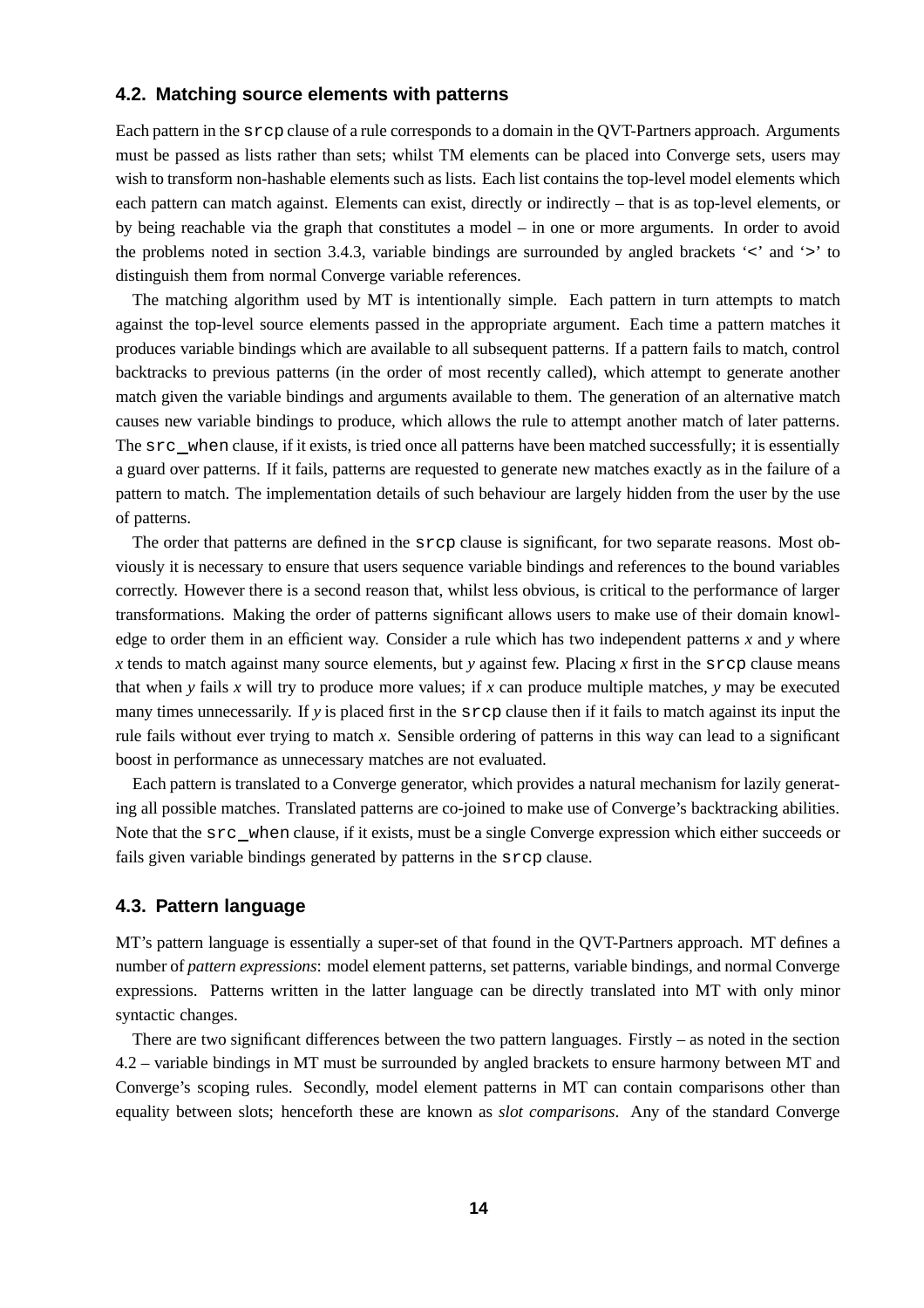## 4.2. Matching source elements with patterns

Each pattern in the `srcp` clause of a rule corresponds to a domain in the QVT-Partners approach. Arguments must be passed as lists rather than sets; whilst TM elements can be placed into Converge sets, users may wish to transform non-hashable elements such as lists. Each list contains the top-level model elements which each pattern can match against. Elements can exist, directly or indirectly – that is as top-level elements, or by being reachable via the graph that constitutes a model – in one or more arguments. In order to avoid the problems noted in section 3.4.3, variable bindings are surrounded by angled brackets '`<`' and '`>`' to distinguish them from normal Converge variable references.

The matching algorithm used by MT is intentionally simple. Each pattern in turn attempts to match against the top-level source elements passed in the appropriate argument. Each time a pattern matches it produces variable bindings which are available to all subsequent patterns. If a pattern fails to match, control backtracks to previous patterns (in the order of most recently called), which attempt to generate another match given the variable bindings and arguments available to them. The generation of an alternative match causes new variable bindings to produce, which allows the rule to attempt another match of later patterns. The `src_when` clause, if it exists, is tried once all patterns have been matched successfully; it is essentially a guard over patterns. If it fails, patterns are requested to generate new matches exactly as in the failure of a pattern to match. The implementation details of such behaviour are largely hidden from the user by the use of patterns.

The order that patterns are defined in the `srcp` clause is significant, for two separate reasons. Most obviously it is necessary to ensure that users sequence variable bindings and references to the bound variables correctly. However there is a second reason that, whilst less obvious, is critical to the performance of larger transformations. Making the order of patterns significant allows users to make use of their domain knowledge to order them in an efficient way. Consider a rule which has two independent patterns *x* and *y* where *x* tends to match against many source elements, but *y* against few. Placing *x* first in the `srcp` clause means that when *y* fails *x* will try to produce more values; if *x* can produce multiple matches, *y* may be executed many times unnecessarily. If *y* is placed first in the `srcp` clause then if it fails to match against its input the rule fails without ever trying to match *x*. Sensible ordering of patterns in this way can lead to a significant boost in performance as unnecessary matches are not evaluated.

Each pattern is translated to a Converge generator, which provides a natural mechanism for lazily generating all possible matches. Translated patterns are co-joined to make use of Converge's backtracking abilities. Note that the `src_when` clause, if it exists, must be a single Converge expression which either succeeds or fails given variable bindings generated by patterns in the `srcp` clause.

## 4.3. Pattern language

MT's pattern language is essentially a super-set of that found in the QVT-Partners approach. MT defines a number of *pattern expressions*: model element patterns, set patterns, variable bindings, and normal Converge expressions. Patterns written in the latter language can be directly translated into MT with only minor syntactic changes.

There are two significant differences between the two pattern languages. Firstly – as noted in the section 4.2 – variable bindings in MT must be surrounded by angled brackets to ensure harmony between MT and Converge's scoping rules. Secondly, model element patterns in MT can contain comparisons other than equality between slots; henceforth these are known as *slot comparisons*. Any of the standard Converge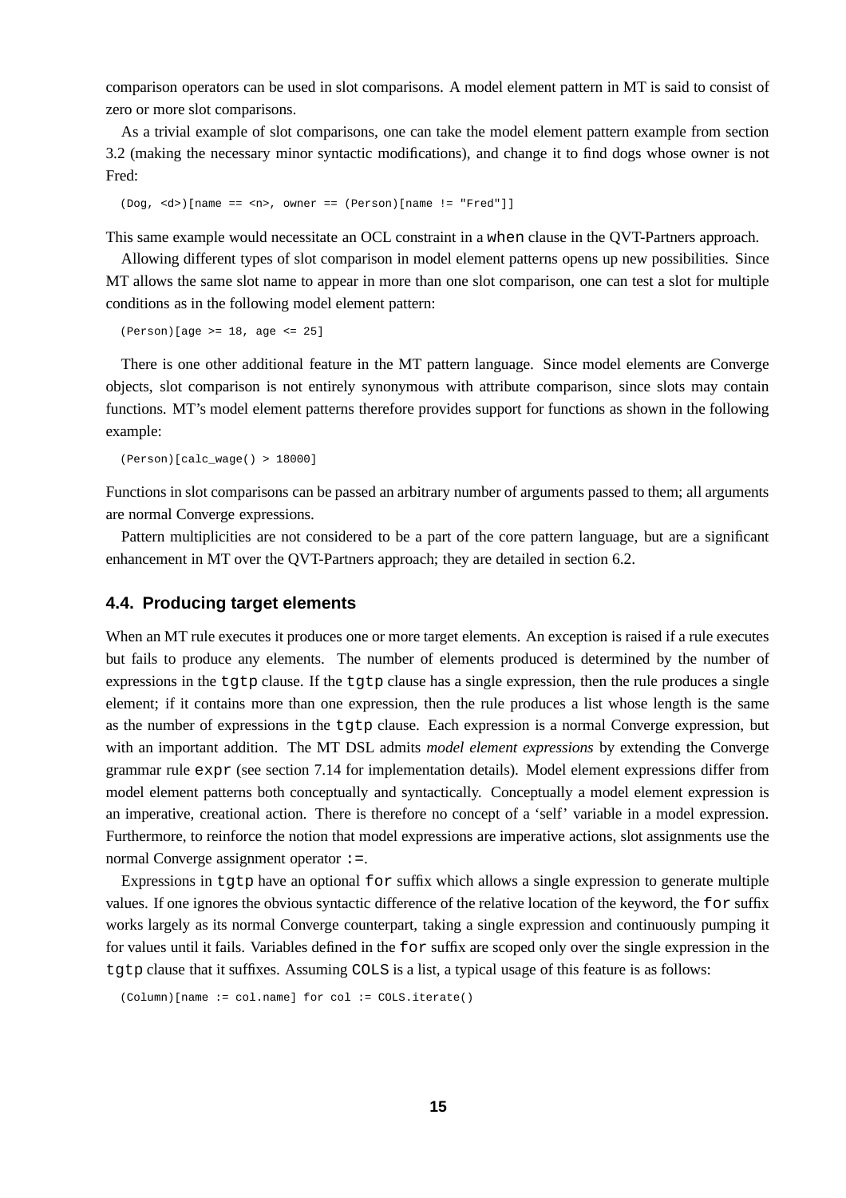comparison operators can be used in slot comparisons. A model element pattern in MT is said to consist of zero or more slot comparisons.

As a trivial example of slot comparisons, one can take the model element pattern example from section 3.2 (making the necessary minor syntactic modifications), and change it to find dogs whose owner is not Fred:

```
(Dog, <d>)[name == <n>, owner == (Person)[name != "Fred"]]
```

This same example would necessitate an OCL constraint in a `when` clause in the QVT-Partners approach.

Allowing different types of slot comparison in model element patterns opens up new possibilities. Since MT allows the same slot name to appear in more than one slot comparison, one can test a slot for multiple conditions as in the following model element pattern:

```
(Person)[age >= 18, age <= 25]
```

There is one other additional feature in the MT pattern language. Since model elements are Converge objects, slot comparison is not entirely synonymous with attribute comparison, since slots may contain functions. MT's model element patterns therefore provides support for functions as shown in the following example:

```
(Person)[calc_wage() > 18000]
```

Functions in slot comparisons can be passed an arbitrary number of arguments passed to them; all arguments are normal Converge expressions.

Pattern multiplicities are not considered to be a part of the core pattern language, but are a significant enhancement in MT over the QVT-Partners approach; they are detailed in section 6.2.

### 4.4. Producing target elements

When an MT rule executes it produces one or more target elements. An exception is raised if a rule executes but fails to produce any elements. The number of elements produced is determined by the number of expressions in the `tgtp` clause. If the `tgtp` clause has a single expression, then the rule produces a single element; if it contains more than one expression, then the rule produces a list whose length is the same as the number of expressions in the `tgtp` clause. Each expression is a normal Converge expression, but with an important addition. The MT DSL admits *model element expressions* by extending the Converge grammar rule `expr` (see section 7.14 for implementation details). Model element expressions differ from model element patterns both conceptually and syntactically. Conceptually a model element expression is an imperative, creational action. There is therefore no concept of a 'self' variable in a model expression. Furthermore, to reinforce the notion that model expressions are imperative actions, slot assignments use the normal Converge assignment operator `:=`.

Expressions in `tgtp` have an optional `for` suffix which allows a single expression to generate multiple values. If one ignores the obvious syntactic difference of the relative location of the keyword, the `for` suffix works largely as its normal Converge counterpart, taking a single expression and continuously pumping it for values until it fails. Variables defined in the `for` suffix are scoped only over the single expression in the `tgtp` clause that it suffixes. Assuming `COLS` is a list, a typical usage of this feature is as follows:

```
(Column)[name := col.name] for col := COLS.iterate()
```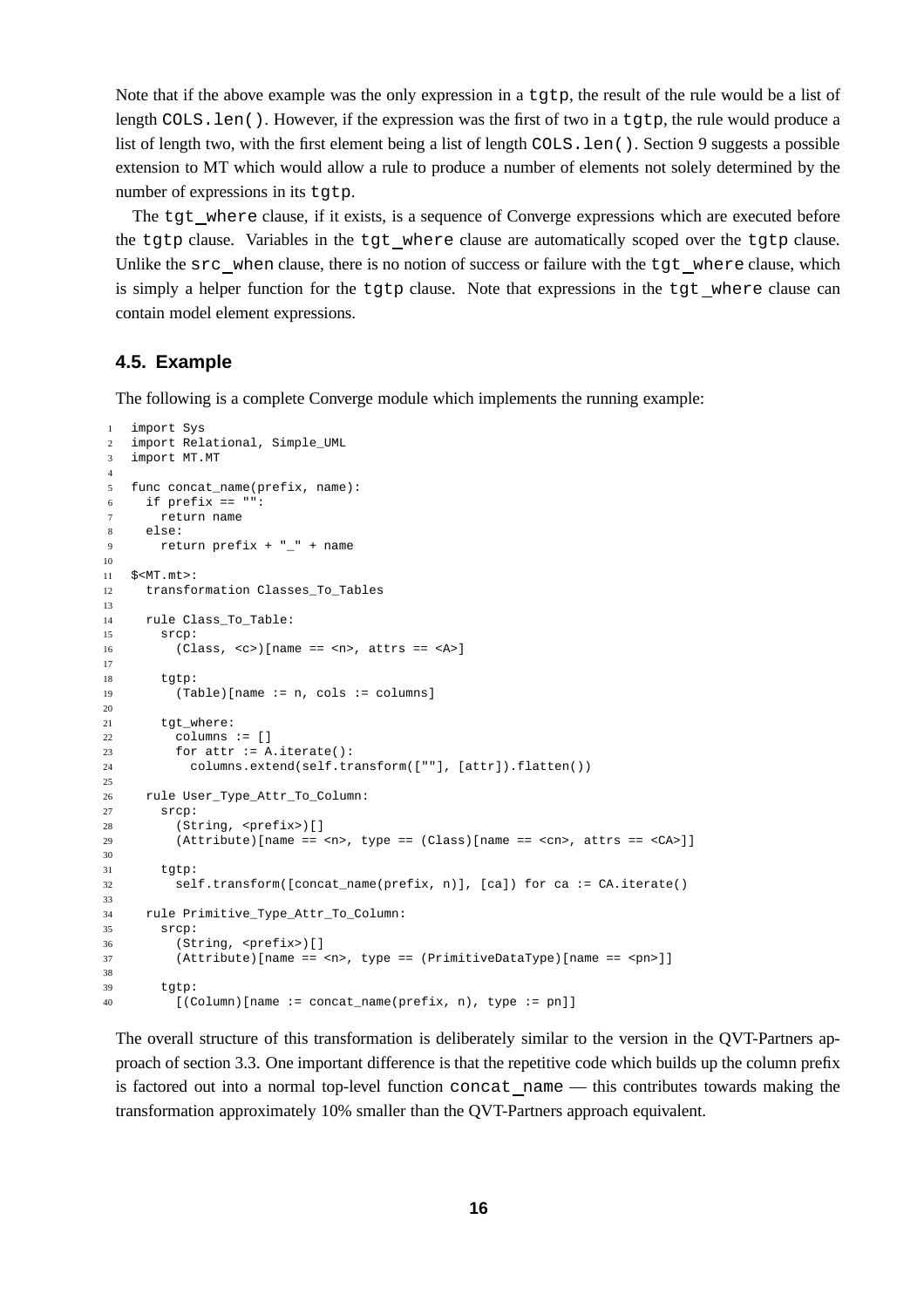Note that if the above example was the only expression in a `tgtp`, the result of the rule would be a list of length `COLS.len()`. However, if the expression was the first of two in a `tgtp`, the rule would produce a list of length two, with the first element being a list of length `COLS.len()`. Section 9 suggests a possible extension to MT which would allow a rule to produce a number of elements not solely determined by the number of expressions in its `tgtp`.

The `tgt_where` clause, if it exists, is a sequence of Converge expressions which are executed before the `tgtp` clause. Variables in the `tgt_where` clause are automatically scoped over the `tgtp` clause. Unlike the `src_when` clause, there is no notion of success or failure with the `tgt_where` clause, which is simply a helper function for the `tgtp` clause. Note that expressions in the `tgt_where` clause can contain model element expressions.

### 4.5. Example

The following is a complete Converge module which implements the running example:

```
1  import Sys
2  import Relational, Simple_UML
3  import MT.MT
4
5  func concat_name(prefix, name):
6    if prefix == "":
7      return name
8    else:
9      return prefix + "_" + name
10
11 $<MT.mt>:
12   transformation Classes_To_Tables
13
14   rule Class_To_Table:
15     srcp:
16       (Class, <c>)[name == <n>, attrs == <A>]
17
18     tgtp:
19       (Table)[name := n, cols := columns]
20
21     tgt_where:
22       columns := []
23       for attr := A.iterate():
24         columns.extend(self.transform([""], [attr]).flatten())
25
26   rule User_Type_Attr_To_Column:
27     srcp:
28       (String, <prefix>)[]
29       (Attribute)[name == <n>, type == (Class)[name == <cn>, attrs == <CA>]]
30
31     tgtp:
32       self.transform([concat_name(prefix, n)], [ca]) for ca := CA.iterate()
33
34   rule Primitive_Type_Attr_To_Column:
35     srcp:
36       (String, <prefix>)[]
37       (Attribute)[name == <n>, type == (PrimitiveDataType)[name == <pn>]]
38
39     tgtp:
40       [(Column)[name := concat_name(prefix, n), type := pn]]
```

The overall structure of this transformation is deliberately similar to the version in the QVT-Partners approach of section 3.3. One important difference is that the repetitive code which builds up the column prefix is factored out into a normal top-level function `concat_name` — this contributes towards making the transformation approximately 10% smaller than the QVT-Partners approach equivalent.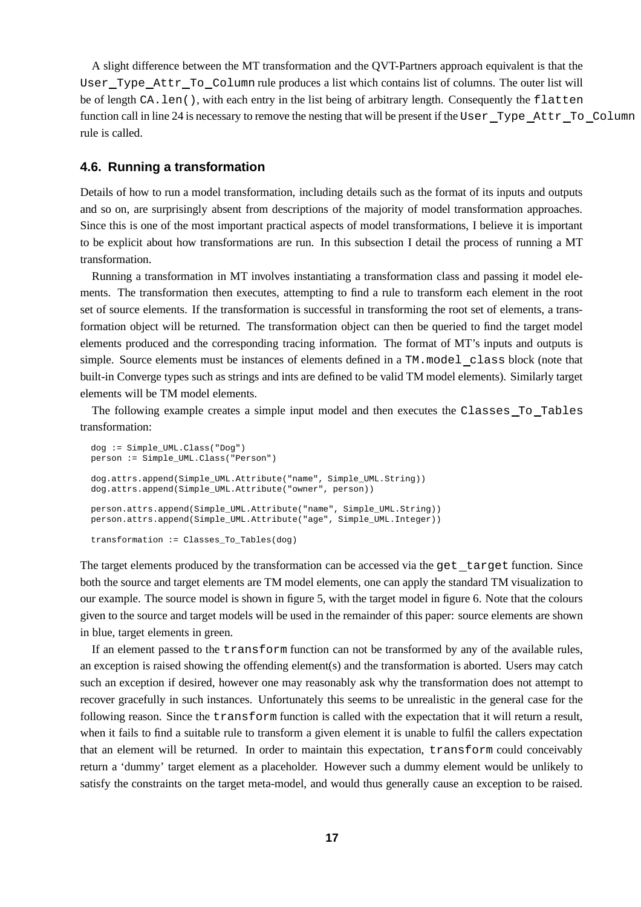A slight difference between the MT transformation and the QVT-Partners approach equivalent is that the `User_Type_Attr_To_Column` rule produces a list which contains list of columns. The outer list will be of length `CA.len()`, with each entry in the list being of arbitrary length. Consequently the `flatten` function call in line 24 is necessary to remove the nesting that will be present if the `User_Type_Attr_To_Column` rule is called.

### 4.6. Running a transformation

Details of how to run a model transformation, including details such as the format of its inputs and outputs and so on, are surprisingly absent from descriptions of the majority of model transformation approaches. Since this is one of the most important practical aspects of model transformations, I believe it is important to be explicit about how transformations are run. In this subsection I detail the process of running a MT transformation.

Running a transformation in MT involves instantiating a transformation class and passing it model elements. The transformation then executes, attempting to find a rule to transform each element in the root set of source elements. If the transformation is successful in transforming the root set of elements, a transformation object will be returned. The transformation object can then be queried to find the target model elements produced and the corresponding tracing information. The format of MT's inputs and outputs is simple. Source elements must be instances of elements defined in a `TM.model_class` block (note that built-in Converge types such as strings and ints are defined to be valid TM model elements). Similarly target elements will be TM model elements.

The following example creates a simple input model and then executes the `Classes_To_Tables` transformation:

```
dog := Simple_UML.Class("Dog")
person := Simple_UML.Class("Person")

dog.attrs.append(Simple_UML.Attribute("name", Simple_UML.String))
dog.attrs.append(Simple_UML.Attribute("owner", person))

person.attrs.append(Simple_UML.Attribute("name", Simple_UML.String))
person.attrs.append(Simple_UML.Attribute("age", Simple_UML.Integer))

transformation := Classes_To_Tables(dog)
```

The target elements produced by the transformation can be accessed via the `get_target` function. Since both the source and target elements are TM model elements, one can apply the standard TM visualization to our example. The source model is shown in figure 5, with the target model in figure 6. Note that the colours given to the source and target models will be used in the remainder of this paper: source elements are shown in blue, target elements in green.

If an element passed to the `transform` function can not be transformed by any of the available rules, an exception is raised showing the offending element(s) and the transformation is aborted. Users may catch such an exception if desired, however one may reasonably ask why the transformation does not attempt to recover gracefully in such instances. Unfortunately this seems to be unrealistic in the general case for the following reason. Since the `transform` function is called with the expectation that it will return a result, when it fails to find a suitable rule to transform a given element it is unable to fulfil the callers expectation that an element will be returned. In order to maintain this expectation, `transform` could conceivably return a 'dummy' target element as a placeholder. However such a dummy element would be unlikely to satisfy the constraints on the target meta-model, and would thus generally cause an exception to be raised.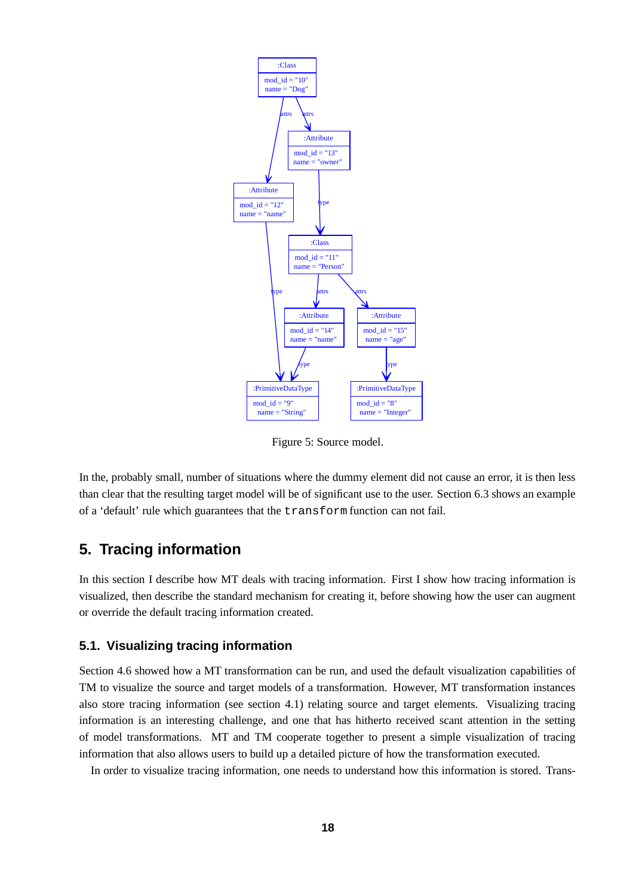Figure 5: Source model.

In the, probably small, number of situations where the dummy element did not cause an error, it is then less than clear that the resulting target model will be of significant use to the user. Section 6.3 shows an example of a 'default' rule which guarantees that the `transform` function can not fail.

## 5. Tracing information

In this section I describe how MT deals with tracing information. First I show how tracing information is visualized, then describe the standard mechanism for creating it, before showing how the user can augment or override the default tracing information created.

### 5.1. Visualizing tracing information

Section 4.6 showed how a MT transformation can be run, and used the default visualization capabilities of TM to visualize the source and target models of a transformation. However, MT transformation instances also store tracing information (see section 4.1) relating source and target elements. Visualizing tracing information is an interesting challenge, and one that has hitherto received scant attention in the setting of model transformations. MT and TM cooperate together to present a simple visualization of tracing information that also allows users to build up a detailed picture of how the transformation executed.

In order to visualize tracing information, one needs to understand how this information is stored. Trans-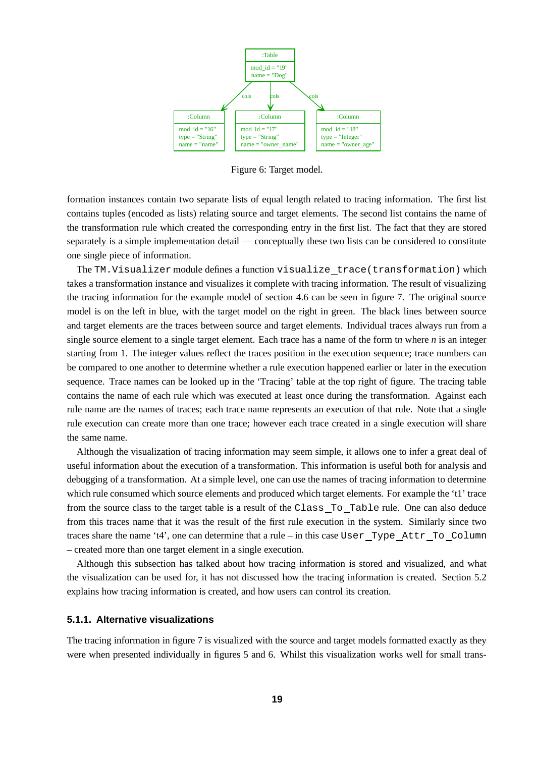Figure 6: Target model.

formation instances contain two separate lists of equal length related to tracing information. The first list contains tuples (encoded as lists) relating source and target elements. The second list contains the name of the transformation rule which created the corresponding entry in the first list. The fact that they are stored separately is a simple implementation detail — conceptually these two lists can be considered to constitute one single piece of information.

The `TM.Visualizer` module defines a function `visualize_trace(transformation)` which takes a transformation instance and visualizes it complete with tracing information. The result of visualizing the tracing information for the example model of section 4.6 can be seen in figure 7. The original source model is on the left in blue, with the target model on the right in green. The black lines between source and target elements are the traces between source and target elements. Individual traces always run from a single source element to a single target element. Each trace has a name of the form t*n* where *n* is an integer starting from 1. The integer values reflect the traces position in the execution sequence; trace numbers can be compared to one another to determine whether a rule execution happened earlier or later in the execution sequence. Trace names can be looked up in the 'Tracing' table at the top right of figure. The tracing table contains the name of each rule which was executed at least once during the transformation. Against each rule name are the names of traces; each trace name represents an execution of that rule. Note that a single rule execution can create more than one trace; however each trace created in a single execution will share the same name.

Although the visualization of tracing information may seem simple, it allows one to infer a great deal of useful information about the execution of a transformation. This information is useful both for analysis and debugging of a transformation. At a simple level, one can use the names of tracing information to determine which rule consumed which source elements and produced which target elements. For example the 't1' trace from the source class to the target table is a result of the `Class_To_Table` rule. One can also deduce from this traces name that it was the result of the first rule execution in the system. Similarly since two traces share the name 't4', one can determine that a rule – in this case `User_Type_Attr_To_Column` – created more than one target element in a single execution.

Although this subsection has talked about how tracing information is stored and visualized, and what the visualization can be used for, it has not discussed how the tracing information is created. Section 5.2 explains how tracing information is created, and how users can control its creation.

### 5.1.1. Alternative visualizations

The tracing information in figure 7 is visualized with the source and target models formatted exactly as they were when presented individually in figures 5 and 6. Whilst this visualization works well for small trans-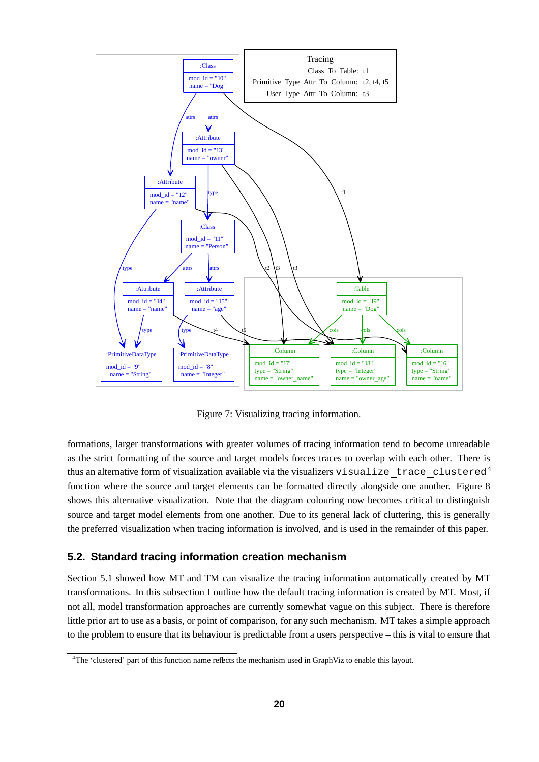Figure 7: Visualizing tracing information.

formations, larger transformations with greater volumes of tracing information tend to become unreadable as the strict formatting of the source and target models forces traces to overlap with each other. There is thus an alternative form of visualization available via the visualizers `visualize_trace_clustered`[4] function where the source and target elements can be formatted directly alongside one another. Figure 8 shows this alternative visualization. Note that the diagram colouring now becomes critical to distinguish source and target model elements from one another. Due to its general lack of cluttering, this is generally the preferred visualization when tracing information is involved, and is used in the remainder of this paper.

## 5.2. Standard tracing information creation mechanism

Section 5.1 showed how MT and TM can visualize the tracing information automatically created by MT transformations. In this subsection I outline how the default tracing information is created by MT. Most, if not all, model transformation approaches are currently somewhat vague on this subject. There is therefore little prior art to use as a basis, or point of comparison, for any such mechanism. MT takes a simple approach to the problem to ensure that its behaviour is predictable from a users perspective – this is vital to ensure that

[4]The ‘clustered’ part of this function name reflects the mechanism used in GraphViz to enable this layout.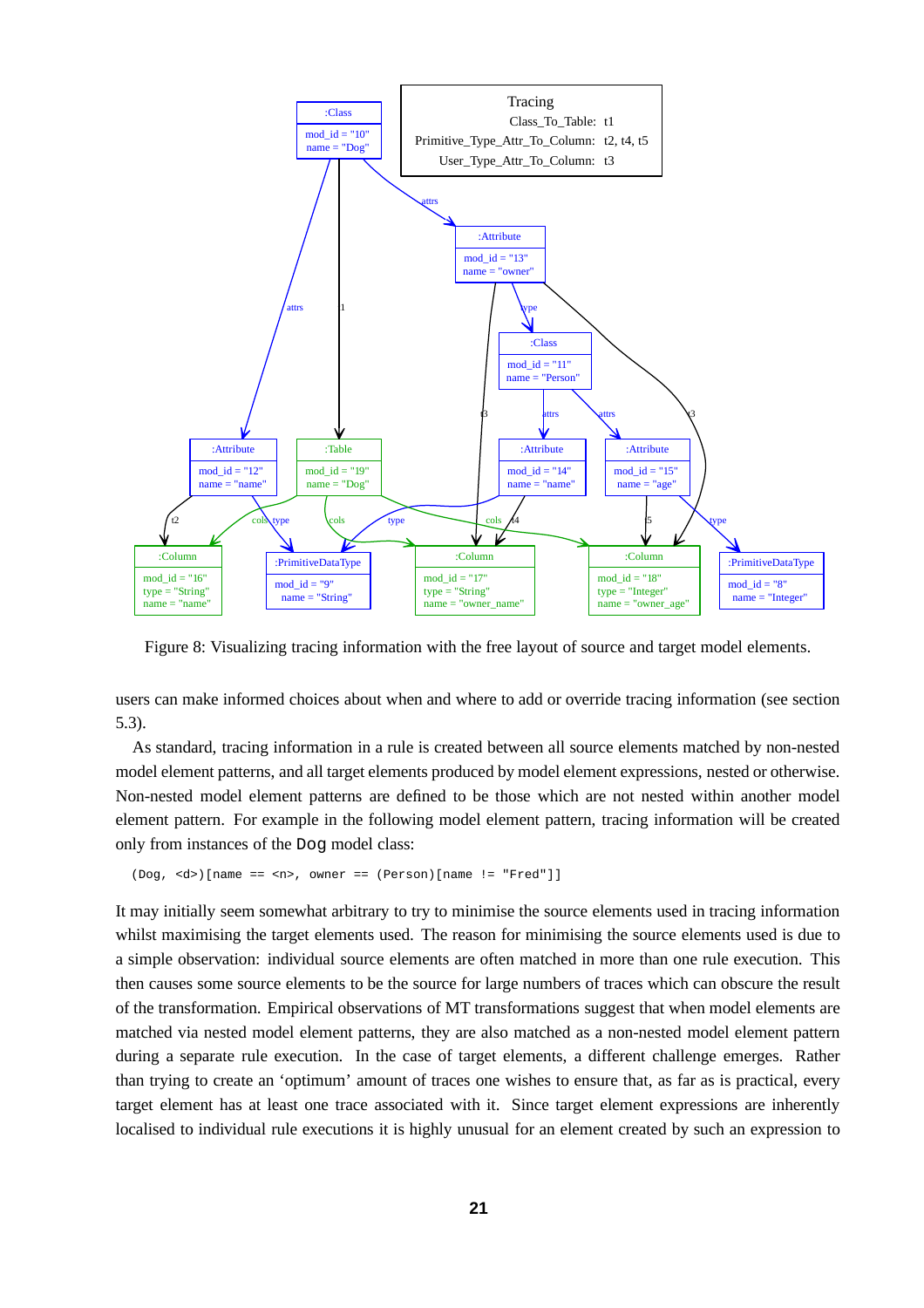Figure 8: Visualizing tracing information with the free layout of source and target model elements.

users can make informed choices about when and where to add or override tracing information (see section 5.3).

As standard, tracing information in a rule is created between all source elements matched by non-nested model element patterns, and all target elements produced by model element expressions, nested or otherwise. Non-nested model element patterns are defined to be those which are not nested within another model element pattern. For example in the following model element pattern, tracing information will be created only from instances of the `Dog` model class:

```
(Dog, <d>)[name == <n>, owner == (Person)[name != "Fred"]]
```

It may initially seem somewhat arbitrary to try to minimise the source elements used in tracing information whilst maximising the target elements used. The reason for minimising the source elements used is due to a simple observation: individual source elements are often matched in more than one rule execution. This then causes some source elements to be the source for large numbers of traces which can obscure the result of the transformation. Empirical observations of MT transformations suggest that when model elements are matched via nested model element patterns, they are also matched as a non-nested model element pattern during a separate rule execution. In the case of target elements, a different challenge emerges. Rather than trying to create an 'optimum' amount of traces one wishes to ensure that, as far as is practical, every target element has at least one trace associated with it. Since target element expressions are inherently localised to individual rule executions it is highly unusual for an element created by such an expression to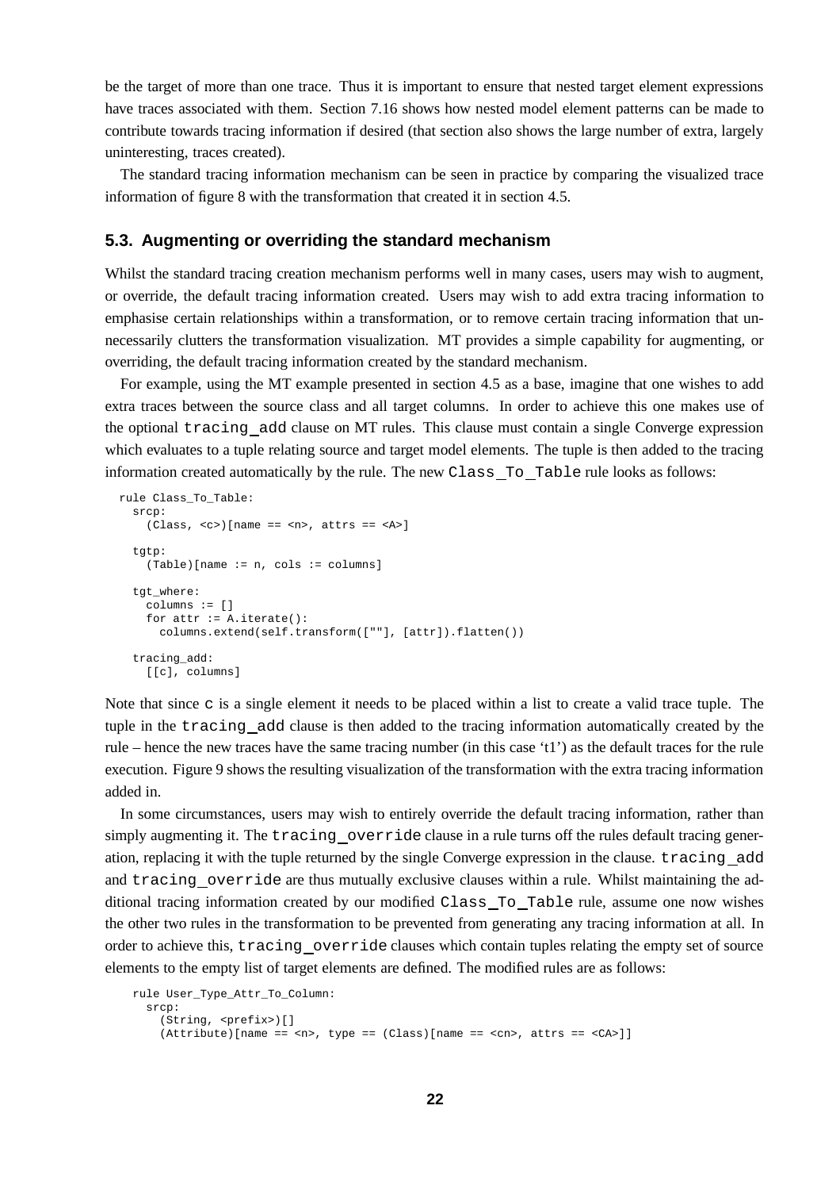be the target of more than one trace. Thus it is important to ensure that nested target element expressions have traces associated with them. Section 7.16 shows how nested model element patterns can be made to contribute towards tracing information if desired (that section also shows the large number of extra, largely uninteresting, traces created).

The standard tracing information mechanism can be seen in practice by comparing the visualized trace information of figure 8 with the transformation that created it in section 4.5.

### 5.3. Augmenting or overriding the standard mechanism

Whilst the standard tracing creation mechanism performs well in many cases, users may wish to augment, or override, the default tracing information created. Users may wish to add extra tracing information to emphasise certain relationships within a transformation, or to remove certain tracing information that unnecessarily clutters the transformation visualization. MT provides a simple capability for augmenting, or overriding, the default tracing information created by the standard mechanism.

For example, using the MT example presented in section 4.5 as a base, imagine that one wishes to add extra traces between the source class and all target columns. In order to achieve this one makes use of the optional `tracing_add` clause on MT rules. This clause must contain a single Converge expression which evaluates to a tuple relating source and target model elements. The tuple is then added to the tracing information created automatically by the rule. The new `Class_To_Table` rule looks as follows:

```
rule Class_To_Table:
  srcp:
    (Class, <c>)[name == <n>, attrs == <A>]

  tgtp:
    (Table)[name := n, cols := columns]

  tgt_where:
    columns := []
    for attr := A.iterate():
      columns.extend(self.transform([""], [attr]).flatten())

  tracing_add:
    [[c], columns]
```

Note that since `c` is a single element it needs to be placed within a list to create a valid trace tuple. The tuple in the `tracing_add` clause is then added to the tracing information automatically created by the rule – hence the new traces have the same tracing number (in this case 't1') as the default traces for the rule execution. Figure 9 shows the resulting visualization of the transformation with the extra tracing information added in.

In some circumstances, users may wish to entirely override the default tracing information, rather than simply augmenting it. The `tracing_override` clause in a rule turns off the rules default tracing generation, replacing it with the tuple returned by the single Converge expression in the clause. `tracing_add` and `tracing_override` are thus mutually exclusive clauses within a rule. Whilst maintaining the additional tracing information created by our modified `Class_To_Table` rule, assume one now wishes the other two rules in the transformation to be prevented from generating any tracing information at all. In order to achieve this, `tracing_override` clauses which contain tuples relating the empty set of source elements to the empty list of target elements are defined. The modified rules are as follows:

```
rule User_Type_Attr_To_Column:
  srcp:
    (String, <prefix>)[]
    (Attribute)[name == <n>, type == (Class)[name == <cn>, attrs == <CA>]]
```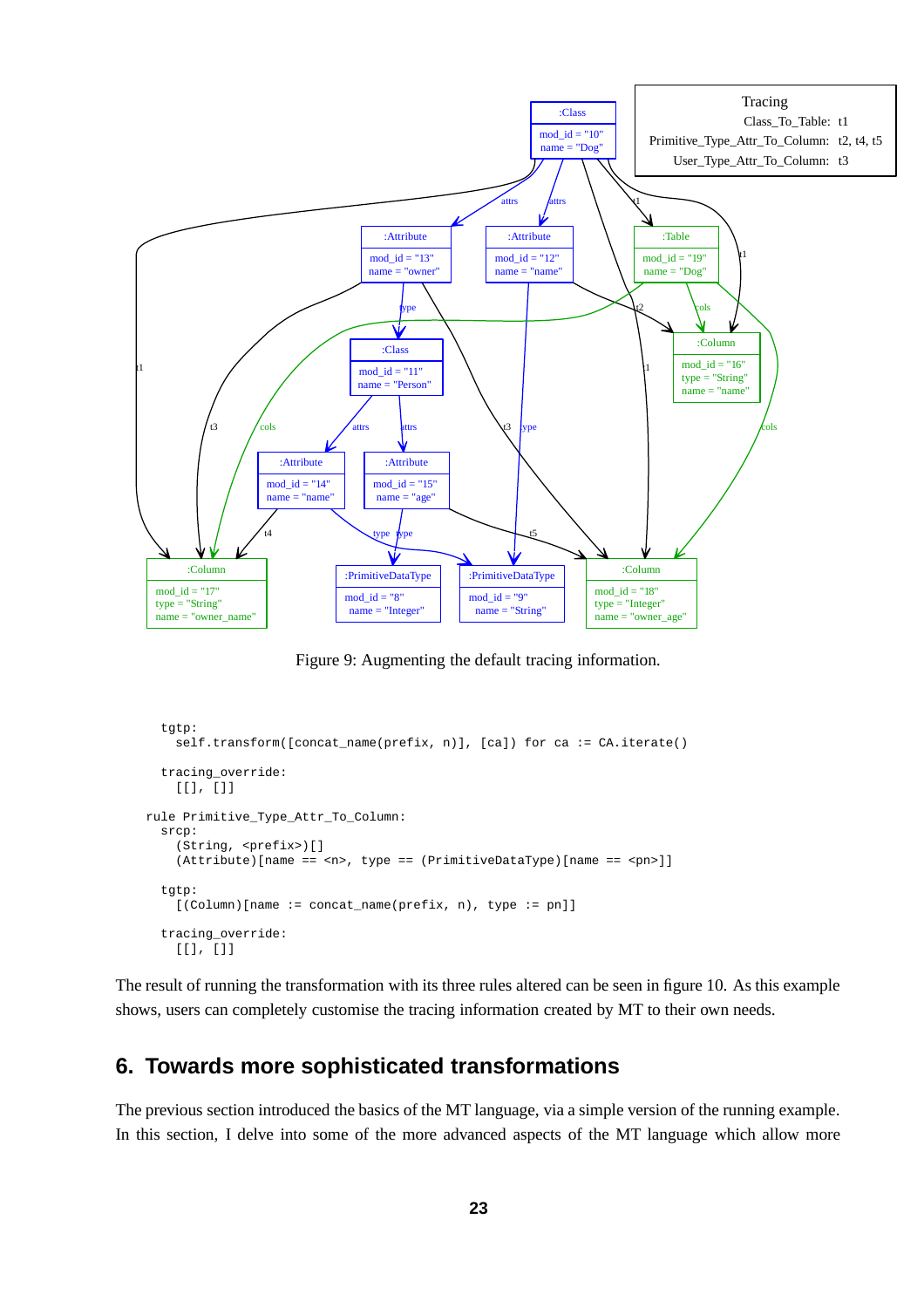Figure 9: Augmenting the default tracing information.

```
  tgtp:
    self.transform([concat_name(prefix, n)], [ca]) for ca := CA.iterate()

  tracing_override:
    [[], []]

rule Primitive_Type_Attr_To_Column:
  srcp:
    (String, <prefix>)[]
    (Attribute)[name == <n>, type == (PrimitiveDataType)[name == <pn>]]

  tgtp:
    [(Column)[name := concat_name(prefix, n), type := pn]]

  tracing_override:
    [[], []]
```

The result of running the transformation with its three rules altered can be seen in figure 10. As this example shows, users can completely customise the tracing information created by MT to their own needs.

## 6. Towards more sophisticated transformations

The previous section introduced the basics of the MT language, via a simple version of the running example. In this section, I delve into some of the more advanced aspects of the MT language which allow more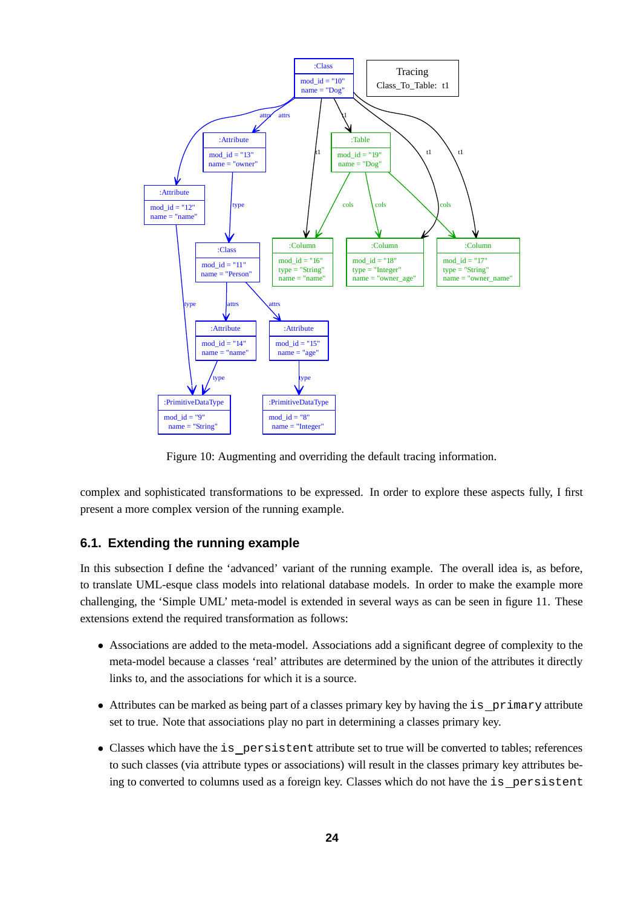Figure 10: Augmenting and overriding the default tracing information.

complex and sophisticated transformations to be expressed. In order to explore these aspects fully, I first present a more complex version of the running example.

### 6.1. Extending the running example

In this subsection I define the 'advanced' variant of the running example. The overall idea is, as before, to translate UML-esque class models into relational database models. In order to make the example more challenging, the 'Simple UML' meta-model is extended in several ways as can be seen in figure 11. These extensions extend the required transformation as follows:

- Associations are added to the meta-model. Associations add a significant degree of complexity to the meta-model because a classes 'real' attributes are determined by the union of the attributes it directly links to, and the associations for which it is a source.
- Attributes can be marked as being part of a classes primary key by having the `is_primary` attribute set to true. Note that associations play no part in determining a classes primary key.
- Classes which have the `is_persistent` attribute set to true will be converted to tables; references to such classes (via attribute types or associations) will result in the classes primary key attributes being to converted to columns used as a foreign key. Classes which do not have the `is_persistent`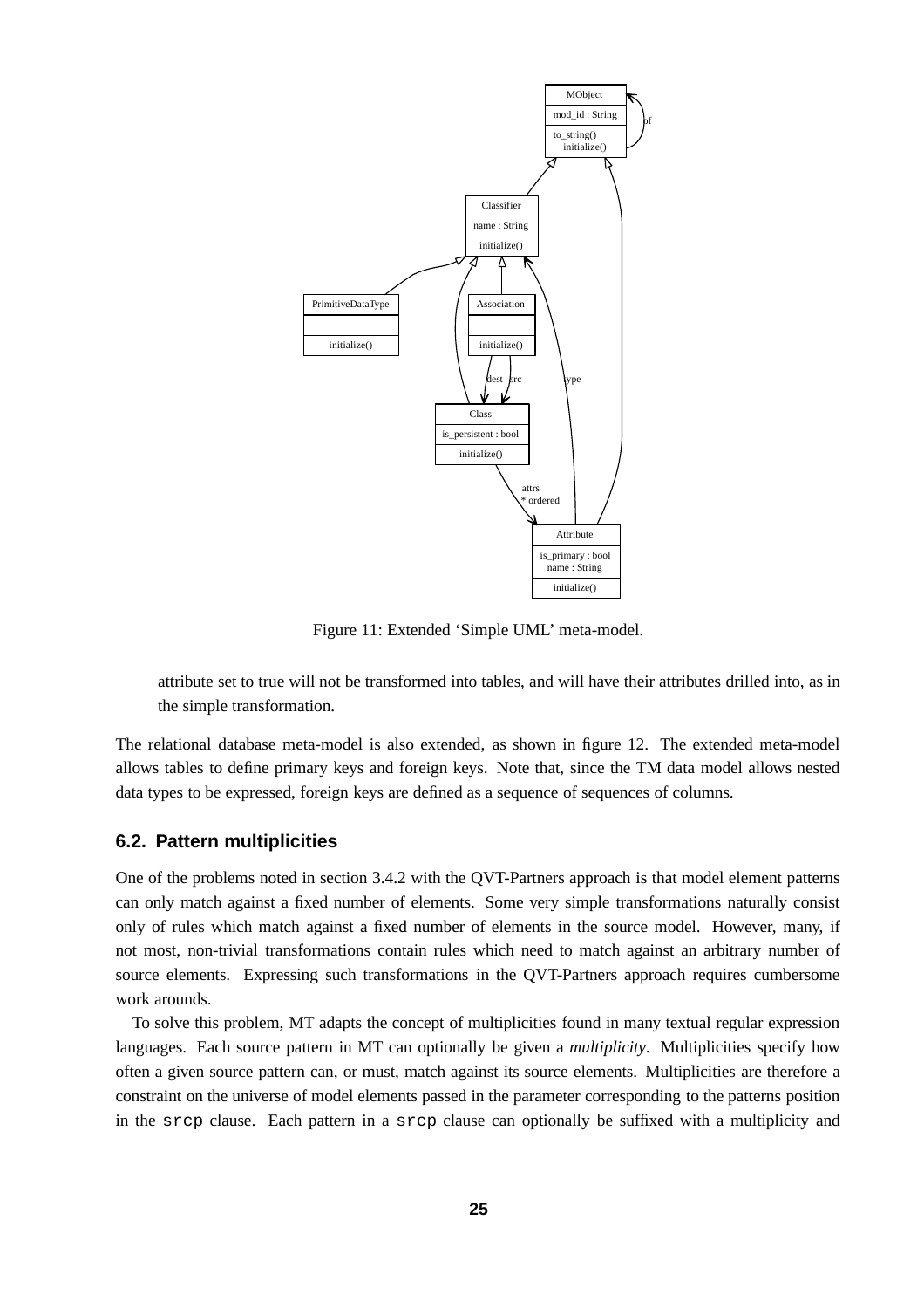Figure 11: Extended 'Simple UML' meta-model.

attribute set to true will not be transformed into tables, and will have their attributes drilled into, as in the simple transformation.

The relational database meta-model is also extended, as shown in figure 12. The extended meta-model allows tables to define primary keys and foreign keys. Note that, since the TM data model allows nested data types to be expressed, foreign keys are defined as a sequence of sequences of columns.

## 6.2. Pattern multiplicities

One of the problems noted in section 3.4.2 with the QVT-Partners approach is that model element patterns can only match against a fixed number of elements. Some very simple transformations naturally consist only of rules which match against a fixed number of elements in the source model. However, many, if not most, non-trivial transformations contain rules which need to match against an arbitrary number of source elements. Expressing such transformations in the QVT-Partners approach requires cumbersome work arounds.

To solve this problem, MT adapts the concept of multiplicities found in many textual regular expression languages. Each source pattern in MT can optionally be given a *multiplicity*. Multiplicities specify how often a given source pattern can, or must, match against its source elements. Multiplicities are therefore a constraint on the universe of model elements passed in the parameter corresponding to the patterns position in the `srcp` clause. Each pattern in a `srcp` clause can optionally be suffixed with a multiplicity and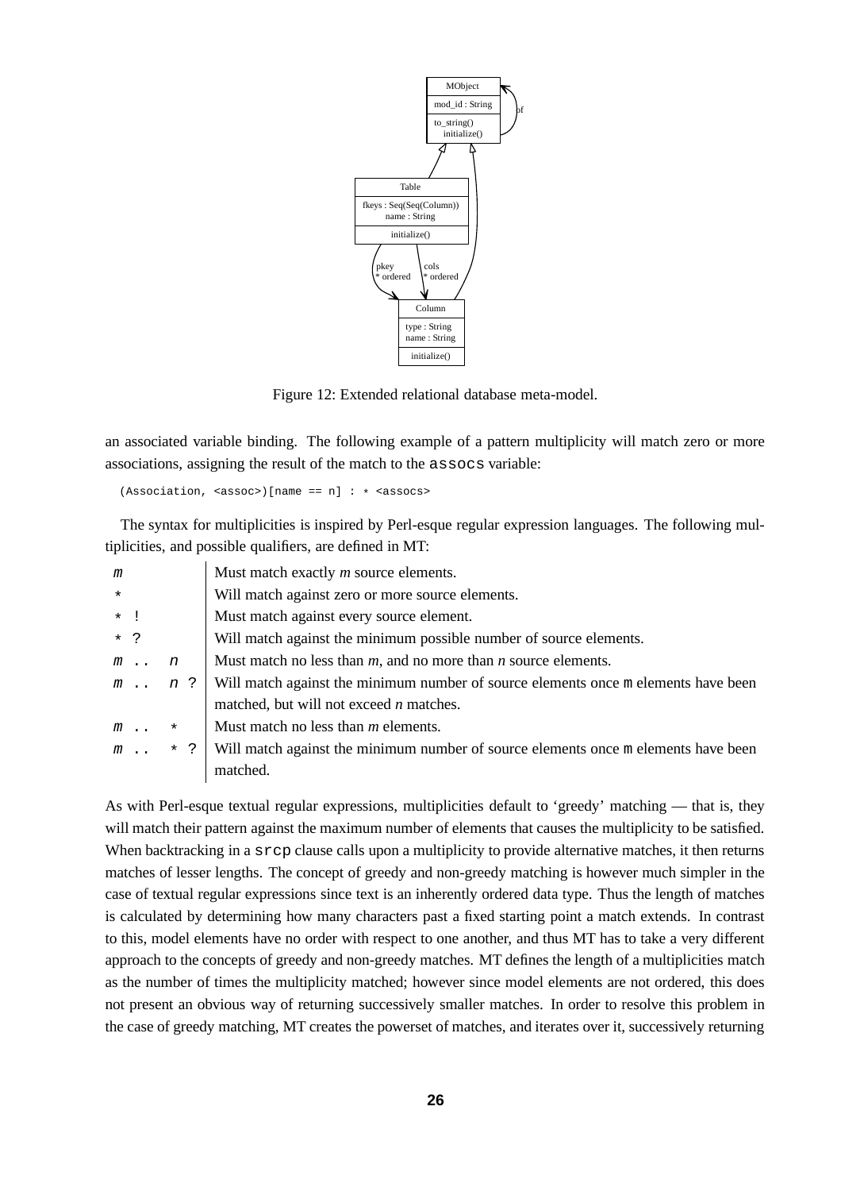Figure 12: Extended relational database meta-model.

an associated variable binding. The following example of a pattern multiplicity will match zero or more associations, assigning the result of the match to the `assocs` variable:

```
(Association, <assoc>)[name == n] : * <assocs>
```

The syntax for multiplicities is inspired by Perl-esque regular expression languages. The following multiplicities, and possible qualifiers, are defined in MT:

| | |
|---|---|
| `m` | Must match exactly *m* source elements. |
| `*` | Will match against zero or more source elements. |
| `* !` | Must match against every source element. |
| `* ?` | Will match against the minimum possible number of source elements. |
| `m .. n` | Must match no less than *m*, and no more than *n* source elements. |
| `m .. n ?` | Will match against the minimum number of source elements once `m` elements have been matched, but will not exceed *n* matches. |
| `m .. *` | Must match no less than *m* elements. |
| `m .. * ?` | Will match against the minimum number of source elements once `m` elements have been matched. |

As with Perl-esque textual regular expressions, multiplicities default to 'greedy' matching — that is, they will match their pattern against the maximum number of elements that causes the multiplicity to be satisfied. When backtracking in a `srcp` clause calls upon a multiplicity to provide alternative matches, it then returns matches of lesser lengths. The concept of greedy and non-greedy matching is however much simpler in the case of textual regular expressions since text is an inherently ordered data type. Thus the length of matches is calculated by determining how many characters past a fixed starting point a match extends. In contrast to this, model elements have no order with respect to one another, and thus MT has to take a very different approach to the concepts of greedy and non-greedy matches. MT defines the length of a multiplicities match as the number of times the multiplicity matched; however since model elements are not ordered, this does not present an obvious way of returning successively smaller matches. In order to resolve this problem in the case of greedy matching, MT creates the powerset of matches, and iterates over it, successively returning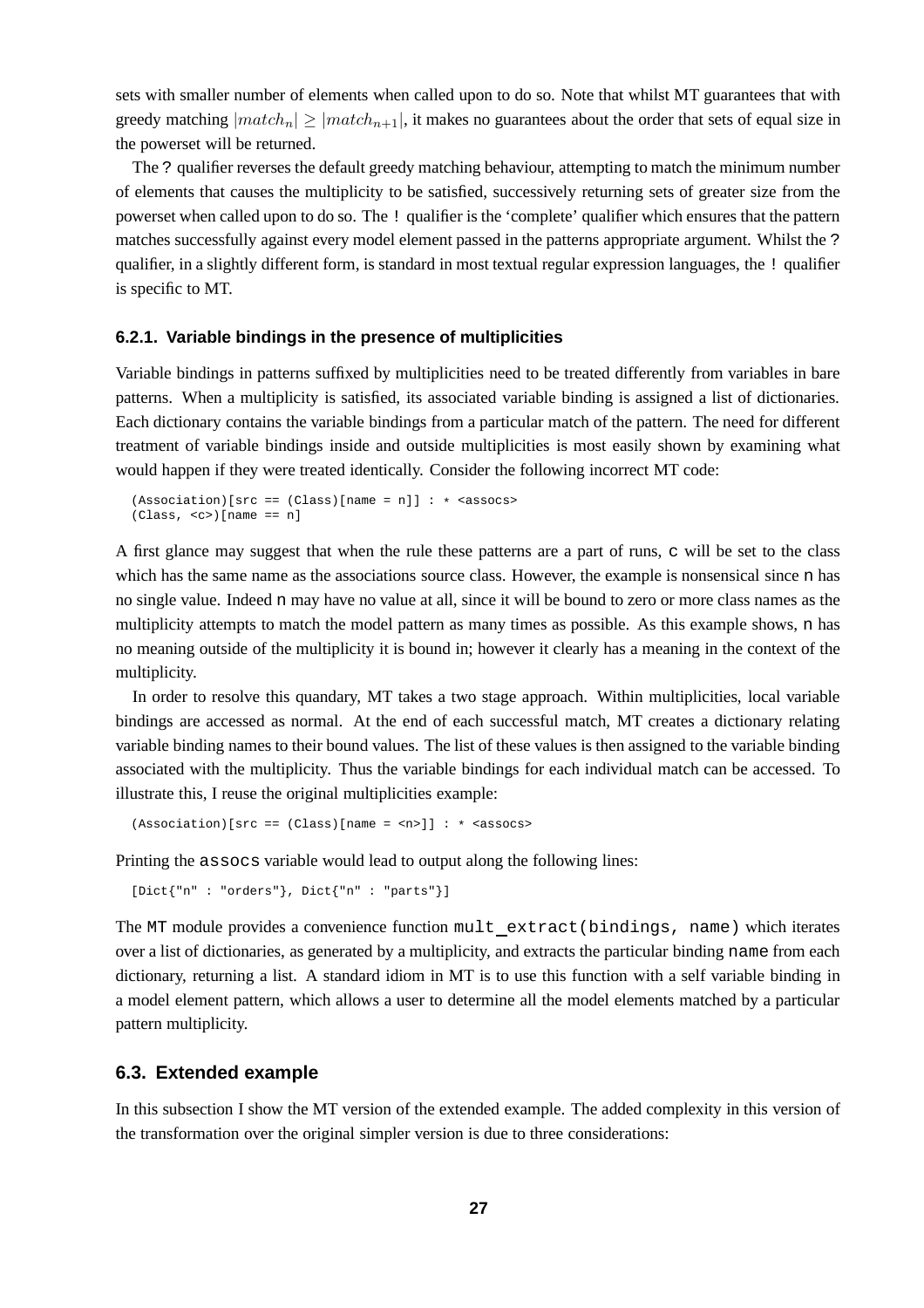sets with smaller number of elements when called upon to do so. Note that whilst MT guarantees that with greedy matching $|match_n| \geq |match_{n+1}|$, it makes no guarantees about the order that sets of equal size in the powerset will be returned.

The ? qualifier reverses the default greedy matching behaviour, attempting to match the minimum number of elements that causes the multiplicity to be satisfied, successively returning sets of greater size from the powerset when called upon to do so. The ! qualifier is the 'complete' qualifier which ensures that the pattern matches successfully against every model element passed in the patterns appropriate argument. Whilst the ? qualifier, in a slightly different form, is standard in most textual regular expression languages, the ! qualifier is specific to MT.

### 6.2.1. Variable bindings in the presence of multiplicities

Variable bindings in patterns suffixed by multiplicities need to be treated differently from variables in bare patterns. When a multiplicity is satisfied, its associated variable binding is assigned a list of dictionaries. Each dictionary contains the variable bindings from a particular match of the pattern. The need for different treatment of variable bindings inside and outside multiplicities is most easily shown by examining what would happen if they were treated identically. Consider the following incorrect MT code:

```
(Association)[src == (Class)[name = n]] : * <assocs>
(Class, <c>)[name == n]
```

A first glance may suggest that when the rule these patterns are a part of runs, c will be set to the class which has the same name as the associations source class. However, the example is nonsensical since n has no single value. Indeed n may have no value at all, since it will be bound to zero or more class names as the multiplicity attempts to match the model pattern as many times as possible. As this example shows, n has no meaning outside of the multiplicity it is bound in; however it clearly has a meaning in the context of the multiplicity.

In order to resolve this quandary, MT takes a two stage approach. Within multiplicities, local variable bindings are accessed as normal. At the end of each successful match, MT creates a dictionary relating variable binding names to their bound values. The list of these values is then assigned to the variable binding associated with the multiplicity. Thus the variable bindings for each individual match can be accessed. To illustrate this, I reuse the original multiplicities example:

```
(Association)[src == (Class)[name = <n>]] : * <assocs>
```

Printing the assocs variable would lead to output along the following lines:

```
[Dict{"n" : "orders"}, Dict{"n" : "parts"}]
```

The MT module provides a convenience function mult_extract(bindings, name) which iterates over a list of dictionaries, as generated by a multiplicity, and extracts the particular binding name from each dictionary, returning a list. A standard idiom in MT is to use this function with a self variable binding in a model element pattern, which allows a user to determine all the model elements matched by a particular pattern multiplicity.

## 6.3. Extended example

In this subsection I show the MT version of the extended example. The added complexity in this version of the transformation over the original simpler version is due to three considerations: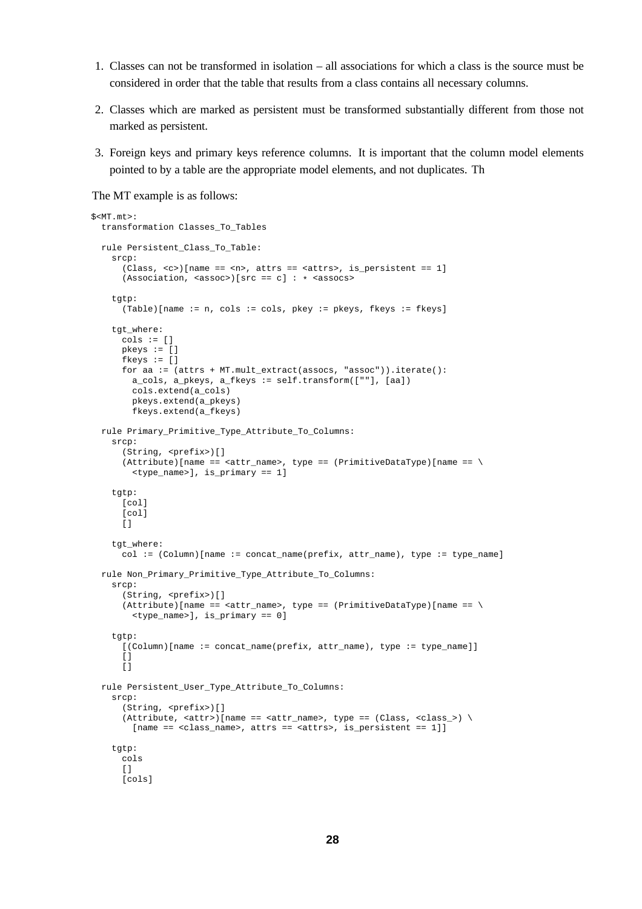1. Classes can not be transformed in isolation – all associations for which a class is the source must be considered in order that the table that results from a class contains all necessary columns.

2. Classes which are marked as persistent must be transformed substantially different from those not marked as persistent.

3. Foreign keys and primary keys reference columns. It is important that the column model elements pointed to by a table are the appropriate model elements, and not duplicates. Th

The MT example is as follows:

```
$<MT.mt>:
  transformation Classes_To_Tables

  rule Persistent_Class_To_Table:
    srcp:
      (Class, <c>)[name == <n>, attrs == <attrs>, is_persistent == 1]
      (Association, <assoc>)[src == c] : * <assocs>

    tgtp:
      (Table)[name := n, cols := cols, pkey := pkeys, fkeys := fkeys]

    tgt_where:
      cols := []
      pkeys := []
      fkeys := []
      for aa := (attrs + MT.mult_extract(assocs, "assoc")).iterate():
        a_cols, a_pkeys, a_fkeys := self.transform([""], [aa])
        cols.extend(a_cols)
        pkeys.extend(a_pkeys)
        fkeys.extend(a_fkeys)

  rule Primary_Primitive_Type_Attribute_To_Columns:
    srcp:
      (String, <prefix>)[]
      (Attribute)[name == <attr_name>, type == (PrimitiveDataType)[name == \
        <type_name>], is_primary == 1]

    tgtp:
      [col]
      [col]
      []

    tgt_where:
      col := (Column)[name := concat_name(prefix, attr_name), type := type_name]

  rule Non_Primary_Primitive_Type_Attribute_To_Columns:
    srcp:
      (String, <prefix>)[]
      (Attribute)[name == <attr_name>, type == (PrimitiveDataType)[name == \
        <type_name>], is_primary == 0]

    tgtp:
      [(Column)[name := concat_name(prefix, attr_name), type := type_name]]
      []
      []

  rule Persistent_User_Type_Attribute_To_Columns:
    srcp:
      (String, <prefix>)[]
      (Attribute, <attr>)[name == <attr_name>, type == (Class, <class_>) \
        [name == <class_name>, attrs == <attrs>, is_persistent == 1]]

    tgtp:
      cols
      []
      [cols]
```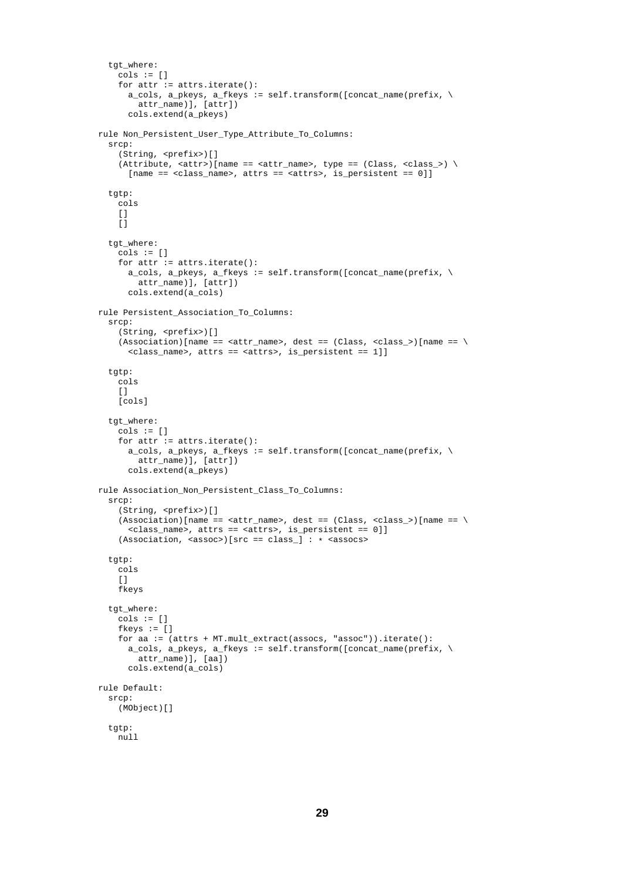```
  tgt_where:
    cols := []
    for attr := attrs.iterate():
      a_cols, a_pkeys, a_fkeys := self.transform([concat_name(prefix, \
        attr_name)], [attr])
      cols.extend(a_pkeys)

rule Non_Persistent_User_Type_Attribute_To_Columns:
  srcp:
    (String, <prefix>)[]
    (Attribute, <attr>)[name == <attr_name>, type == (Class, <class_>) \
      [name == <class_name>, attrs == <attrs>, is_persistent == 0]]

  tgtp:
    cols
    []
    []

  tgt_where:
    cols := []
    for attr := attrs.iterate():
      a_cols, a_pkeys, a_fkeys := self.transform([concat_name(prefix, \
        attr_name)], [attr])
      cols.extend(a_cols)

rule Persistent_Association_To_Columns:
  srcp:
    (String, <prefix>)[]
    (Association)[name == <attr_name>, dest == (Class, <class_>)[name == \
      <class_name>, attrs == <attrs>, is_persistent == 1]]

  tgtp:
    cols
    []
    [cols]

  tgt_where:
    cols := []
    for attr := attrs.iterate():
      a_cols, a_pkeys, a_fkeys := self.transform([concat_name(prefix, \
        attr_name)], [attr])
      cols.extend(a_pkeys)

rule Association_Non_Persistent_Class_To_Columns:
  srcp:
    (String, <prefix>)[]
    (Association)[name == <attr_name>, dest == (Class, <class_>)[name == \
      <class_name>, attrs == <attrs>, is_persistent == 0]]
    (Association, <assoc>)[src == class_] : * <assocs>

  tgtp:
    cols
    []
    fkeys

  tgt_where:
    cols := []
    fkeys := []
    for aa := (attrs + MT.mult_extract(assocs, "assoc")).iterate():
      a_cols, a_pkeys, a_fkeys := self.transform([concat_name(prefix, \
        attr_name)], [aa])
      cols.extend(a_cols)

rule Default:
  srcp:
    (MObject)[]

  tgtp:
    null
```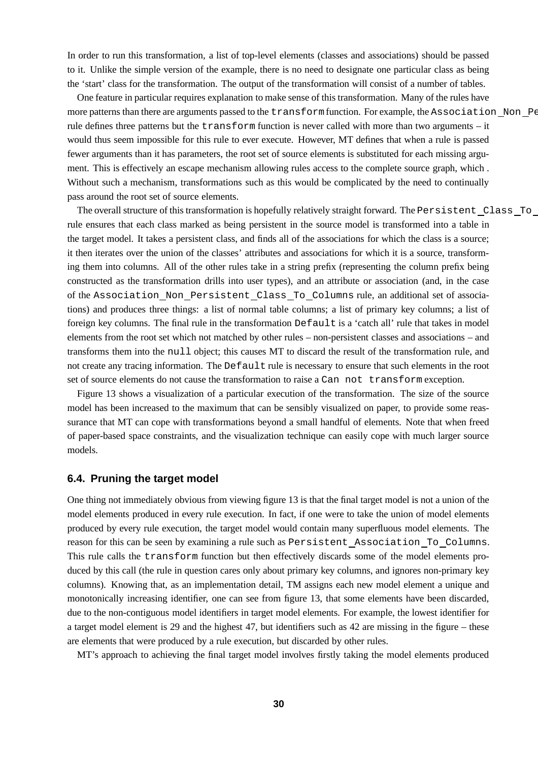In order to run this transformation, a list of top-level elements (classes and associations) should be passed to it. Unlike the simple version of the example, there is no need to designate one particular class as being the 'start' class for the transformation. The output of the transformation will consist of a number of tables.

One feature in particular requires explanation to make sense of this transformation. Many of the rules have more patterns than there are arguments passed to the `transform` function. For example, the `Association_Non_Pe` rule defines three patterns but the `transform` function is never called with more than two arguments – it would thus seem impossible for this rule to ever execute. However, MT defines that when a rule is passed fewer arguments than it has parameters, the root set of source elements is substituted for each missing argument. This is effectively an escape mechanism allowing rules access to the complete source graph, which . Without such a mechanism, transformations such as this would be complicated by the need to continually pass around the root set of source elements.

The overall structure of this transformation is hopefully relatively straight forward. The `Persistent_Class_To_` rule ensures that each class marked as being persistent in the source model is transformed into a table in the target model. It takes a persistent class, and finds all of the associations for which the class is a source; it then iterates over the union of the classes' attributes and associations for which it is a source, transforming them into columns. All of the other rules take in a string prefix (representing the column prefix being constructed as the transformation drills into user types), and an attribute or association (and, in the case of the `Association_Non_Persistent_Class_To_Columns` rule, an additional set of associations) and produces three things: a list of normal table columns; a list of primary key columns; a list of foreign key columns. The final rule in the transformation `Default` is a 'catch all' rule that takes in model elements from the root set which not matched by other rules – non-persistent classes and associations – and transforms them into the `null` object; this causes MT to discard the result of the transformation rule, and not create any tracing information. The `Default` rule is necessary to ensure that such elements in the root set of source elements do not cause the transformation to raise a `Can not transform` exception.

Figure 13 shows a visualization of a particular execution of the transformation. The size of the source model has been increased to the maximum that can be sensibly visualized on paper, to provide some reassurance that MT can cope with transformations beyond a small handful of elements. Note that when freed of paper-based space constraints, and the visualization technique can easily cope with much larger source models.

### 6.4. Pruning the target model

One thing not immediately obvious from viewing figure 13 is that the final target model is not a union of the model elements produced in every rule execution. In fact, if one were to take the union of model elements produced by every rule execution, the target model would contain many superfluous model elements. The reason for this can be seen by examining a rule such as `Persistent_Association_To_Columns`. This rule calls the `transform` function but then effectively discards some of the model elements produced by this call (the rule in question cares only about primary key columns, and ignores non-primary key columns). Knowing that, as an implementation detail, TM assigns each new model element a unique and monotonically increasing identifier, one can see from figure 13, that some elements have been discarded, due to the non-contiguous model identifiers in target model elements. For example, the lowest identifier for a target model element is 29 and the highest 47, but identifiers such as 42 are missing in the figure – these are elements that were produced by a rule execution, but discarded by other rules.

MT's approach to achieving the final target model involves firstly taking the model elements produced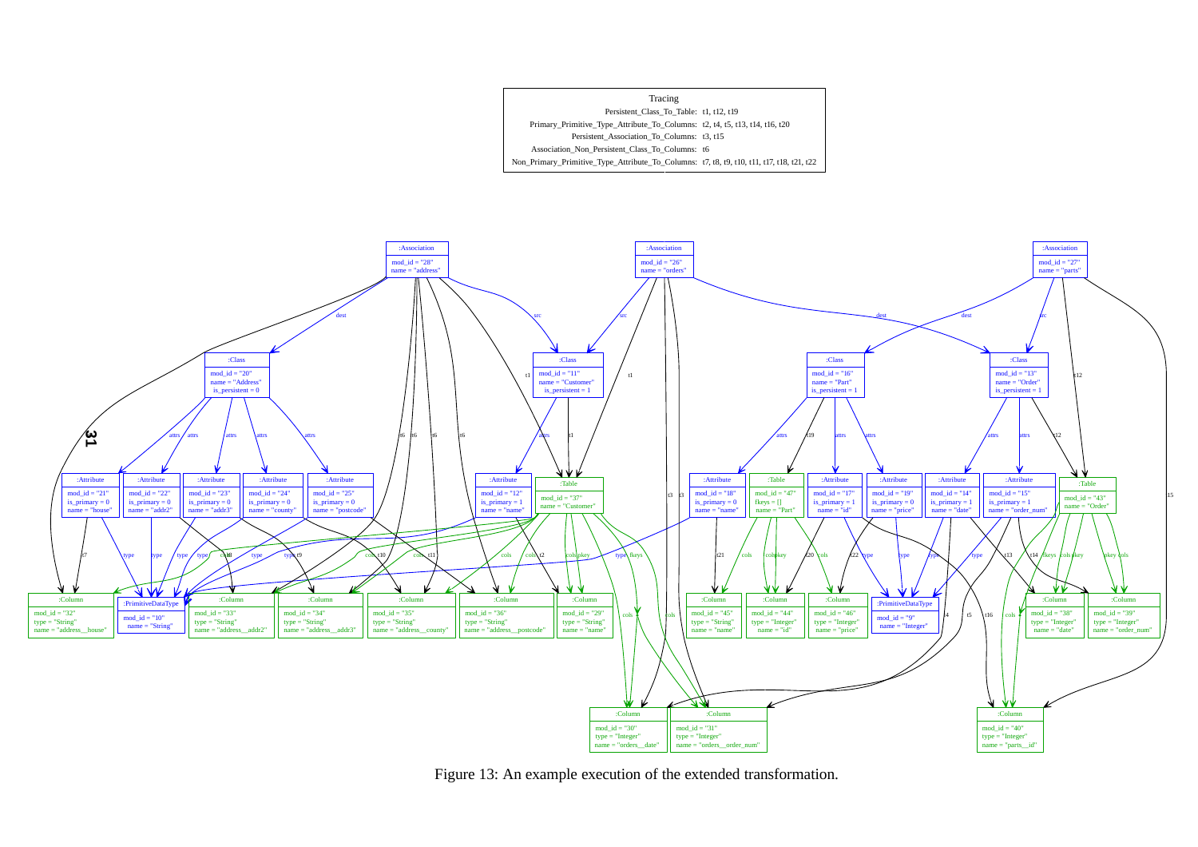| Tracing | |
|---|---|
| Persistent_Class_To_Table: | t1, t12, t19 |
| Primary_Primitive_Type_Attribute_To_Columns: | t2, t4, t5, t13, t14, t16, t20 |
| Persistent_Association_To_Columns: | t3, t15 |
| Association_Non_Persistent_Class_To_Columns: | t6 |
| Non_Primary_Primitive_Type_Attribute_To_Columns: | t7, t8, t9, t10, t11, t17, t18, t21, t22 |

Figure 13: An example execution of the extended transformation.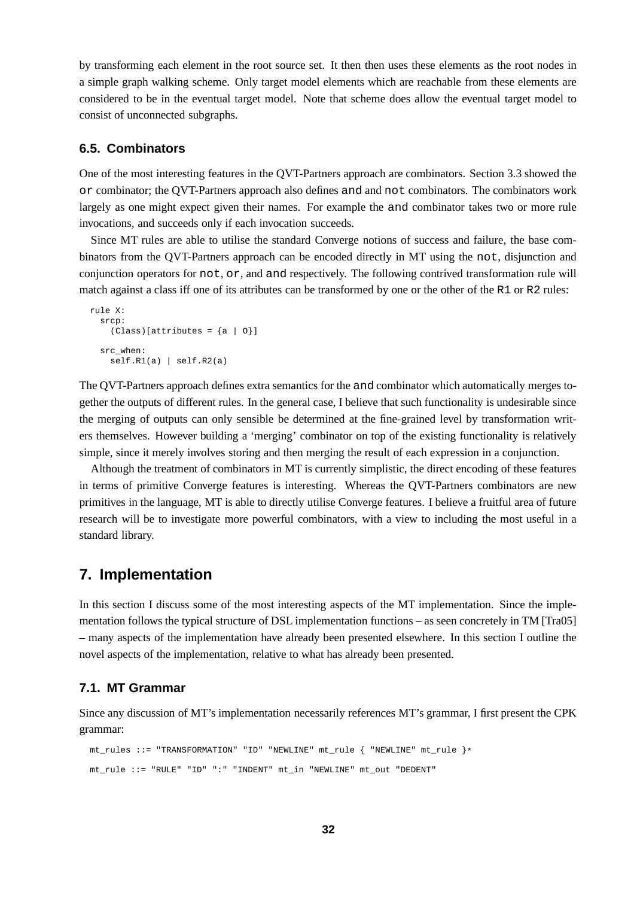by transforming each element in the root source set. It then then uses these elements as the root nodes in a simple graph walking scheme. Only target model elements which are reachable from these elements are considered to be in the eventual target model. Note that scheme does allow the eventual target model to consist of unconnected subgraphs.

### 6.5. Combinators

One of the most interesting features in the QVT-Partners approach are combinators. Section 3.3 showed the `or` combinator; the QVT-Partners approach also defines `and` and `not` combinators. The combinators work largely as one might expect given their names. For example the `and` combinator takes two or more rule invocations, and succeeds only if each invocation succeeds.

Since MT rules are able to utilise the standard Converge notions of success and failure, the base combinators from the QVT-Partners approach can be encoded directly in MT using the `not`, disjunction and conjunction operators for `not`, `or`, and `and` respectively. The following contrived transformation rule will match against a class iff one of its attributes can be transformed by one or the other of the `R1` or `R2` rules:

```
rule X:
  srcp:
    (Class)[attributes = {a | O}]

  src_when:
    self.R1(a) | self.R2(a)
```

The QVT-Partners approach defines extra semantics for the `and` combinator which automatically merges together the outputs of different rules. In the general case, I believe that such functionality is undesirable since the merging of outputs can only sensible be determined at the fine-grained level by transformation writers themselves. However building a 'merging' combinator on top of the existing functionality is relatively simple, since it merely involves storing and then merging the result of each expression in a conjunction.

Although the treatment of combinators in MT is currently simplistic, the direct encoding of these features in terms of primitive Converge features is interesting. Whereas the QVT-Partners combinators are new primitives in the language, MT is able to directly utilise Converge features. I believe a fruitful area of future research will be to investigate more powerful combinators, with a view to including the most useful in a standard library.

## 7. Implementation

In this section I discuss some of the most interesting aspects of the MT implementation. Since the implementation follows the typical structure of DSL implementation functions – as seen concretely in TM [Tra05] – many aspects of the implementation have already been presented elsewhere. In this section I outline the novel aspects of the implementation, relative to what has already been presented.

### 7.1. MT Grammar

Since any discussion of MT's implementation necessarily references MT's grammar, I first present the CPK grammar:

```
mt_rules ::= "TRANSFORMATION" "ID" "NEWLINE" mt_rule { "NEWLINE" mt_rule }*

mt_rule ::= "RULE" "ID" ":" "INDENT" mt_in "NEWLINE" mt_out "DEDENT"
```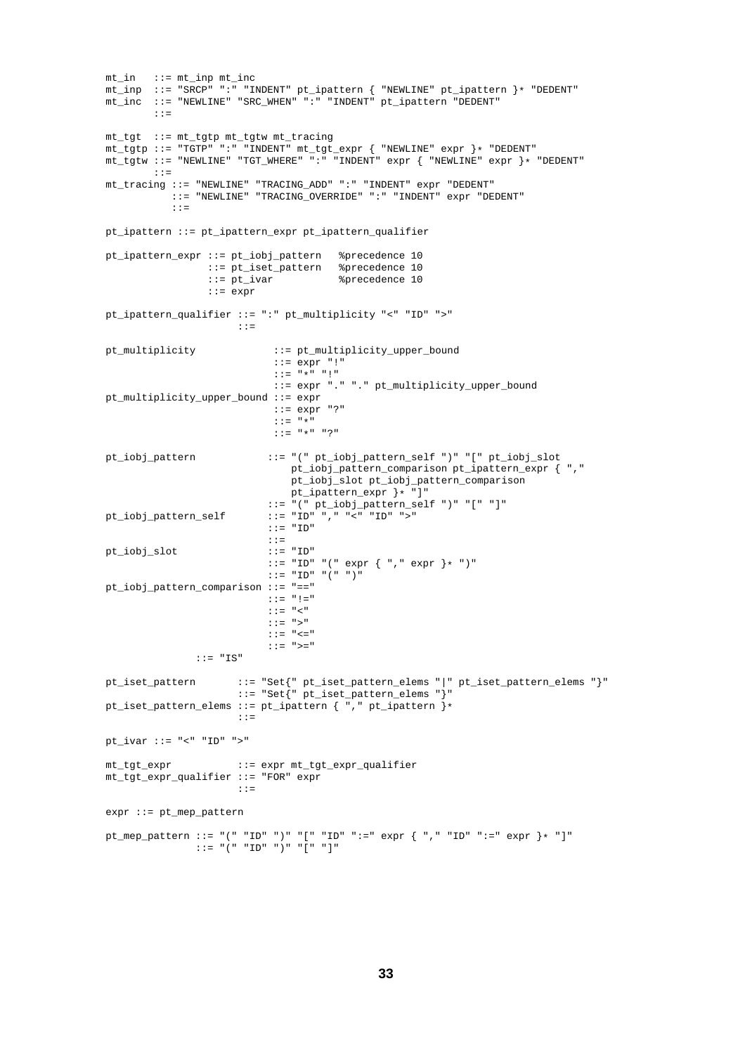```
mt_in   ::= mt_inp mt_inc
mt_inp  ::= "SRCP" ":" "INDENT" pt_ipattern { "NEWLINE" pt_ipattern }* "DEDENT"
mt_inc  ::= "NEWLINE" "SRC_WHEN" ":" "INDENT" pt_ipattern "DEDENT"
        ::=

mt_tgt  ::= mt_tgtp mt_tgtw mt_tracing
mt_tgtp ::= "TGTP" ":" "INDENT" mt_tgt_expr { "NEWLINE" expr }* "DEDENT"
mt_tgtw ::= "NEWLINE" "TGT_WHERE" ":" "INDENT" expr { "NEWLINE" expr }* "DEDENT"
        ::=
mt_tracing ::= "NEWLINE" "TRACING_ADD" ":" "INDENT" expr "DEDENT"
           ::= "NEWLINE" "TRACING_OVERRIDE" ":" "INDENT" expr "DEDENT"
           ::=

pt_ipattern ::= pt_ipattern_expr pt_ipattern_qualifier

pt_ipattern_expr ::= pt_iobj_pattern   %precedence 10
                 ::= pt_iset_pattern   %precedence 10
                 ::= pt_ivar           %precedence 10
                 ::= expr

pt_ipattern_qualifier ::= ":" pt_multiplicity "<" "ID" ">"
                      ::=

pt_multiplicity             ::= pt_multiplicity_upper_bound
                            ::= expr "!"
                            ::= "*" "!"
                            ::= expr "." "." pt_multiplicity_upper_bound
pt_multiplicity_upper_bound ::= expr
                            ::= expr "?"
                            ::= "*"
                            ::= "*" "?"

pt_iobj_pattern            ::= "(" pt_iobj_pattern_self ")" "[" pt_iobj_slot
                               pt_iobj_pattern_comparison pt_ipattern_expr { ","
                               pt_iobj_slot pt_iobj_pattern_comparison
                               pt_ipattern_expr }* "]"
                           ::= "(" pt_iobj_pattern_self ")" "[" "]"
pt_iobj_pattern_self       ::= "ID" "," "<" "ID" ">"
                           ::= "ID"
                           ::=
pt_iobj_slot               ::= "ID"
                           ::= "ID" "(" expr { "," expr }* ")"
                           ::= "ID" "(" ")"
pt_iobj_pattern_comparison ::= "=="
                           ::= "!="
                           ::= "<"
                           ::= ">"
                           ::= "<="
                           ::= ">="
                ::= "IS"

pt_iset_pattern       ::= "Set{" pt_iset_pattern_elems "|" pt_iset_pattern_elems "}"
                      ::= "Set{" pt_iset_pattern_elems "}"
pt_iset_pattern_elems ::= pt_ipattern { "," pt_ipattern }*
                      ::=

pt_ivar ::= "<" "ID" ">"

mt_tgt_expr           ::= expr mt_tgt_expr_qualifier
mt_tgt_expr_qualifier ::= "FOR" expr
                      ::=

expr ::= pt_mep_pattern

pt_mep_pattern ::= "(" "ID" ")" "[" "ID" ":=" expr { "," "ID" ":=" expr }* "]"
               ::= "(" "ID" ")" "[" "]"
```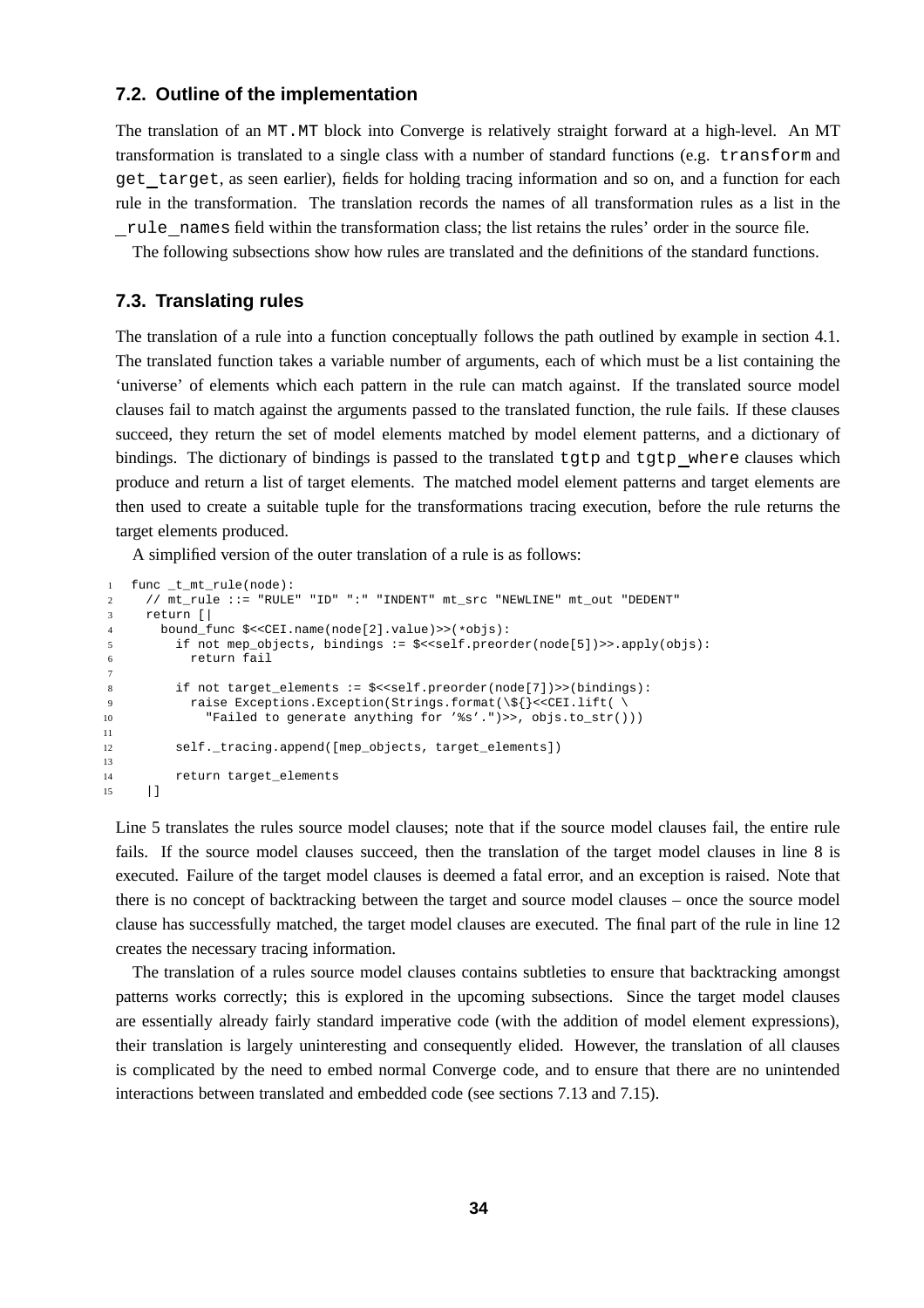### 7.2. Outline of the implementation

The translation of an `MT.MT` block into Converge is relatively straight forward at a high-level. An MT transformation is translated to a single class with a number of standard functions (e.g. `transform` and `get_target`, as seen earlier), fields for holding tracing information and so on, and a function for each rule in the transformation. The translation records the names of all transformation rules as a list in the `_rule_names` field within the transformation class; the list retains the rules' order in the source file.

The following subsections show how rules are translated and the definitions of the standard functions.

### 7.3. Translating rules

The translation of a rule into a function conceptually follows the path outlined by example in section 4.1. The translated function takes a variable number of arguments, each of which must be a list containing the 'universe' of elements which each pattern in the rule can match against. If the translated source model clauses fail to match against the arguments passed to the translated function, the rule fails. If these clauses succeed, they return the set of model elements matched by model element patterns, and a dictionary of bindings. The dictionary of bindings is passed to the translated `tgtp` and `tgtp_where` clauses which produce and return a list of target elements. The matched model element patterns and target elements are then used to create a suitable tuple for the transformations tracing execution, before the rule returns the target elements produced.

A simplified version of the outer translation of a rule is as follows:

```
1  func _t_mt_rule(node):
2    // mt_rule ::= "RULE" "ID" ":" "INDENT" mt_src "NEWLINE" mt_out "DEDENT"
3    return [|
4      bound_func $<<CEI.name(node[2].value)>>(*objs):
5        if not mep_objects, bindings := $<<self.preorder(node[5])>>.apply(objs):
6          return fail
7
8        if not target_elements := $<<self.preorder(node[7])>>(bindings):
9          raise Exceptions.Exception(Strings.format(\${}<<CEI.lift( \
10           "Failed to generate anything for '%s'.")>>, objs.to_str()))
11
12       self._tracing.append([mep_objects, target_elements])
13
14       return target_elements
15   |]
```

Line 5 translates the rules source model clauses; note that if the source model clauses fail, the entire rule fails. If the source model clauses succeed, then the translation of the target model clauses in line 8 is executed. Failure of the target model clauses is deemed a fatal error, and an exception is raised. Note that there is no concept of backtracking between the target and source model clauses – once the source model clause has successfully matched, the target model clauses are executed. The final part of the rule in line 12 creates the necessary tracing information.

The translation of a rules source model clauses contains subtleties to ensure that backtracking amongst patterns works correctly; this is explored in the upcoming subsections. Since the target model clauses are essentially already fairly standard imperative code (with the addition of model element expressions), their translation is largely uninteresting and consequently elided. However, the translation of all clauses is complicated by the need to embed normal Converge code, and to ensure that there are no unintended interactions between translated and embedded code (see sections 7.13 and 7.15).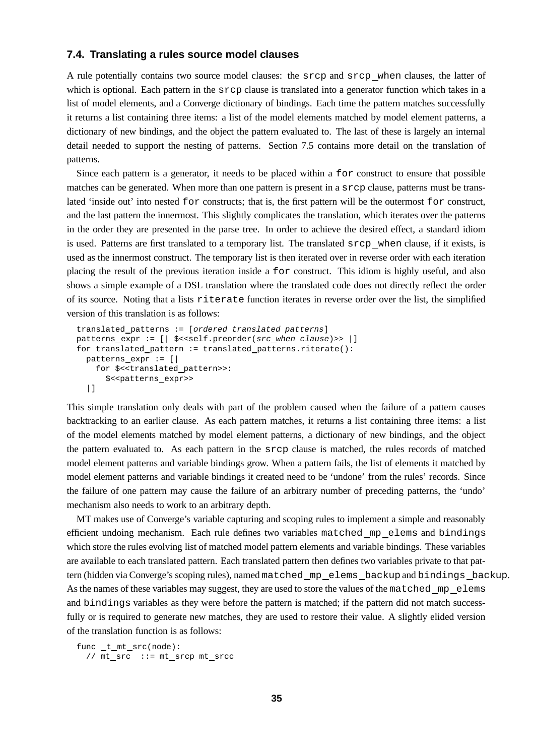### 7.4. Translating a rules source model clauses

A rule potentially contains two source model clauses: the `srcp` and `srcp_when` clauses, the latter of which is optional. Each pattern in the `srcp` clause is translated into a generator function which takes in a list of model elements, and a Converge dictionary of bindings. Each time the pattern matches successfully it returns a list containing three items: a list of the model elements matched by model element patterns, a dictionary of new bindings, and the object the pattern evaluated to. The last of these is largely an internal detail needed to support the nesting of patterns. Section 7.5 contains more detail on the translation of patterns.

Since each pattern is a generator, it needs to be placed within a `for` construct to ensure that possible matches can be generated. When more than one pattern is present in a `srcp` clause, patterns must be translated 'inside out' into nested `for` constructs; that is, the first pattern will be the outermost `for` construct, and the last pattern the innermost. This slightly complicates the translation, which iterates over the patterns in the order they are presented in the parse tree. In order to achieve the desired effect, a standard idiom is used. Patterns are first translated to a temporary list. The translated `srcp_when` clause, if it exists, is used as the innermost construct. The temporary list is then iterated over in reverse order with each iteration placing the result of the previous iteration inside a `for` construct. This idiom is highly useful, and also shows a simple example of a DSL translation where the translated code does not directly reflect the order of its source. Noting that a lists `riterate` function iterates in reverse order over the list, the simplified version of this translation is as follows:

```
translated_patterns := [ordered translated patterns]
patterns_expr := [| $<<self.preorder(src_when clause)>> |]
for translated_pattern := translated_patterns.riterate():
  patterns_expr := [|
    for $<<translated_pattern>>:
      $<<patterns_expr>>
  |]
```

This simple translation only deals with part of the problem caused when the failure of a pattern causes backtracking to an earlier clause. As each pattern matches, it returns a list containing three items: a list of the model elements matched by model element patterns, a dictionary of new bindings, and the object the pattern evaluated to. As each pattern in the `srcp` clause is matched, the rules records of matched model element patterns and variable bindings grow. When a pattern fails, the list of elements it matched by model element patterns and variable bindings it created need to be 'undone' from the rules' records. Since the failure of one pattern may cause the failure of an arbitrary number of preceding patterns, the 'undo' mechanism also needs to work to an arbitrary depth.

MT makes use of Converge's variable capturing and scoping rules to implement a simple and reasonably efficient undoing mechanism. Each rule defines two variables `matched_mp_elems` and `bindings` which store the rules evolving list of matched model pattern elements and variable bindings. These variables are available to each translated pattern. Each translated pattern then defines two variables private to that pattern (hidden via Converge's scoping rules), named `matched_mp_elems_backup` and `bindings_backup`. As the names of these variables may suggest, they are used to store the values of the `matched_mp_elems` and `bindings` variables as they were before the pattern is matched; if the pattern did not match successfully or is required to generate new matches, they are used to restore their value. A slightly elided version of the translation function is as follows:

```
func _t_mt_src(node):
  // mt_src  ::= mt_srcp mt_srcc
```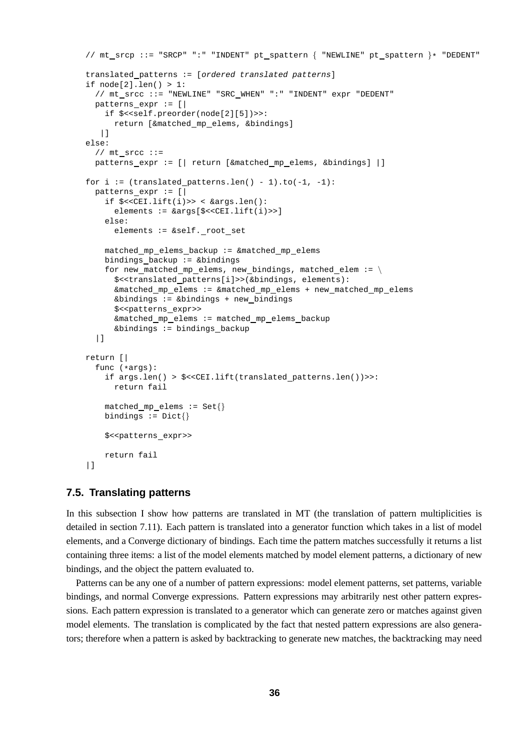```
// mt_srcp ::= "SRCP" ":" "INDENT" pt_spattern { "NEWLINE" pt_spattern }* "DEDENT"

translated_patterns := [ordered translated patterns]
if node[2].len() > 1:
  // mt_srcc ::= "NEWLINE" "SRC_WHEN" ":" "INDENT" expr "DEDENT"
  patterns_expr := [|
    if $<<self.preorder(node[2][5])>>:
      return [&matched_mp_elems, &bindings]
   |]
else:
  // mt_srcc ::=
  patterns_expr := [| return [&matched_mp_elems, &bindings] |]

for i := (translated_patterns.len() - 1).to(-1, -1):
  patterns_expr := [|
    if $<<CEI.lift(i)>> < &args.len():
      elements := &args[$<<CEI.lift(i)>>]
    else:
      elements := &self._root_set

    matched_mp_elems_backup := &matched_mp_elems
    bindings_backup := &bindings
    for new_matched_mp_elems, new_bindings, matched_elem := \
      $<<translated_patterns[i]>>(&bindings, elements):
      &matched_mp_elems := &matched_mp_elems + new_matched_mp_elems
      &bindings := &bindings + new_bindings
      $<<patterns_expr>>
      &matched_mp_elems := matched_mp_elems_backup
      &bindings := bindings_backup
  |]

return [|
  func (*args):
    if args.len() > $<<CEI.lift(translated_patterns.len())>>:
      return fail

    matched_mp_elems := Set{}
    bindings := Dict{}

    $<<patterns_expr>>

    return fail
|]
```

### 7.5. Translating patterns

In this subsection I show how patterns are translated in MT (the translation of pattern multiplicities is detailed in section 7.11). Each pattern is translated into a generator function which takes in a list of model elements, and a Converge dictionary of bindings. Each time the pattern matches successfully it returns a list containing three items: a list of the model elements matched by model element patterns, a dictionary of new bindings, and the object the pattern evaluated to.

Patterns can be any one of a number of pattern expressions: model element patterns, set patterns, variable bindings, and normal Converge expressions. Pattern expressions may arbitrarily nest other pattern expressions. Each pattern expression is translated to a generator which can generate zero or matches against given model elements. The translation is complicated by the fact that nested pattern expressions are also generators; therefore when a pattern is asked by backtracking to generate new matches, the backtracking may need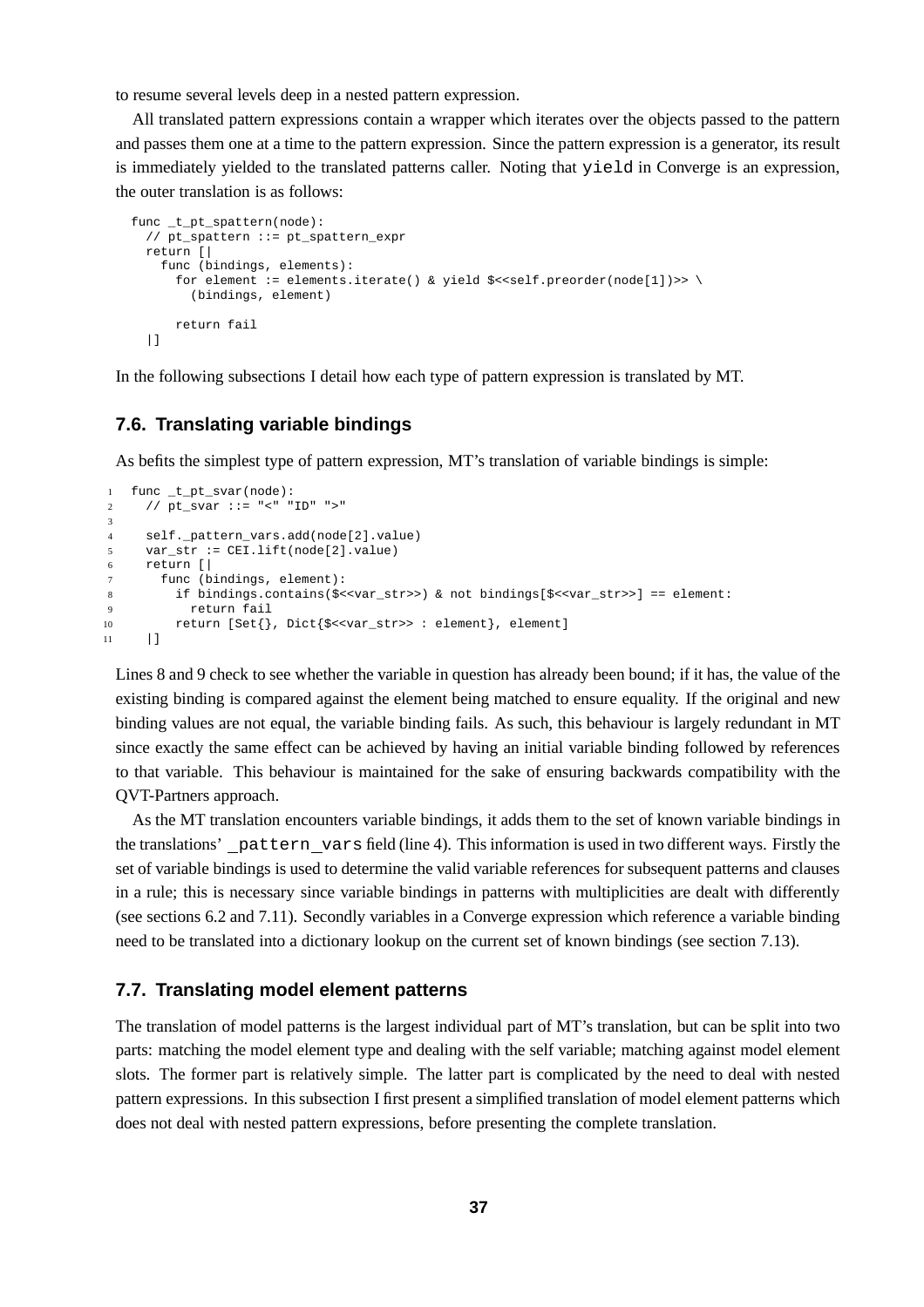to resume several levels deep in a nested pattern expression.

All translated pattern expressions contain a wrapper which iterates over the objects passed to the pattern and passes them one at a time to the pattern expression. Since the pattern expression is a generator, its result is immediately yielded to the translated patterns caller. Noting that `yield` in Converge is an expression, the outer translation is as follows:

```
func _t_pt_spattern(node):
  // pt_spattern ::= pt_spattern_expr
  return [|
    func (bindings, elements):
      for element := elements.iterate() & yield $<<self.preorder(node[1])>> \
        (bindings, element)

      return fail
  |]
```

In the following subsections I detail how each type of pattern expression is translated by MT.

### 7.6. Translating variable bindings

As befits the simplest type of pattern expression, MT's translation of variable bindings is simple:

```
1  func _t_pt_svar(node):
2    // pt_svar ::= "<" "ID" ">"
3
4    self._pattern_vars.add(node[2].value)
5    var_str := CEI.lift(node[2].value)
6    return [|
7      func (bindings, element):
8        if bindings.contains($<<var_str>>) & not bindings[$<<var_str>>] == element:
9          return fail
10       return [Set{}, Dict{$<<var_str>> : element}, element]
11   |]
```

Lines 8 and 9 check to see whether the variable in question has already been bound; if it has, the value of the existing binding is compared against the element being matched to ensure equality. If the original and new binding values are not equal, the variable binding fails. As such, this behaviour is largely redundant in MT since exactly the same effect can be achieved by having an initial variable binding followed by references to that variable. This behaviour is maintained for the sake of ensuring backwards compatibility with the QVT-Partners approach.

As the MT translation encounters variable bindings, it adds them to the set of known variable bindings in the translations' `_pattern_vars` field (line 4). This information is used in two different ways. Firstly the set of variable bindings is used to determine the valid variable references for subsequent patterns and clauses in a rule; this is necessary since variable bindings in patterns with multiplicities are dealt with differently (see sections 6.2 and 7.11). Secondly variables in a Converge expression which reference a variable binding need to be translated into a dictionary lookup on the current set of known bindings (see section 7.13).

### 7.7. Translating model element patterns

The translation of model patterns is the largest individual part of MT's translation, but can be split into two parts: matching the model element type and dealing with the self variable; matching against model element slots. The former part is relatively simple. The latter part is complicated by the need to deal with nested pattern expressions. In this subsection I first present a simplified translation of model element patterns which does not deal with nested pattern expressions, before presenting the complete translation.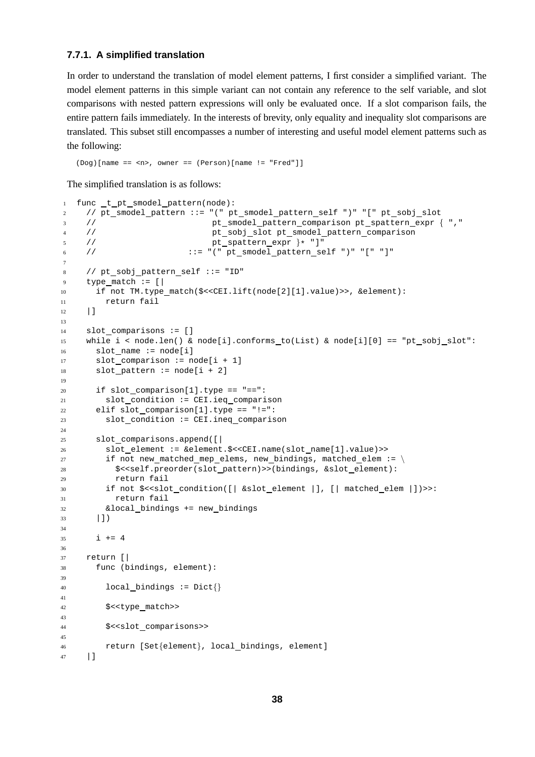### 7.7.1. A simplified translation

In order to understand the translation of model element patterns, I first consider a simplified variant. The model element patterns in this simple variant can not contain any reference to the self variable, and slot comparisons with nested pattern expressions will only be evaluated once. If a slot comparison fails, the entire pattern fails immediately. In the interests of brevity, only equality and inequality slot comparisons are translated. This subset still encompasses a number of interesting and useful model element patterns such as the following:

```
(Dog)[name == <n>, owner == (Person)[name != "Fred"]]
```

The simplified translation is as follows:

```
func _t_pt_smodel_pattern(node):
  // pt_smodel_pattern ::= "(" pt_smodel_pattern_self ")" "[" pt_sobj_slot
  //                        pt_smodel_pattern_comparison pt_spattern_expr { ","
  //                        pt_sobj_slot pt_smodel_pattern_comparison
  //                        pt_spattern_expr }* "]"
  //                  ::= "(" pt_smodel_pattern_self ")" "[" "]"

  // pt_sobj_pattern_self ::= "ID"
  type_match := [|
    if not TM.type_match($<<CEI.lift(node[2][1].value)>>, &element):
      return fail
  |]

  slot_comparisons := []
  while i < node.len() & node[i].conforms_to(List) & node[i][0] == "pt_sobj_slot":
    slot_name := node[i]
    slot_comparison := node[i + 1]
    slot_pattern := node[i + 2]

    if slot_comparison[1].type == "==":
      slot_condition := CEI.ieq_comparison
    elif slot_comparison[1].type == "!=":
      slot_condition := CEI.ineq_comparison

    slot_comparisons.append([|
      slot_element := &element.$<<CEI.name(slot_name[1].value)>>
      if not new_matched_mep_elems, new_bindings, matched_elem := \
        $<<self.preorder(slot_pattern)>>(bindings, &slot_element):
        return fail
      if not $<<slot_condition([| &slot_element |], [| matched_elem |])>>:
        return fail
      &local_bindings += new_bindings
    |])

    i += 4

  return [|
    func (bindings, element):

      local_bindings := Dict{}

      $<<type_match>>

      $<<slot_comparisons>>

      return [Set{element}, local_bindings, element]
  |]
```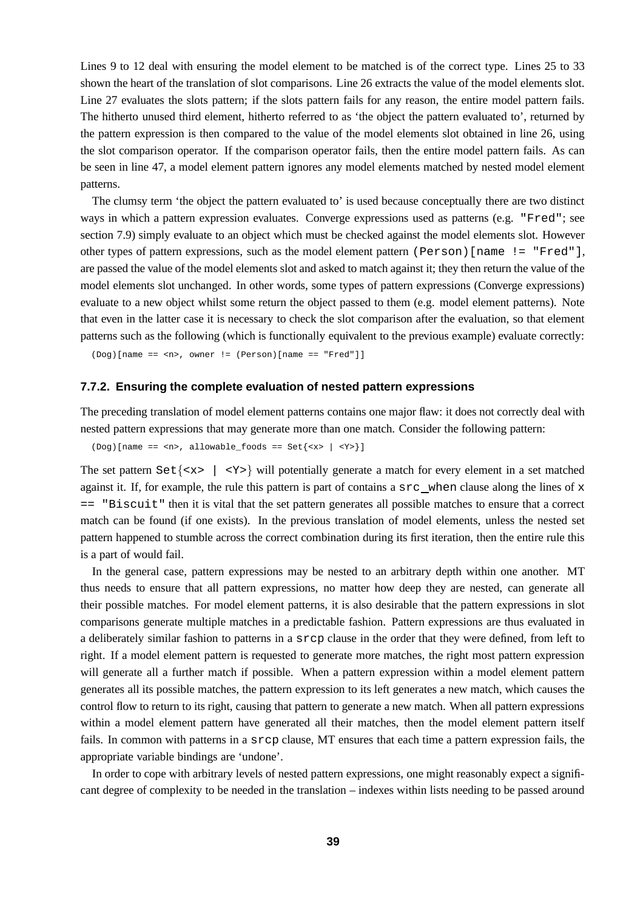Lines 9 to 12 deal with ensuring the model element to be matched is of the correct type. Lines 25 to 33 shown the heart of the translation of slot comparisons. Line 26 extracts the value of the model elements slot. Line 27 evaluates the slots pattern; if the slots pattern fails for any reason, the entire model pattern fails. The hitherto unused third element, hitherto referred to as 'the object the pattern evaluated to', returned by the pattern expression is then compared to the value of the model elements slot obtained in line 26, using the slot comparison operator. If the comparison operator fails, then the entire model pattern fails. As can be seen in line 47, a model element pattern ignores any model elements matched by nested model element patterns.

The clumsy term 'the object the pattern evaluated to' is used because conceptually there are two distinct ways in which a pattern expression evaluates. Converge expressions used as patterns (e.g. `"Fred"`; see section 7.9) simply evaluate to an object which must be checked against the model elements slot. However other types of pattern expressions, such as the model element pattern `(Person)[name != "Fred"]`, are passed the value of the model elements slot and asked to match against it; they then return the value of the model elements slot unchanged. In other words, some types of pattern expressions (Converge expressions) evaluate to a new object whilst some return the object passed to them (e.g. model element patterns). Note that even in the latter case it is necessary to check the slot comparison after the evaluation, so that element patterns such as the following (which is functionally equivalent to the previous example) evaluate correctly:

```
(Dog)[name == <n>, owner != (Person)[name == "Fred"]]
```

### 7.7.2. Ensuring the complete evaluation of nested pattern expressions

The preceding translation of model element patterns contains one major flaw: it does not correctly deal with nested pattern expressions that may generate more than one match. Consider the following pattern:

```
(Dog)[name == <n>, allowable_foods == Set{<x> | <Y>}]
```

The set pattern `Set{<x> | <Y>}` will potentially generate a match for every element in a set matched against it. If, for example, the rule this pattern is part of contains a `src_when` clause along the lines of `x == "Biscuit"` then it is vital that the set pattern generates all possible matches to ensure that a correct match can be found (if one exists). In the previous translation of model elements, unless the nested set pattern happened to stumble across the correct combination during its first iteration, then the entire rule this is a part of would fail.

In the general case, pattern expressions may be nested to an arbitrary depth within one another. MT thus needs to ensure that all pattern expressions, no matter how deep they are nested, can generate all their possible matches. For model element patterns, it is also desirable that the pattern expressions in slot comparisons generate multiple matches in a predictable fashion. Pattern expressions are thus evaluated in a deliberately similar fashion to patterns in a `srcp` clause in the order that they were defined, from left to right. If a model element pattern is requested to generate more matches, the right most pattern expression will generate all a further match if possible. When a pattern expression within a model element pattern generates all its possible matches, the pattern expression to its left generates a new match, which causes the control flow to return to its right, causing that pattern to generate a new match. When all pattern expressions within a model element pattern have generated all their matches, then the model element pattern itself fails. In common with patterns in a `srcp` clause, MT ensures that each time a pattern expression fails, the appropriate variable bindings are 'undone'.

In order to cope with arbitrary levels of nested pattern expressions, one might reasonably expect a significant degree of complexity to be needed in the translation – indexes within lists needing to be passed around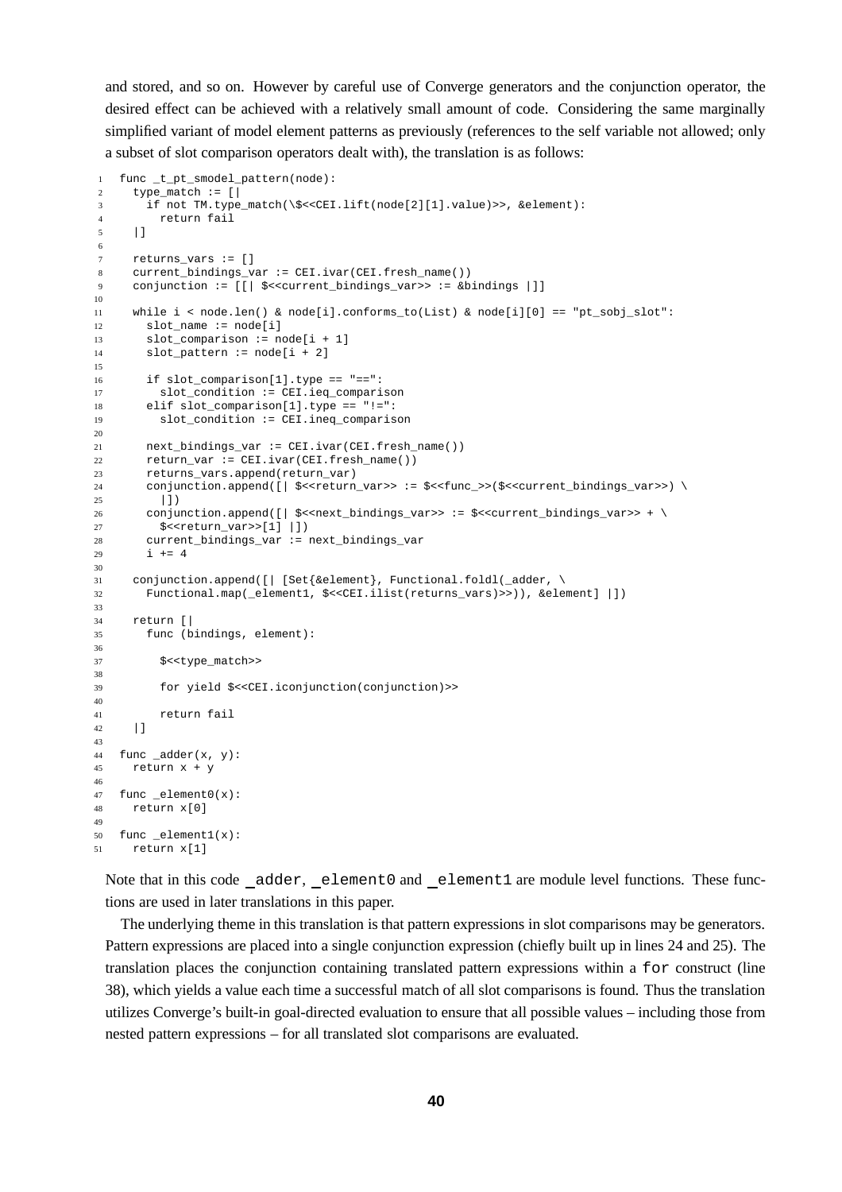and stored, and so on. However by careful use of Converge generators and the conjunction operator, the desired effect can be achieved with a relatively small amount of code. Considering the same marginally simplified variant of model element patterns as previously (references to the self variable not allowed; only a subset of slot comparison operators dealt with), the translation is as follows:

```
func _t_pt_smodel_pattern(node):
  type_match := [|
    if not TM.type_match(\$<<CEI.lift(node[2][1].value)>>, &element):
      return fail
  |]

  returns_vars := []
  current_bindings_var := CEI.ivar(CEI.fresh_name())
  conjunction := [[| $<<current_bindings_var>> := &bindings |]]

  while i < node.len() & node[i].conforms_to(List) & node[i][0] == "pt_sobj_slot":
    slot_name := node[i]
    slot_comparison := node[i + 1]
    slot_pattern := node[i + 2]

    if slot_comparison[1].type == "==":
      slot_condition := CEI.ieq_comparison
    elif slot_comparison[1].type == "!=":
      slot_condition := CEI.ineq_comparison

    next_bindings_var := CEI.ivar(CEI.fresh_name())
    return_var := CEI.ivar(CEI.fresh_name())
    returns_vars.append(return_var)
    conjunction.append([| $<<return_var>> := $<<func_>>($<<current_bindings_var>>) \
      |])
    conjunction.append([| $<<next_bindings_var>> := $<<current_bindings_var>> + \
      $<<return_var>>[1] |])
    current_bindings_var := next_bindings_var
    i += 4

  conjunction.append([| [Set{&element}, Functional.foldl(_adder, \
    Functional.map(_element1, $<<CEI.ilist(returns_vars)>>)), &element] |])

  return [|
    func (bindings, element):

      $<<type_match>>

      for yield $<<CEI.iconjunction(conjunction)>>

      return fail
  |]

func _adder(x, y):
  return x + y

func _element0(x):
  return x[0]

func _element1(x):
  return x[1]
```

Note that in this code `_adder`, `_element0` and `_element1` are module level functions. These functions are used in later translations in this paper.

The underlying theme in this translation is that pattern expressions in slot comparisons may be generators. Pattern expressions are placed into a single conjunction expression (chiefly built up in lines 24 and 25). The translation places the conjunction containing translated pattern expressions within a `for` construct (line 38), which yields a value each time a successful match of all slot comparisons is found. Thus the translation utilizes Converge's built-in goal-directed evaluation to ensure that all possible values – including those from nested pattern expressions – for all translated slot comparisons are evaluated.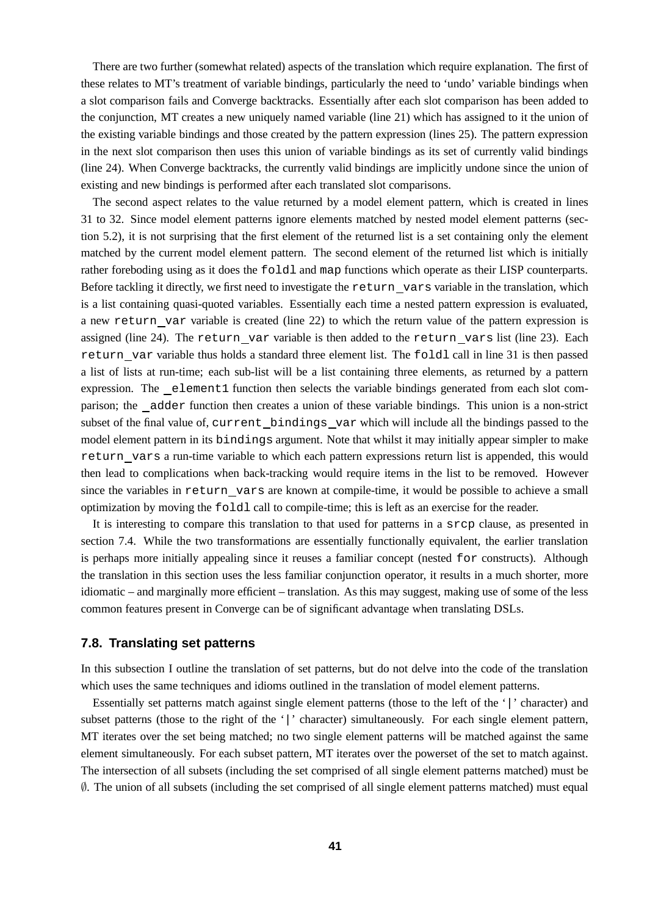There are two further (somewhat related) aspects of the translation which require explanation. The first of these relates to MT's treatment of variable bindings, particularly the need to 'undo' variable bindings when a slot comparison fails and Converge backtracks. Essentially after each slot comparison has been added to the conjunction, MT creates a new uniquely named variable (line 21) which has assigned to it the union of the existing variable bindings and those created by the pattern expression (lines 25). The pattern expression in the next slot comparison then uses this union of variable bindings as its set of currently valid bindings (line 24). When Converge backtracks, the currently valid bindings are implicitly undone since the union of existing and new bindings is performed after each translated slot comparisons.

The second aspect relates to the value returned by a model element pattern, which is created in lines 31 to 32. Since model element patterns ignore elements matched by nested model element patterns (section 5.2), it is not surprising that the first element of the returned list is a set containing only the element matched by the current model element pattern. The second element of the returned list which is initially rather foreboding using as it does the `foldl` and `map` functions which operate as their LISP counterparts. Before tackling it directly, we first need to investigate the `return_vars` variable in the translation, which is a list containing quasi-quoted variables. Essentially each time a nested pattern expression is evaluated, a new `return_var` variable is created (line 22) to which the return value of the pattern expression is assigned (line 24). The `return_var` variable is then added to the `return_vars` list (line 23). Each `return_var` variable thus holds a standard three element list. The `foldl` call in line 31 is then passed a list of lists at run-time; each sub-list will be a list containing three elements, as returned by a pattern expression. The `_element1` function then selects the variable bindings generated from each slot comparison; the `_adder` function then creates a union of these variable bindings. This union is a non-strict subset of the final value of, `current_bindings_var` which will include all the bindings passed to the model element pattern in its `bindings` argument. Note that whilst it may initially appear simpler to make `return_vars` a run-time variable to which each pattern expressions return list is appended, this would then lead to complications when back-tracking would require items in the list to be removed. However since the variables in `return_vars` are known at compile-time, it would be possible to achieve a small optimization by moving the `foldl` call to compile-time; this is left as an exercise for the reader.

It is interesting to compare this translation to that used for patterns in a `srcp` clause, as presented in section 7.4. While the two transformations are essentially functionally equivalent, the earlier translation is perhaps more initially appealing since it reuses a familiar concept (nested `for` constructs). Although the translation in this section uses the less familiar conjunction operator, it results in a much shorter, more idiomatic – and marginally more efficient – translation. As this may suggest, making use of some of the less common features present in Converge can be of significant advantage when translating DSLs.

### 7.8. Translating set patterns

In this subsection I outline the translation of set patterns, but do not delve into the code of the translation which uses the same techniques and idioms outlined in the translation of model element patterns.

Essentially set patterns match against single element patterns (those to the left of the '`|`' character) and subset patterns (those to the right of the '`|`' character) simultaneously. For each single element pattern, MT iterates over the set being matched; no two single element patterns will be matched against the same element simultaneously. For each subset pattern, MT iterates over the powerset of the set to match against. The intersection of all subsets (including the set comprised of all single element patterns matched) must be $\emptyset$. The union of all subsets (including the set comprised of all single element patterns matched) must equal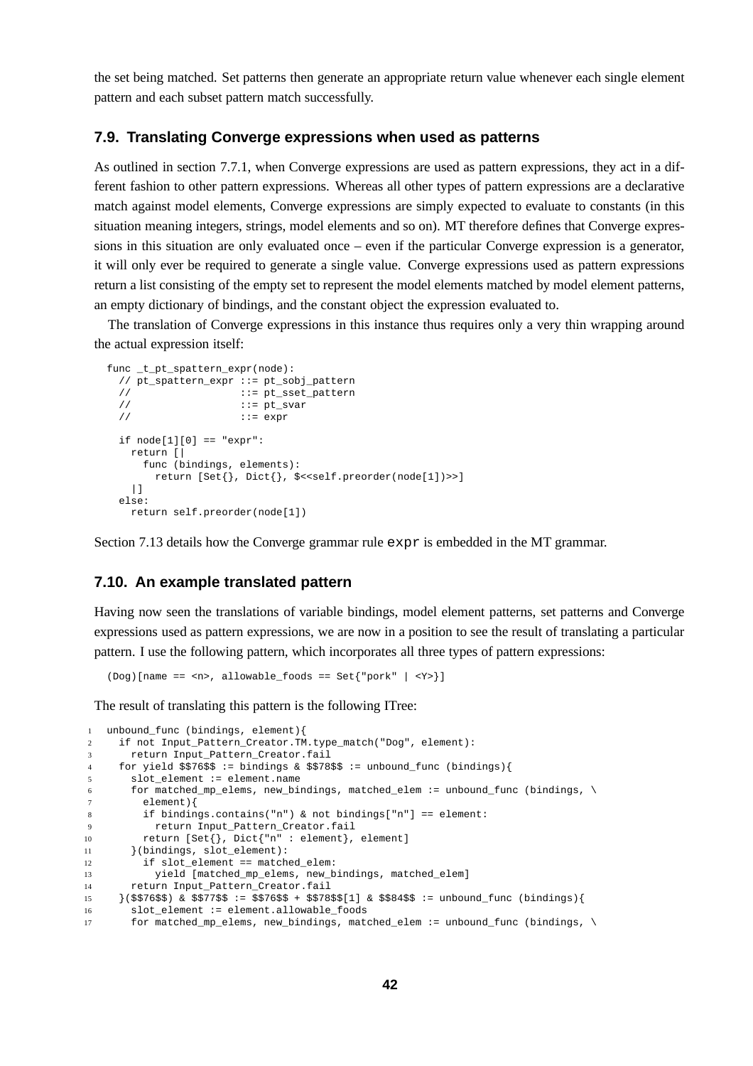the set being matched. Set patterns then generate an appropriate return value whenever each single element pattern and each subset pattern match successfully.

### 7.9. Translating Converge expressions when used as patterns

As outlined in section 7.7.1, when Converge expressions are used as pattern expressions, they act in a different fashion to other pattern expressions. Whereas all other types of pattern expressions are a declarative match against model elements, Converge expressions are simply expected to evaluate to constants (in this situation meaning integers, strings, model elements and so on). MT therefore defines that Converge expressions in this situation are only evaluated once – even if the particular Converge expression is a generator, it will only ever be required to generate a single value. Converge expressions used as pattern expressions return a list consisting of the empty set to represent the model elements matched by model element patterns, an empty dictionary of bindings, and the constant object the expression evaluated to.

The translation of Converge expressions in this instance thus requires only a very thin wrapping around the actual expression itself:

```
func _t_pt_spattern_expr(node):
  // pt_spattern_expr ::= pt_sobj_pattern
  //                  ::= pt_sset_pattern
  //                  ::= pt_svar
  //                  ::= expr

  if node[1][0] == "expr":
    return [|
      func (bindings, elements):
        return [Set{}, Dict{}, $<<self.preorder(node[1])>>]
    |]
  else:
    return self.preorder(node[1])
```

Section 7.13 details how the Converge grammar rule `expr` is embedded in the MT grammar.

### 7.10. An example translated pattern

Having now seen the translations of variable bindings, model element patterns, set patterns and Converge expressions used as pattern expressions, we are now in a position to see the result of translating a particular pattern. I use the following pattern, which incorporates all three types of pattern expressions:

```
(Dog)[name == <n>, allowable_foods == Set{"pork" | <Y>}]
```

The result of translating this pattern is the following ITree:

```
1  unbound_func (bindings, element){
2    if not Input_Pattern_Creator.TM.type_match("Dog", element):
3      return Input_Pattern_Creator.fail
4    for yield $$76$$ := bindings & $$78$$ := unbound_func (bindings){
5      slot_element := element.name
6      for matched_mp_elems, new_bindings, matched_elem := unbound_func (bindings, \
7        element){
8        if bindings.contains("n") & not bindings["n"] == element:
9          return Input_Pattern_Creator.fail
10       return [Set{}, Dict{"n" : element}, element]
11     }(bindings, slot_element):
12       if slot_element == matched_elem:
13         yield [matched_mp_elems, new_bindings, matched_elem]
14     return Input_Pattern_Creator.fail
15   }($$76$$) & $$77$$ := $$76$$ + $$78$$[1] & $$84$$ := unbound_func (bindings){
16     slot_element := element.allowable_foods
17     for matched_mp_elems, new_bindings, matched_elem := unbound_func (bindings, \
```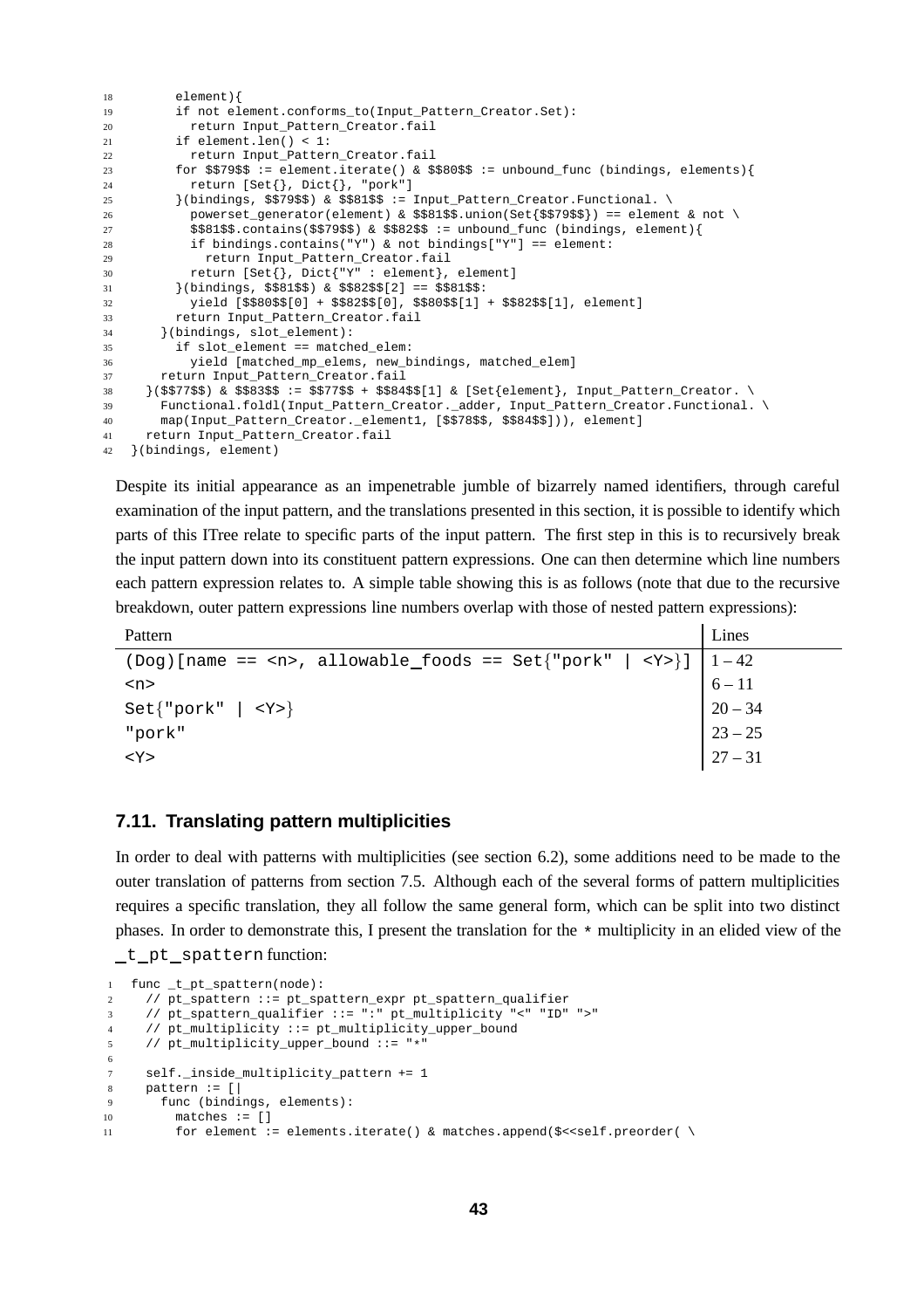```
18          element){
19          if not element.conforms_to(Input_Pattern_Creator.Set):
20            return Input_Pattern_Creator.fail
21          if element.len() < 1:
22            return Input_Pattern_Creator.fail
23          for $$79$$ := element.iterate() & $$80$$ := unbound_func (bindings, elements){
24            return [Set{}, Dict{}, "pork"]
25          }(bindings, $$79$$) & $$81$$ := Input_Pattern_Creator.Functional. \
26            powerset_generator(element) & $$81$$.union(Set{$$79$$}) == element & not \
27            $$81$$.contains($$79$$) & $$82$$ := unbound_func (bindings, element){
28            if bindings.contains("Y") & not bindings["Y"] == element:
29              return Input_Pattern_Creator.fail
30            return [Set{}, Dict{"Y" : element}, element]
31          }(bindings, $$81$$) & $$82$$[2] == $$81$$:
32            yield [$$80$$[0] + $$82$$[0], $$80$$[1] + $$82$$[1], element]
33          return Input_Pattern_Creator.fail
34        }(bindings, slot_element):
35          if slot_element == matched_elem:
36            yield [matched_mp_elems, new_bindings, matched_elem]
37        return Input_Pattern_Creator.fail
38      }($$77$$) & $$83$$ := $$77$$ + $$84$$[1] & [Set{element}, Input_Pattern_Creator. \
39        Functional.foldl(Input_Pattern_Creator._adder, Input_Pattern_Creator.Functional. \
40        map(Input_Pattern_Creator._element1, [$$78$$, $$84$$])), element]
41      return Input_Pattern_Creator.fail
42    }(bindings, element)
```

Despite its initial appearance as an impenetrable jumble of bizarrely named identifiers, through careful examination of the input pattern, and the translations presented in this section, it is possible to identify which parts of this ITree relate to specific parts of the input pattern. The first step in this is to recursively break the input pattern down into its constituent pattern expressions. One can then determine which line numbers each pattern expression relates to. A simple table showing this is as follows (note that due to the recursive breakdown, outer pattern expressions line numbers overlap with those of nested pattern expressions):

| Pattern | Lines |
|---|---|
| `(Dog)[name == <n>, allowable_foods == Set{"pork" \| <Y>}]` | 1 – 42 |
| `<n>` | 6 – 11 |
| `Set{"pork" \| <Y>}` | 20 – 34 |
| `"pork"` | 23 – 25 |
| `<Y>` | 27 – 31 |

### 7.11. Translating pattern multiplicities

In order to deal with patterns with multiplicities (see section 6.2), some additions need to be made to the outer translation of patterns from section 7.5. Although each of the several forms of pattern multiplicities requires a specific translation, they all follow the same general form, which can be split into two distinct phases. In order to demonstrate this, I present the translation for the `*` multiplicity in an elided view of the `_t_pt_spattern` function:

```
1   func _t_pt_spattern(node):
2     // pt_spattern ::= pt_spattern_expr pt_spattern_qualifier
3     // pt_spattern_qualifier ::= ":" pt_multiplicity "<" "ID" ">"
4     // pt_multiplicity ::= pt_multiplicity_upper_bound
5     // pt_multiplicity_upper_bound ::= "*"
6
7     self._inside_multiplicity_pattern += 1
8     pattern := [|
9       func (bindings, elements):
10        matches := []
11        for element := elements.iterate() & matches.append($<<self.preorder( \
```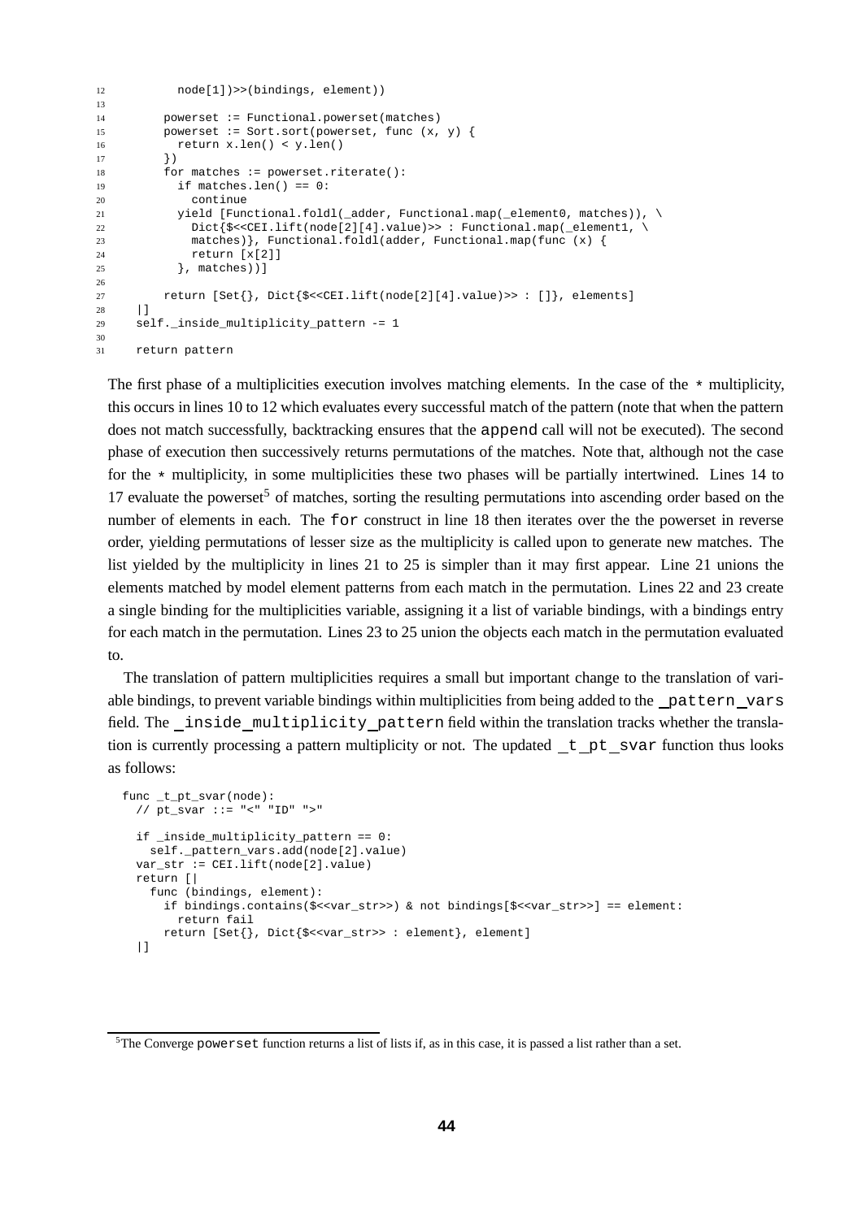```
12          node[1])>>(bindings, element))
13
14        powerset := Functional.powerset(matches)
15        powerset := Sort.sort(powerset, func (x, y) {
16          return x.len() < y.len()
17        })
18        for matches := powerset.riterate():
19          if matches.len() == 0:
20            continue
21          yield [Functional.foldl(_adder, Functional.map(_element0, matches)), \
22            Dict{$<<CEI.lift(node[2][4].value)>> : Functional.map(_element1, \
23            matches)}, Functional.foldl(adder, Functional.map(func (x) {
24            return [x[2]]
25          }, matches))]
26
27        return [Set{}, Dict{$<<CEI.lift(node[2][4].value)>> : []}, elements]
28    |]
29    self._inside_multiplicity_pattern -= 1
30
31    return pattern
```

The first phase of a multiplicities execution involves matching elements. In the case of the * multiplicity, this occurs in lines 10 to 12 which evaluates every successful match of the pattern (note that when the pattern does not match successfully, backtracking ensures that the `append` call will not be executed). The second phase of execution then successively returns permutations of the matches. Note that, although not the case for the * multiplicity, in some multiplicities these two phases will be partially intertwined. Lines 14 to 17 evaluate the powerset[5] of matches, sorting the resulting permutations into ascending order based on the number of elements in each. The `for` construct in line 18 then iterates over the the powerset in reverse order, yielding permutations of lesser size as the multiplicity is called upon to generate new matches. The list yielded by the multiplicity in lines 21 to 25 is simpler than it may first appear. Line 21 unions the elements matched by model element patterns from each match in the permutation. Lines 22 and 23 create a single binding for the multiplicities variable, assigning it a list of variable bindings, with a bindings entry for each match in the permutation. Lines 23 to 25 union the objects each match in the permutation evaluated to.

The translation of pattern multiplicities requires a small but important change to the translation of variable bindings, to prevent variable bindings within multiplicities from being added to the `_pattern_vars` field. The `_inside_multiplicity_pattern` field within the translation tracks whether the translation is currently processing a pattern multiplicity or not. The updated `_t_pt_svar` function thus looks as follows:

```
func _t_pt_svar(node):
  // pt_svar ::= "<" "ID" ">"

  if _inside_multiplicity_pattern == 0:
    self._pattern_vars.add(node[2].value)
  var_str := CEI.lift(node[2].value)
  return [|
    func (bindings, element):
      if bindings.contains($<<var_str>>) & not bindings[$<<var_str>>] == element:
        return fail
      return [Set{}, Dict{$<<var_str>> : element}, element]
  |]
```

[5] The Converge `powerset` function returns a list of lists if, as in this case, it is passed a list rather than a set.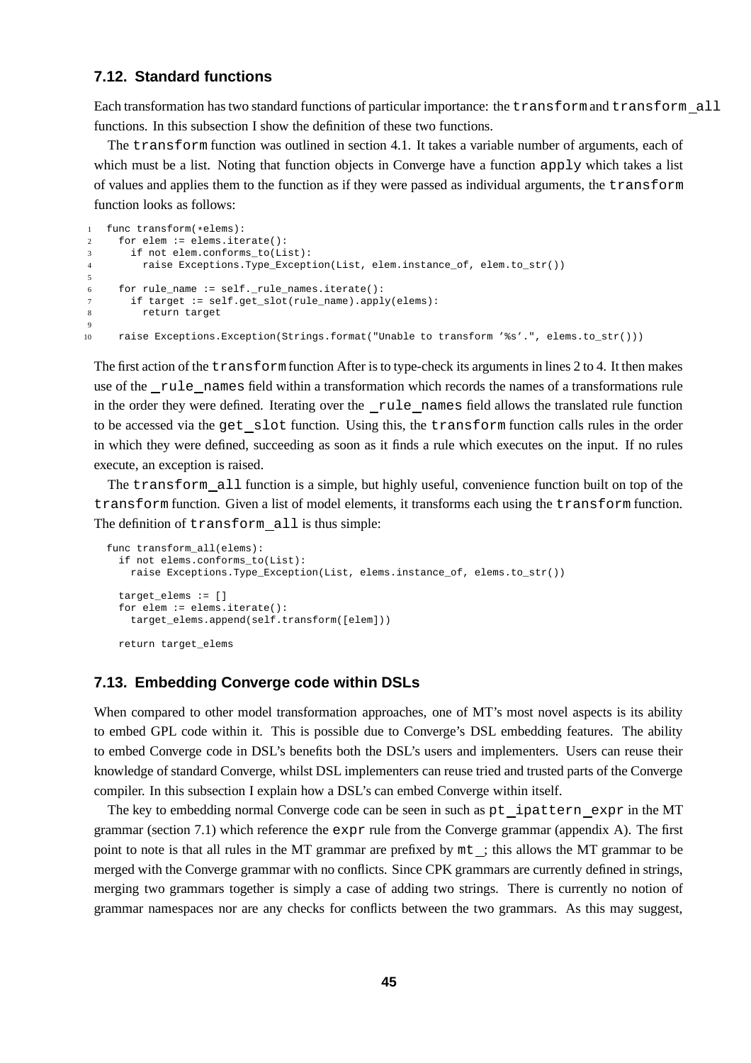### 7.12. Standard functions

Each transformation has two standard functions of particular importance: the `transform` and `transform_all` functions. In this subsection I show the definition of these two functions.

The `transform` function was outlined in section 4.1. It takes a variable number of arguments, each of which must be a list. Noting that function objects in Converge have a function `apply` which takes a list of values and applies them to the function as if they were passed as individual arguments, the `transform` function looks as follows:

```
1  func transform(*elems):
2    for elem := elems.iterate():
3      if not elem.conforms_to(List):
4        raise Exceptions.Type_Exception(List, elem.instance_of, elem.to_str())
5
6    for rule_name := self._rule_names.iterate():
7      if target := self.get_slot(rule_name).apply(elems):
8        return target
9
10   raise Exceptions.Exception(Strings.format("Unable to transform '%s'.", elems.to_str()))
```

The first action of the `transform` function After is to type-check its arguments in lines 2 to 4. It then makes use of the `_rule_names` field within a transformation which records the names of a transformations rule in the order they were defined. Iterating over the `_rule_names` field allows the translated rule function to be accessed via the `get_slot` function. Using this, the `transform` function calls rules in the order in which they were defined, succeeding as soon as it finds a rule which executes on the input. If no rules execute, an exception is raised.

The `transform_all` function is a simple, but highly useful, convenience function built on top of the `transform` function. Given a list of model elements, it transforms each using the `transform` function. The definition of `transform_all` is thus simple:

```
func transform_all(elems):
  if not elems.conforms_to(List):
    raise Exceptions.Type_Exception(List, elems.instance_of, elems.to_str())

  target_elems := []
  for elem := elems.iterate():
    target_elems.append(self.transform([elem]))

  return target_elems
```

### 7.13. Embedding Converge code within DSLs

When compared to other model transformation approaches, one of MT's most novel aspects is its ability to embed GPL code within it. This is possible due to Converge's DSL embedding features. The ability to embed Converge code in DSL's benefits both the DSL's users and implementers. Users can reuse their knowledge of standard Converge, whilst DSL implementers can reuse tried and trusted parts of the Converge compiler. In this subsection I explain how a DSL's can embed Converge within itself.

The key to embedding normal Converge code can be seen in such as `pt_ipattern_expr` in the MT grammar (section 7.1) which reference the `expr` rule from the Converge grammar (appendix A). The first point to note is that all rules in the MT grammar are prefixed by `mt_`; this allows the MT grammar to be merged with the Converge grammar with no conflicts. Since CPK grammars are currently defined in strings, merging two grammars together is simply a case of adding two strings. There is currently no notion of grammar namespaces nor are any checks for conflicts between the two grammars. As this may suggest,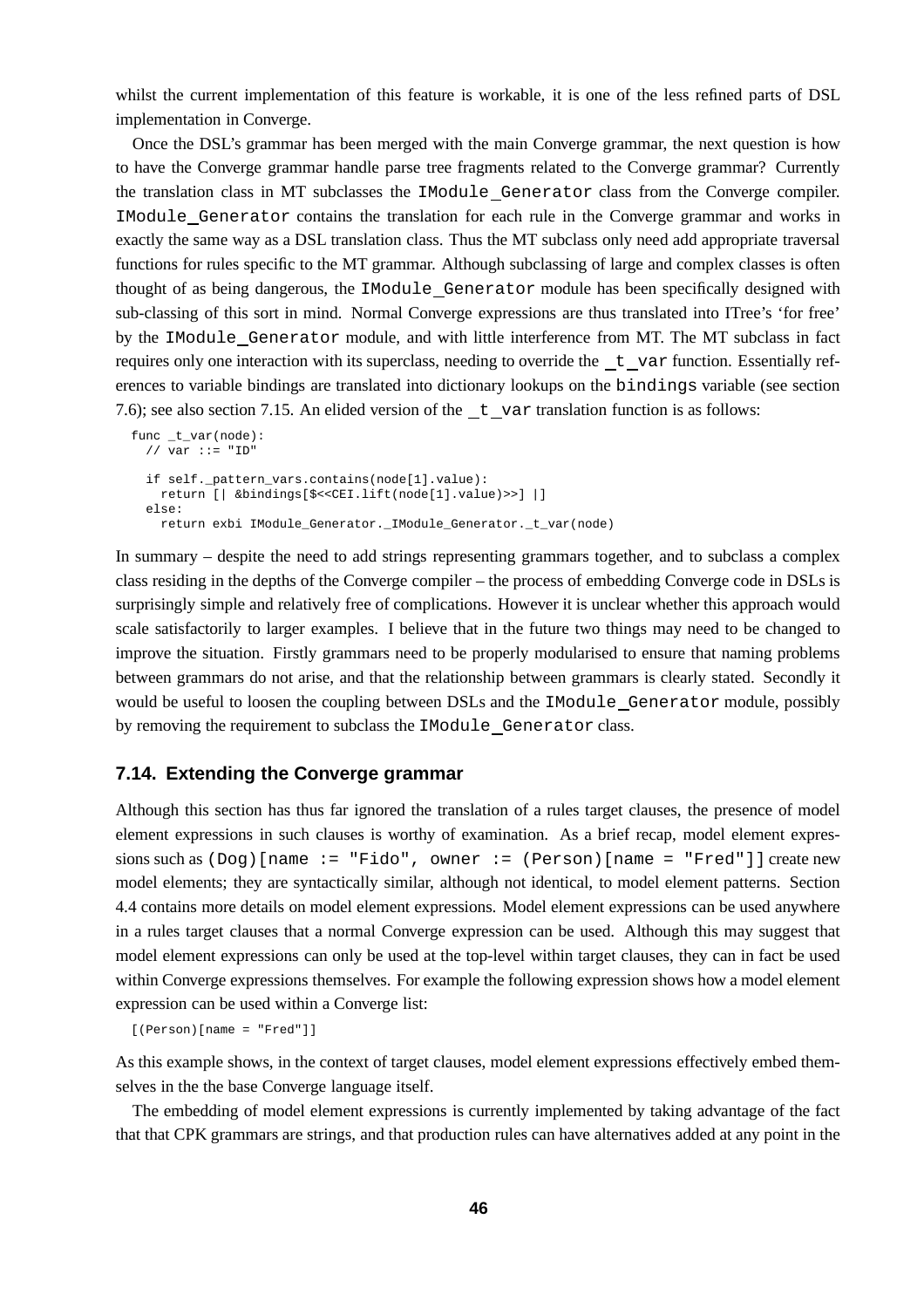whilst the current implementation of this feature is workable, it is one of the less refined parts of DSL implementation in Converge.

Once the DSL's grammar has been merged with the main Converge grammar, the next question is how to have the Converge grammar handle parse tree fragments related to the Converge grammar? Currently the translation class in MT subclasses the `IModule_Generator` class from the Converge compiler. `IModule_Generator` contains the translation for each rule in the Converge grammar and works in exactly the same way as a DSL translation class. Thus the MT subclass only need add appropriate traversal functions for rules specific to the MT grammar. Although subclassing of large and complex classes is often thought of as being dangerous, the `IModule_Generator` module has been specifically designed with sub-classing of this sort in mind. Normal Converge expressions are thus translated into ITree's 'for free' by the `IModule_Generator` module, and with little interference from MT. The MT subclass in fact requires only one interaction with its superclass, needing to override the `_t_var` function. Essentially references to variable bindings are translated into dictionary lookups on the `bindings` variable (see section 7.6); see also section 7.15. An elided version of the `_t_var` translation function is as follows:

```
func _t_var(node):
  // var ::= "ID"

  if self._pattern_vars.contains(node[1].value):
    return [| &bindings[$<<CEI.lift(node[1].value)>>] |]
  else:
    return exbi IModule_Generator._IModule_Generator._t_var(node)
```

In summary – despite the need to add strings representing grammars together, and to subclass a complex class residing in the depths of the Converge compiler – the process of embedding Converge code in DSLs is surprisingly simple and relatively free of complications. However it is unclear whether this approach would scale satisfactorily to larger examples. I believe that in the future two things may need to be changed to improve the situation. Firstly grammars need to be properly modularised to ensure that naming problems between grammars do not arise, and that the relationship between grammars is clearly stated. Secondly it would be useful to loosen the coupling between DSLs and the `IModule_Generator` module, possibly by removing the requirement to subclass the `IModule_Generator` class.

## 7.14. Extending the Converge grammar

Although this section has thus far ignored the translation of a rules target clauses, the presence of model element expressions in such clauses is worthy of examination. As a brief recap, model element expressions such as `(Dog)[name := "Fido", owner := (Person)[name = "Fred"]]` create new model elements; they are syntactically similar, although not identical, to model element patterns. Section 4.4 contains more details on model element expressions. Model element expressions can be used anywhere in a rules target clauses that a normal Converge expression can be used. Although this may suggest that model element expressions can only be used at the top-level within target clauses, they can in fact be used within Converge expressions themselves. For example the following expression shows how a model element expression can be used within a Converge list:

```
[(Person)[name = "Fred"]]
```

As this example shows, in the context of target clauses, model element expressions effectively embed themselves in the the base Converge language itself.

The embedding of model element expressions is currently implemented by taking advantage of the fact that that CPK grammars are strings, and that production rules can have alternatives added at any point in the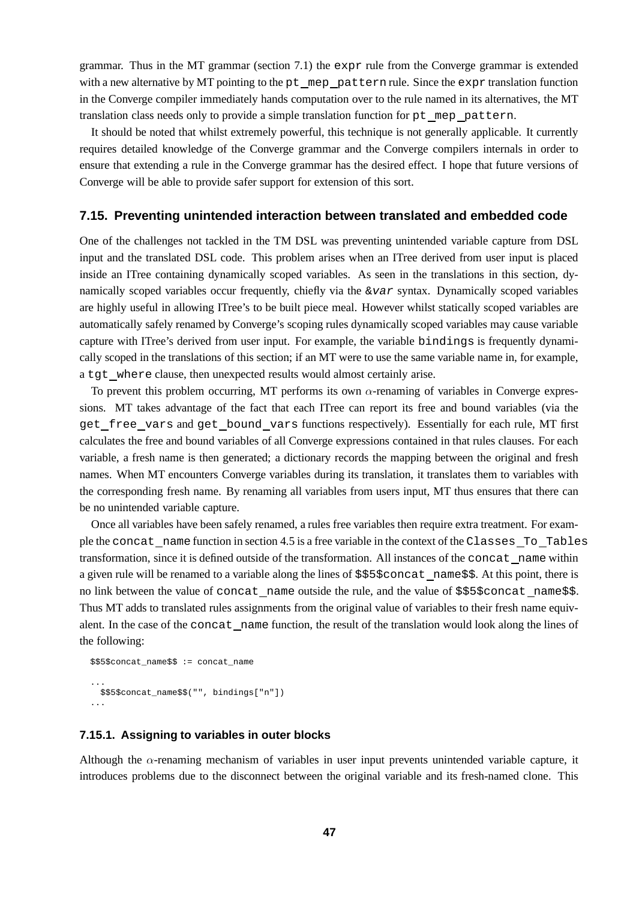grammar. Thus in the MT grammar (section 7.1) the `expr` rule from the Converge grammar is extended with a new alternative by MT pointing to the `pt_mep_pattern` rule. Since the `expr` translation function in the Converge compiler immediately hands computation over to the rule named in its alternatives, the MT translation class needs only to provide a simple translation function for `pt_mep_pattern`.

It should be noted that whilst extremely powerful, this technique is not generally applicable. It currently requires detailed knowledge of the Converge grammar and the Converge compilers internals in order to ensure that extending a rule in the Converge grammar has the desired effect. I hope that future versions of Converge will be able to provide safer support for extension of this sort.

## 7.15. Preventing unintended interaction between translated and embedded code

One of the challenges not tackled in the TM DSL was preventing unintended variable capture from DSL input and the translated DSL code. This problem arises when an ITree derived from user input is placed inside an ITree containing dynamically scoped variables. As seen in the translations in this section, dynamically scoped variables occur frequently, chiefly via the `&var` syntax. Dynamically scoped variables are highly useful in allowing ITree's to be built piece meal. However whilst statically scoped variables are automatically safely renamed by Converge's scoping rules dynamically scoped variables may cause variable capture with ITree's derived from user input. For example, the variable `bindings` is frequently dynamically scoped in the translations of this section; if an MT were to use the same variable name in, for example, a `tgt_where` clause, then unexpected results would almost certainly arise.

To prevent this problem occurring, MT performs its own $\alpha$-renaming of variables in Converge expressions. MT takes advantage of the fact that each ITree can report its free and bound variables (via the `get_free_vars` and `get_bound_vars` functions respectively). Essentially for each rule, MT first calculates the free and bound variables of all Converge expressions contained in that rules clauses. For each variable, a fresh name is then generated; a dictionary records the mapping between the original and fresh names. When MT encounters Converge variables during its translation, it translates them to variables with the corresponding fresh name. By renaming all variables from users input, MT thus ensures that there can be no unintended variable capture.

Once all variables have been safely renamed, a rules free variables then require extra treatment. For example the `concat_name` function in section 4.5 is a free variable in the context of the `Classes_To_Tables` transformation, since it is defined outside of the transformation. All instances of the `concat_name` within a given rule will be renamed to a variable along the lines of `$$5$concat_name$$`. At this point, there is no link between the value of `concat_name` outside the rule, and the value of `$$5$concat_name$$`. Thus MT adds to translated rules assignments from the original value of variables to their fresh name equivalent. In the case of the `concat_name` function, the result of the translation would look along the lines of the following:

```
$$5$concat_name$$ := concat_name

...
  $$5$concat_name$$("", bindings["n"])
...
```

### 7.15.1. Assigning to variables in outer blocks

Although the $\alpha$-renaming mechanism of variables in user input prevents unintended variable capture, it introduces problems due to the disconnect between the original variable and its fresh-named clone. This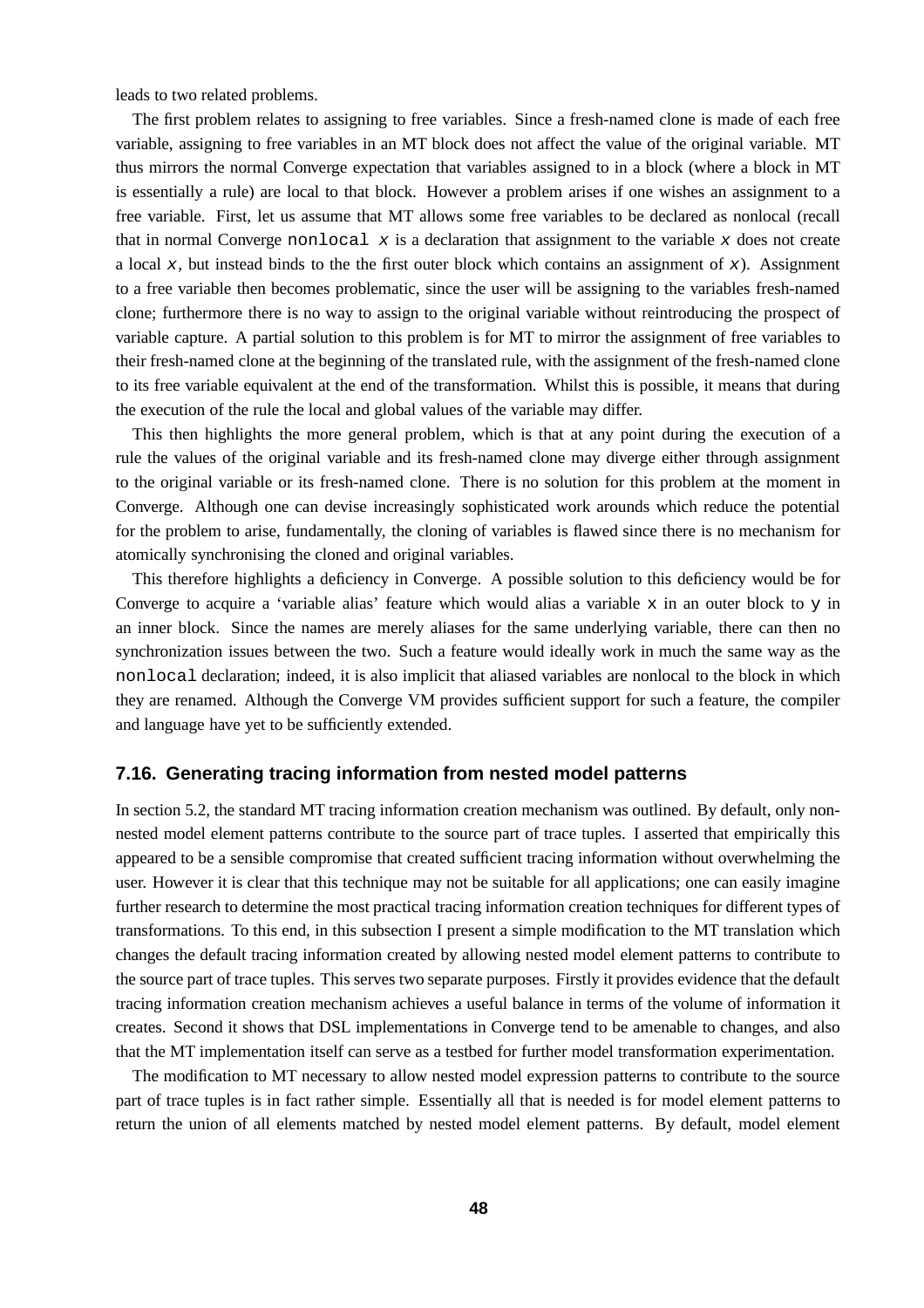leads to two related problems.

The first problem relates to assigning to free variables. Since a fresh-named clone is made of each free variable, assigning to free variables in an MT block does not affect the value of the original variable. MT thus mirrors the normal Converge expectation that variables assigned to in a block (where a block in MT is essentially a rule) are local to that block. However a problem arises if one wishes an assignment to a free variable. First, let us assume that MT allows some free variables to be declared as nonlocal (recall that in normal Converge `nonlocal x` is a declaration that assignment to the variable `x` does not create a local `x`, but instead binds to the the first outer block which contains an assignment of `x`). Assignment to a free variable then becomes problematic, since the user will be assigning to the variables fresh-named clone; furthermore there is no way to assign to the original variable without reintroducing the prospect of variable capture. A partial solution to this problem is for MT to mirror the assignment of free variables to their fresh-named clone at the beginning of the translated rule, with the assignment of the fresh-named clone to its free variable equivalent at the end of the transformation. Whilst this is possible, it means that during the execution of the rule the local and global values of the variable may differ.

This then highlights the more general problem, which is that at any point during the execution of a rule the values of the original variable and its fresh-named clone may diverge either through assignment to the original variable or its fresh-named clone. There is no solution for this problem at the moment in Converge. Although one can devise increasingly sophisticated work arounds which reduce the potential for the problem to arise, fundamentally, the cloning of variables is flawed since there is no mechanism for atomically synchronising the cloned and original variables.

This therefore highlights a deficiency in Converge. A possible solution to this deficiency would be for Converge to acquire a 'variable alias' feature which would alias a variable `x` in an outer block to `y` in an inner block. Since the names are merely aliases for the same underlying variable, there can then no synchronization issues between the two. Such a feature would ideally work in much the same way as the `nonlocal` declaration; indeed, it is also implicit that aliased variables are nonlocal to the block in which they are renamed. Although the Converge VM provides sufficient support for such a feature, the compiler and language have yet to be sufficiently extended.

### 7.16. Generating tracing information from nested model patterns

In section 5.2, the standard MT tracing information creation mechanism was outlined. By default, only non-nested model element patterns contribute to the source part of trace tuples. I asserted that empirically this appeared to be a sensible compromise that created sufficient tracing information without overwhelming the user. However it is clear that this technique may not be suitable for all applications; one can easily imagine further research to determine the most practical tracing information creation techniques for different types of transformations. To this end, in this subsection I present a simple modification to the MT translation which changes the default tracing information created by allowing nested model element patterns to contribute to the source part of trace tuples. This serves two separate purposes. Firstly it provides evidence that the default tracing information creation mechanism achieves a useful balance in terms of the volume of information it creates. Second it shows that DSL implementations in Converge tend to be amenable to changes, and also that the MT implementation itself can serve as a testbed for further model transformation experimentation.

The modification to MT necessary to allow nested model expression patterns to contribute to the source part of trace tuples is in fact rather simple. Essentially all that is needed is for model element patterns to return the union of all elements matched by nested model element patterns. By default, model element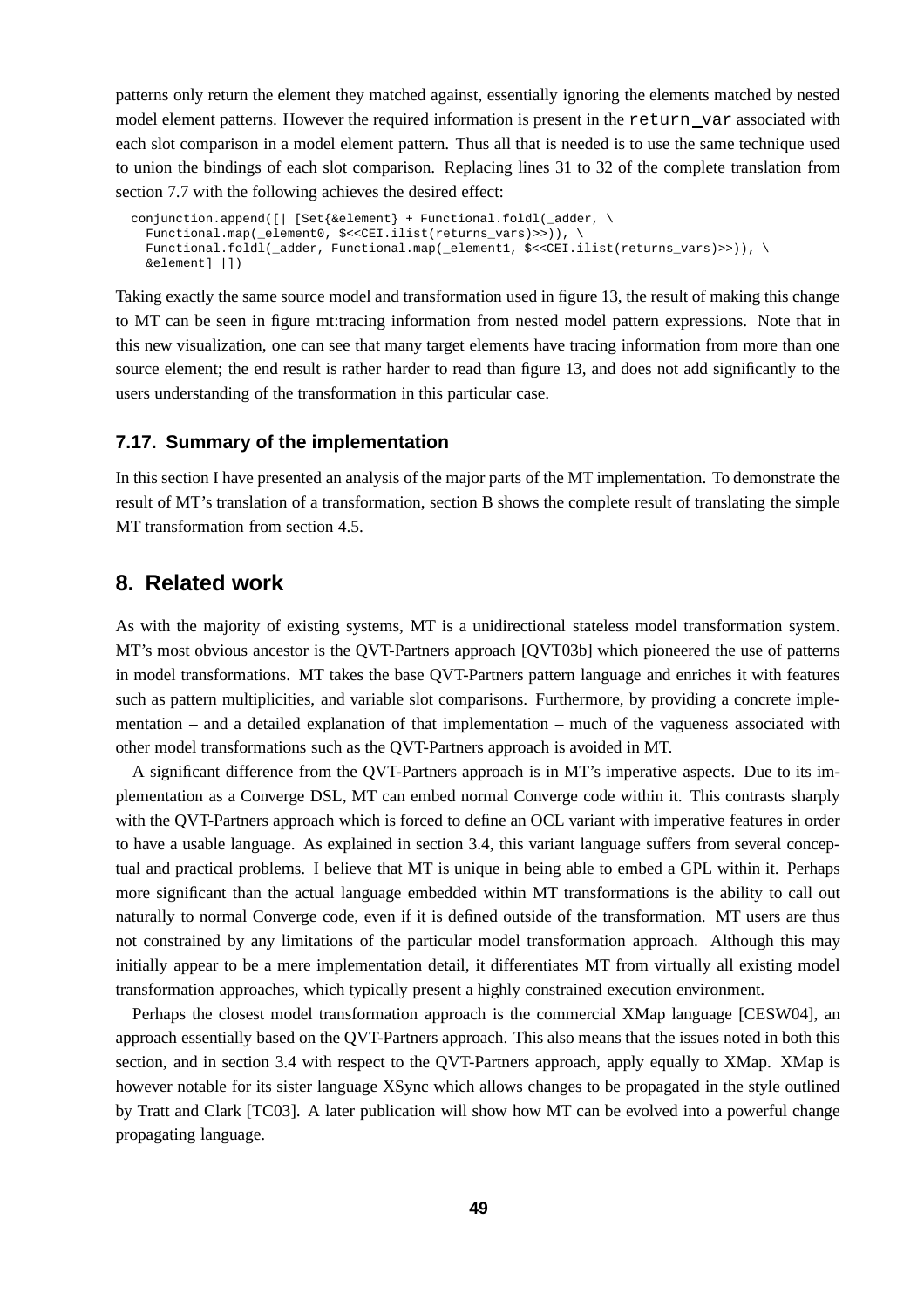patterns only return the element they matched against, essentially ignoring the elements matched by nested model element patterns. However the required information is present in the `return_var` associated with each slot comparison in a model element pattern. Thus all that is needed is to use the same technique used to union the bindings of each slot comparison. Replacing lines 31 to 32 of the complete translation from section 7.7 with the following achieves the desired effect:

```
conjunction.append([| [Set{&element} + Functional.foldl(_adder, \
  Functional.map(_element0, $<<CEI.ilist(returns_vars)>>)), \
  Functional.foldl(_adder, Functional.map(_element1, $<<CEI.ilist(returns_vars)>>)), \
  &element] |])
```

Taking exactly the same source model and transformation used in figure 13, the result of making this change to MT can be seen in figure mt:tracing information from nested model pattern expressions. Note that in this new visualization, one can see that many target elements have tracing information from more than one source element; the end result is rather harder to read than figure 13, and does not add significantly to the users understanding of the transformation in this particular case.

### 7.17. Summary of the implementation

In this section I have presented an analysis of the major parts of the MT implementation. To demonstrate the result of MT's translation of a transformation, section B shows the complete result of translating the simple MT transformation from section 4.5.

## 8. Related work

As with the majority of existing systems, MT is a unidirectional stateless model transformation system. MT's most obvious ancestor is the QVT-Partners approach [QVT03b] which pioneered the use of patterns in model transformations. MT takes the base QVT-Partners pattern language and enriches it with features such as pattern multiplicities, and variable slot comparisons. Furthermore, by providing a concrete implementation – and a detailed explanation of that implementation – much of the vagueness associated with other model transformations such as the QVT-Partners approach is avoided in MT.

A significant difference from the QVT-Partners approach is in MT's imperative aspects. Due to its implementation as a Converge DSL, MT can embed normal Converge code within it. This contrasts sharply with the QVT-Partners approach which is forced to define an OCL variant with imperative features in order to have a usable language. As explained in section 3.4, this variant language suffers from several conceptual and practical problems. I believe that MT is unique in being able to embed a GPL within it. Perhaps more significant than the actual language embedded within MT transformations is the ability to call out naturally to normal Converge code, even if it is defined outside of the transformation. MT users are thus not constrained by any limitations of the particular model transformation approach. Although this may initially appear to be a mere implementation detail, it differentiates MT from virtually all existing model transformation approaches, which typically present a highly constrained execution environment.

Perhaps the closest model transformation approach is the commercial XMap language [CESW04], an approach essentially based on the QVT-Partners approach. This also means that the issues noted in both this section, and in section 3.4 with respect to the QVT-Partners approach, apply equally to XMap. XMap is however notable for its sister language XSync which allows changes to be propagated in the style outlined by Tratt and Clark [TC03]. A later publication will show how MT can be evolved into a powerful change propagating language.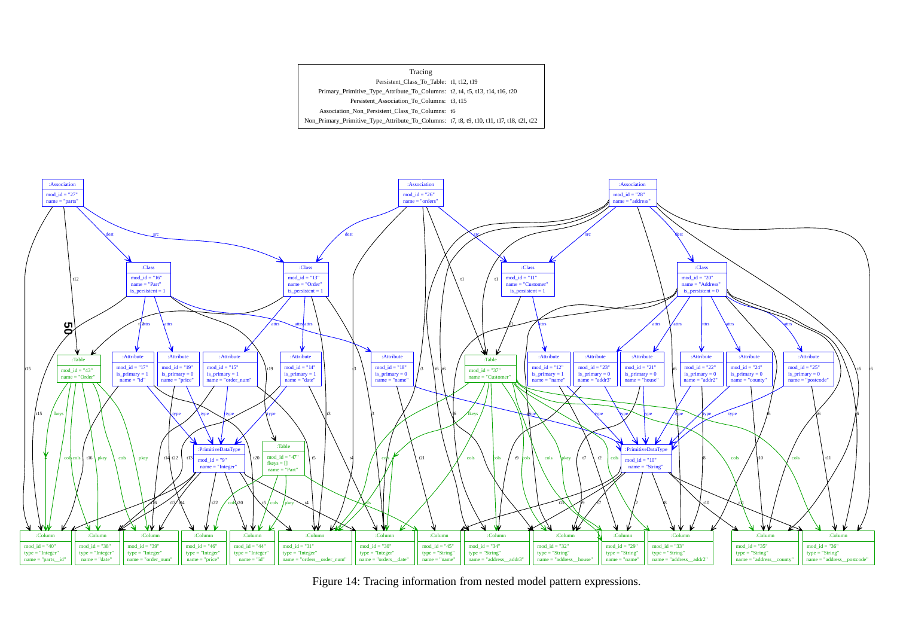| Tracing | |
|---|---|
| Persistent_Class_To_Table: | t1, t12, t19 |
| Primary_Primitive_Type_Attribute_To_Columns: | t2, t4, t5, t13, t14, t16, t20 |
| Persistent_Association_To_Columns: | t3, t15 |
| Association_Non_Persistent_Class_To_Columns: | t6 |
| Non_Primary_Primitive_Type_Attribute_To_Columns: | t7, t8, t9, t10, t11, t17, t18, t21, t22 |

Figure 14: Tracing information from nested model pattern expressions.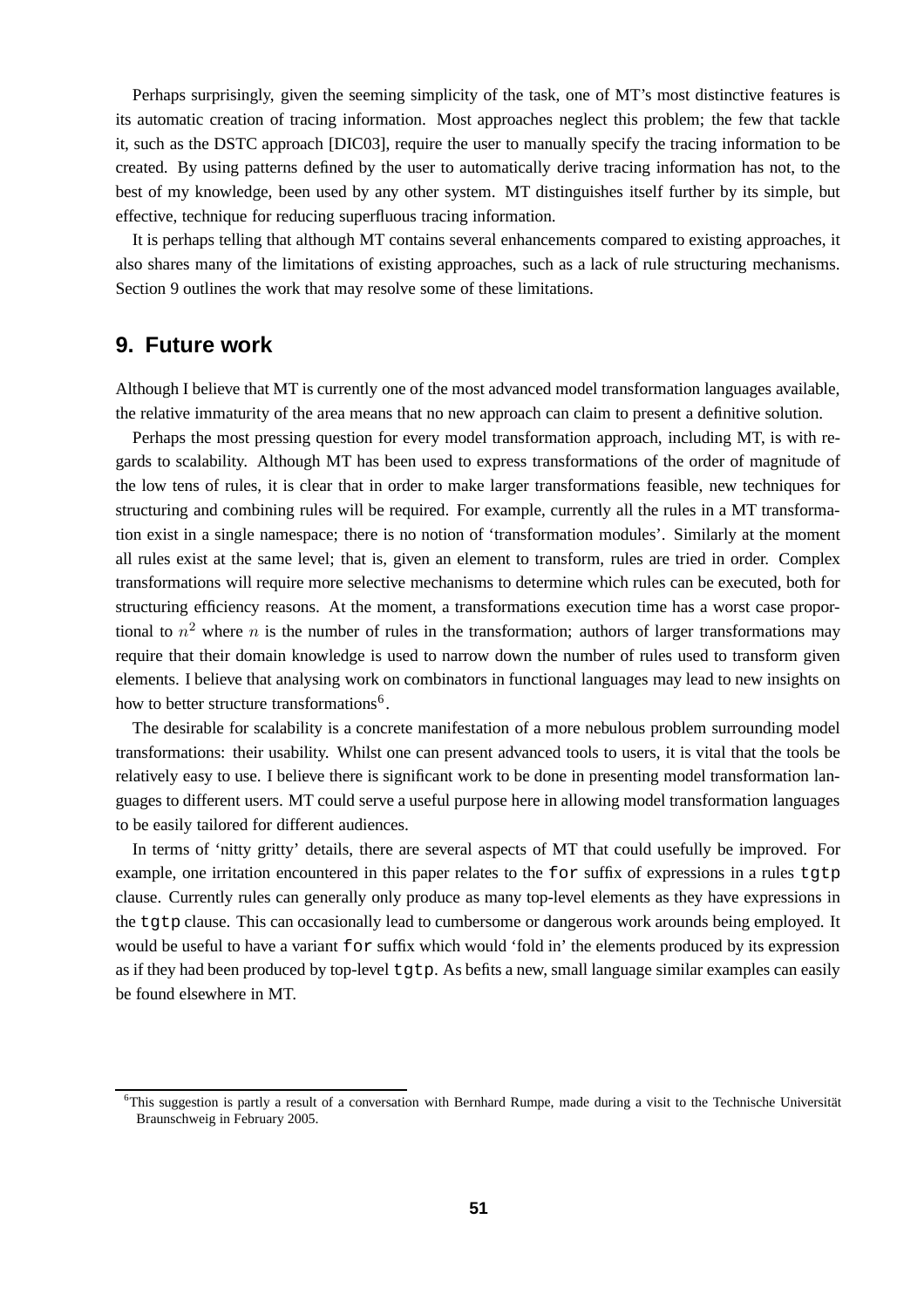Perhaps surprisingly, given the seeming simplicity of the task, one of MT's most distinctive features is its automatic creation of tracing information. Most approaches neglect this problem; the few that tackle it, such as the DSTC approach [DIC03], require the user to manually specify the tracing information to be created. By using patterns defined by the user to automatically derive tracing information has not, to the best of my knowledge, been used by any other system. MT distinguishes itself further by its simple, but effective, technique for reducing superfluous tracing information.

It is perhaps telling that although MT contains several enhancements compared to existing approaches, it also shares many of the limitations of existing approaches, such as a lack of rule structuring mechanisms. Section 9 outlines the work that may resolve some of these limitations.

## 9. Future work

Although I believe that MT is currently one of the most advanced model transformation languages available, the relative immaturity of the area means that no new approach can claim to present a definitive solution.

Perhaps the most pressing question for every model transformation approach, including MT, is with regards to scalability. Although MT has been used to express transformations of the order of magnitude of the low tens of rules, it is clear that in order to make larger transformations feasible, new techniques for structuring and combining rules will be required. For example, currently all the rules in a MT transformation exist in a single namespace; there is no notion of 'transformation modules'. Similarly at the moment all rules exist at the same level; that is, given an element to transform, rules are tried in order. Complex transformations will require more selective mechanisms to determine which rules can be executed, both for structuring efficiency reasons. At the moment, a transformations execution time has a worst case proportional to $n^2$ where $n$ is the number of rules in the transformation; authors of larger transformations may require that their domain knowledge is used to narrow down the number of rules used to transform given elements. I believe that analysing work on combinators in functional languages may lead to new insights on how to better structure transformations[6].

The desirable for scalability is a concrete manifestation of a more nebulous problem surrounding model transformations: their usability. Whilst one can present advanced tools to users, it is vital that the tools be relatively easy to use. I believe there is significant work to be done in presenting model transformation languages to different users. MT could serve a useful purpose here in allowing model transformation languages to be easily tailored for different audiences.

In terms of 'nitty gritty' details, there are several aspects of MT that could usefully be improved. For example, one irritation encountered in this paper relates to the `for` suffix of expressions in a rules `tgtp` clause. Currently rules can generally only produce as many top-level elements as they have expressions in the `tgtp` clause. This can occasionally lead to cumbersome or dangerous work arounds being employed. It would be useful to have a variant `for` suffix which would 'fold in' the elements produced by its expression as if they had been produced by top-level `tgtp`. As befits a new, small language similar examples can easily be found elsewhere in MT.

[6]This suggestion is partly a result of a conversation with Bernhard Rumpe, made during a visit to the Technische Universität Braunschweig in February 2005.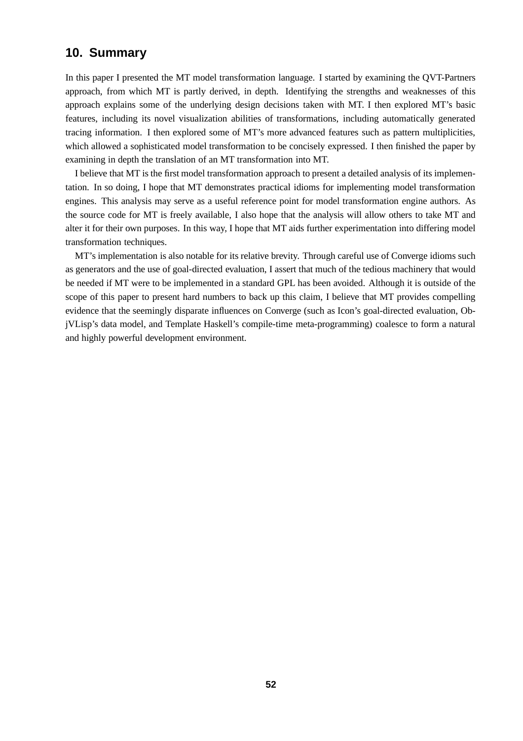## 10. Summary

In this paper I presented the MT model transformation language. I started by examining the QVT-Partners approach, from which MT is partly derived, in depth. Identifying the strengths and weaknesses of this approach explains some of the underlying design decisions taken with MT. I then explored MT's basic features, including its novel visualization abilities of transformations, including automatically generated tracing information. I then explored some of MT's more advanced features such as pattern multiplicities, which allowed a sophisticated model transformation to be concisely expressed. I then finished the paper by examining in depth the translation of an MT transformation into MT.

I believe that MT is the first model transformation approach to present a detailed analysis of its implementation. In so doing, I hope that MT demonstrates practical idioms for implementing model transformation engines. This analysis may serve as a useful reference point for model transformation engine authors. As the source code for MT is freely available, I also hope that the analysis will allow others to take MT and alter it for their own purposes. In this way, I hope that MT aids further experimentation into differing model transformation techniques.

MT's implementation is also notable for its relative brevity. Through careful use of Converge idioms such as generators and the use of goal-directed evaluation, I assert that much of the tedious machinery that would be needed if MT were to be implemented in a standard GPL has been avoided. Although it is outside of the scope of this paper to present hard numbers to back up this claim, I believe that MT provides compelling evidence that the seemingly disparate influences on Converge (such as Icon's goal-directed evaluation, ObjVLisp's data model, and Template Haskell's compile-time meta-programming) coalesce to form a natural and highly powerful development environment.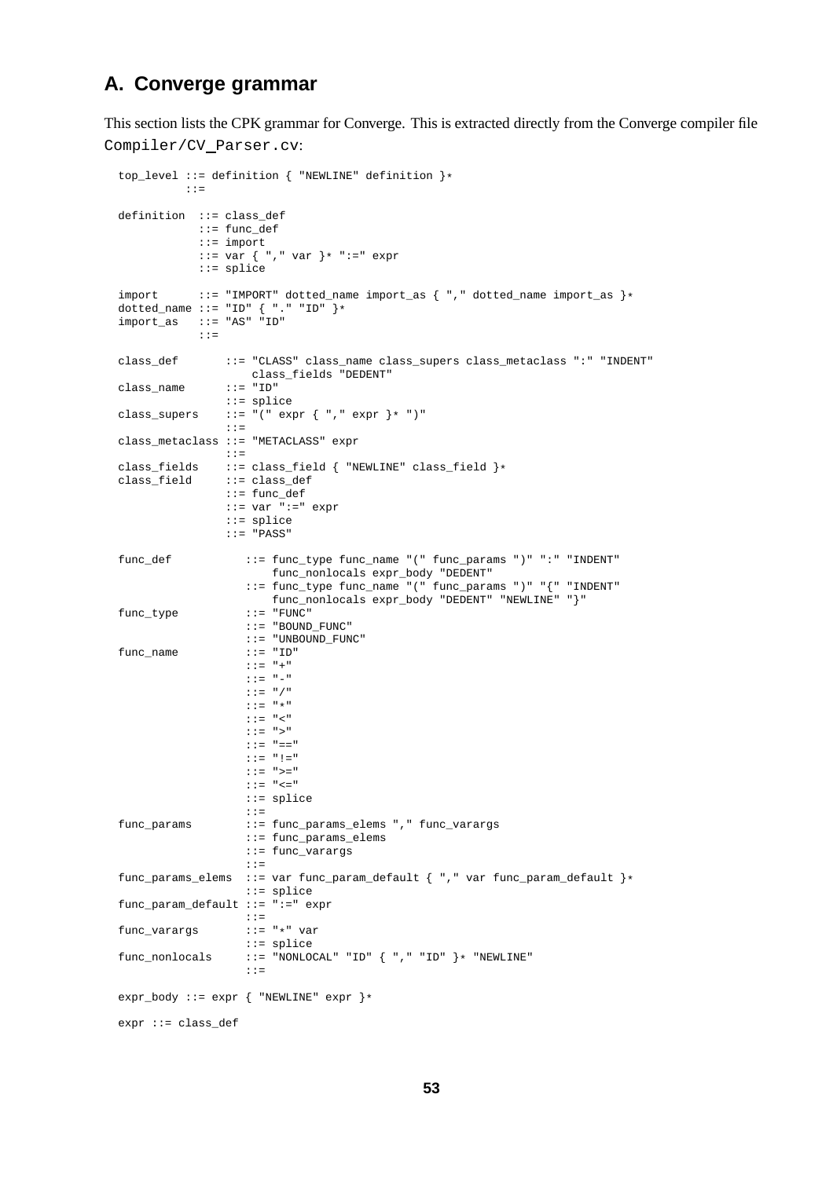## A. Converge grammar

This section lists the CPK grammar for Converge. This is extracted directly from the Converge compiler file `Compiler/CV_Parser.cv`:

```
top_level ::= definition { "NEWLINE" definition }*
          ::=

definition  ::= class_def
            ::= func_def
            ::= import
            ::= var { "," var }* ":=" expr
            ::= splice

import      ::= "IMPORT" dotted_name import_as { "," dotted_name import_as }*
dotted_name ::= "ID" { "." "ID" }*
import_as   ::= "AS" "ID"
            ::=

class_def       ::= "CLASS" class_name class_supers class_metaclass ":" "INDENT"
                      class_fields "DEDENT"
class_name      ::= "ID"
                ::= splice
class_supers    ::= "(" expr { "," expr }* ")"
                ::=
class_metaclass ::= "METACLASS" expr
                ::=
class_fields    ::= class_field { "NEWLINE" class_field }*
class_field     ::= class_def
                ::= func_def
                ::= var ":=" expr
                ::= splice
                ::= "PASS"

func_def           ::= func_type func_name "(" func_params ")" ":" "INDENT"
                         func_nonlocals expr_body "DEDENT"
                   ::= func_type func_name "(" func_params ")" "{" "INDENT"
                         func_nonlocals expr_body "DEDENT" "NEWLINE" "}"
func_type          ::= "FUNC"
                   ::= "BOUND_FUNC"
                   ::= "UNBOUND_FUNC"
func_name          ::= "ID"
                   ::= "+"
                   ::= "-"
                   ::= "/"
                   ::= "*"
                   ::= "<"
                   ::= ">"
                   ::= "=="
                   ::= "!="
                   ::= ">="
                   ::= "<="
                   ::= splice
                   ::=
func_params        ::= func_params_elems "," func_varargs
                   ::= func_params_elems
                   ::= func_varargs
                   ::=
func_params_elems  ::= var func_param_default { "," var func_param_default }*
                   ::= splice
func_param_default ::= ":=" expr
                   ::=
func_varargs       ::= "*" var
                   ::= splice
func_nonlocals     ::= "NONLOCAL" "ID" { "," "ID" }* "NEWLINE"
                   ::=

expr_body ::= expr { "NEWLINE" expr }*

expr ::= class_def
```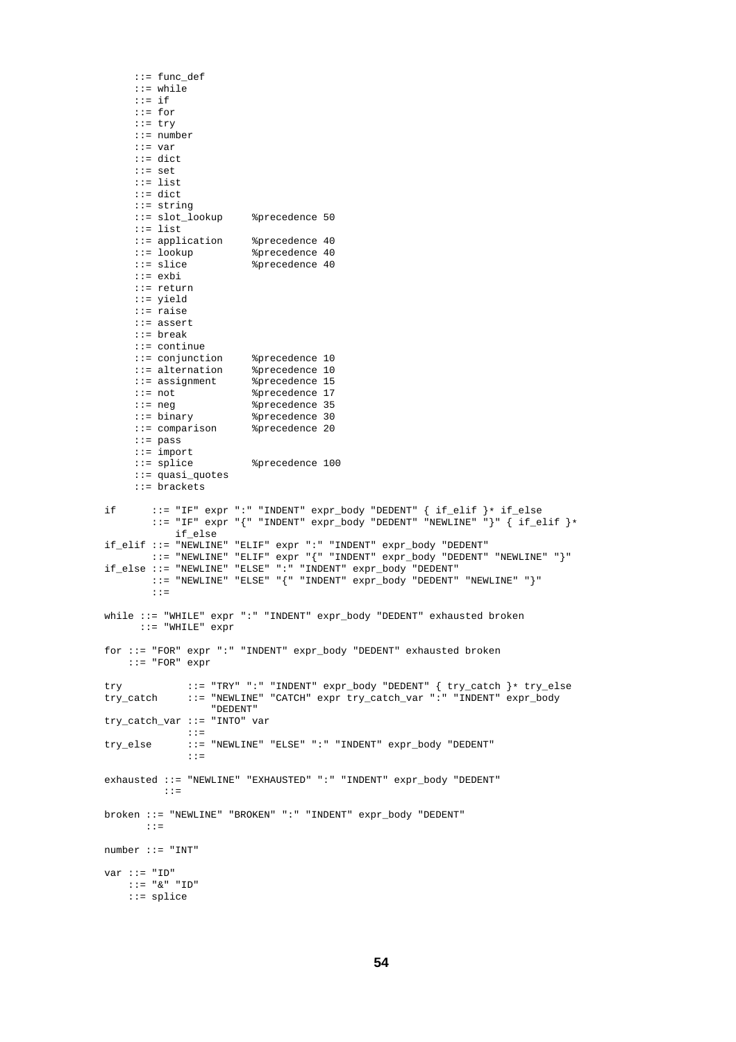```
      ::= func_def
      ::= while
      ::= if
      ::= for
      ::= try
      ::= number
      ::= var
      ::= dict
      ::= set
      ::= list
      ::= dict
      ::= string
      ::= slot_lookup     %precedence 50
      ::= list
      ::= application     %precedence 40
      ::= lookup          %precedence 40
      ::= slice           %precedence 40
      ::= exbi
      ::= return
      ::= yield
      ::= raise
      ::= assert
      ::= break
      ::= continue
      ::= conjunction     %precedence 10
      ::= alternation     %precedence 10
      ::= assignment      %precedence 15
      ::= not             %precedence 17
      ::= neg             %precedence 35
      ::= binary          %precedence 30
      ::= comparison      %precedence 20
      ::= pass
      ::= import
      ::= splice          %precedence 100
      ::= quasi_quotes
      ::= brackets

if      ::= "IF" expr ":" "INDENT" expr_body "DEDENT" { if_elif }* if_else
        ::= "IF" expr "{" "INDENT" expr_body "DEDENT" "NEWLINE" "}" { if_elif }*
            if_else
if_elif ::= "NEWLINE" "ELIF" expr ":" "INDENT" expr_body "DEDENT"
        ::= "NEWLINE" "ELIF" expr "{" "INDENT" expr_body "DEDENT" "NEWLINE" "}"
if_else ::= "NEWLINE" "ELSE" ":" "INDENT" expr_body "DEDENT"
        ::= "NEWLINE" "ELSE" "{" "INDENT" expr_body "DEDENT" "NEWLINE" "}"
        ::=

while ::= "WHILE" expr ":" "INDENT" expr_body "DEDENT" exhausted broken
      ::= "WHILE" expr

for ::= "FOR" expr ":" "INDENT" expr_body "DEDENT" exhausted broken
    ::= "FOR" expr

try           ::= "TRY" ":" "INDENT" expr_body "DEDENT" { try_catch }* try_else
try_catch     ::= "NEWLINE" "CATCH" expr try_catch_var ":" "INDENT" expr_body
                  "DEDENT"
try_catch_var ::= "INTO" var
              ::=
try_else      ::= "NEWLINE" "ELSE" ":" "INDENT" expr_body "DEDENT"
              ::=

exhausted ::= "NEWLINE" "EXHAUSTED" ":" "INDENT" expr_body "DEDENT"
          ::=

broken ::= "NEWLINE" "BROKEN" ":" "INDENT" expr_body "DEDENT"
       ::=

number ::= "INT"

var ::= "ID"
    ::= "&" "ID"
    ::= splice
```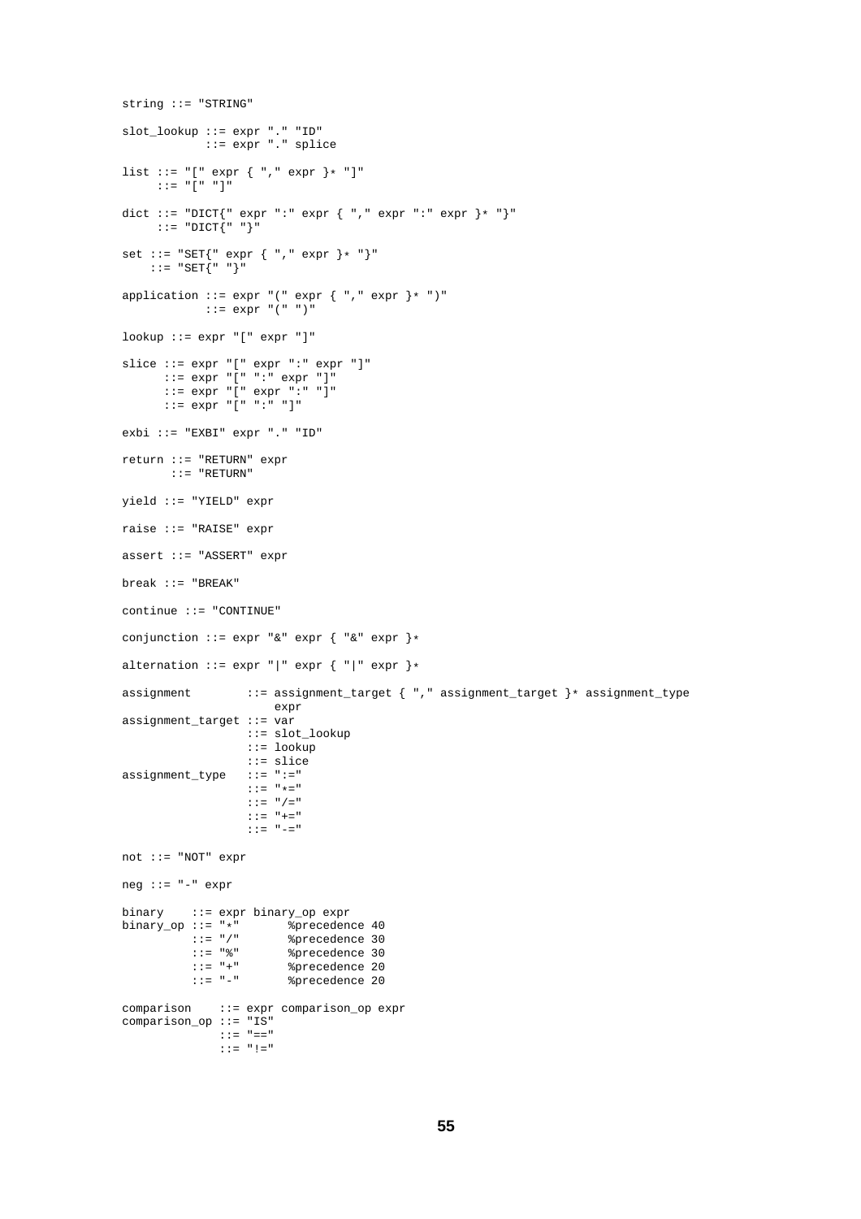```
string ::= "STRING"

slot_lookup ::= expr "." "ID"
            ::= expr "." splice

list ::= "[" expr { "," expr }* "]"
     ::= "[" "]"

dict ::= "DICT{" expr ":" expr { "," expr ":" expr }* "}"
     ::= "DICT{" "}"

set ::= "SET{" expr { "," expr }* "}"
    ::= "SET{" "}"

application ::= expr "(" expr { "," expr }* ")"
            ::= expr "(" ")"

lookup ::= expr "[" expr "]"

slice ::= expr "[" expr ":" expr "]"
      ::= expr "[" ":" expr "]"
      ::= expr "[" expr ":" "]"
      ::= expr "[" ":" "]"

exbi ::= "EXBI" expr "." "ID"

return ::= "RETURN" expr
       ::= "RETURN"

yield ::= "YIELD" expr

raise ::= "RAISE" expr

assert ::= "ASSERT" expr

break ::= "BREAK"

continue ::= "CONTINUE"

conjunction ::= expr "&" expr { "&" expr }*

alternation ::= expr "|" expr { "|" expr }*

assignment        ::= assignment_target { "," assignment_target }* assignment_type
                      expr
assignment_target ::= var
                  ::= slot_lookup
                  ::= lookup
                  ::= slice
assignment_type   ::= ":="
                  ::= "*="
                  ::= "/="
                  ::= "+="
                  ::= "-="

not ::= "NOT" expr

neg ::= "-" expr

binary    ::= expr binary_op expr
binary_op ::= "*"       %precedence 40
          ::= "/"       %precedence 30
          ::= "%"       %precedence 30
          ::= "+"       %precedence 20
          ::= "-"       %precedence 20

comparison    ::= expr comparison_op expr
comparison_op ::= "IS"
              ::= "=="
              ::= "!="
```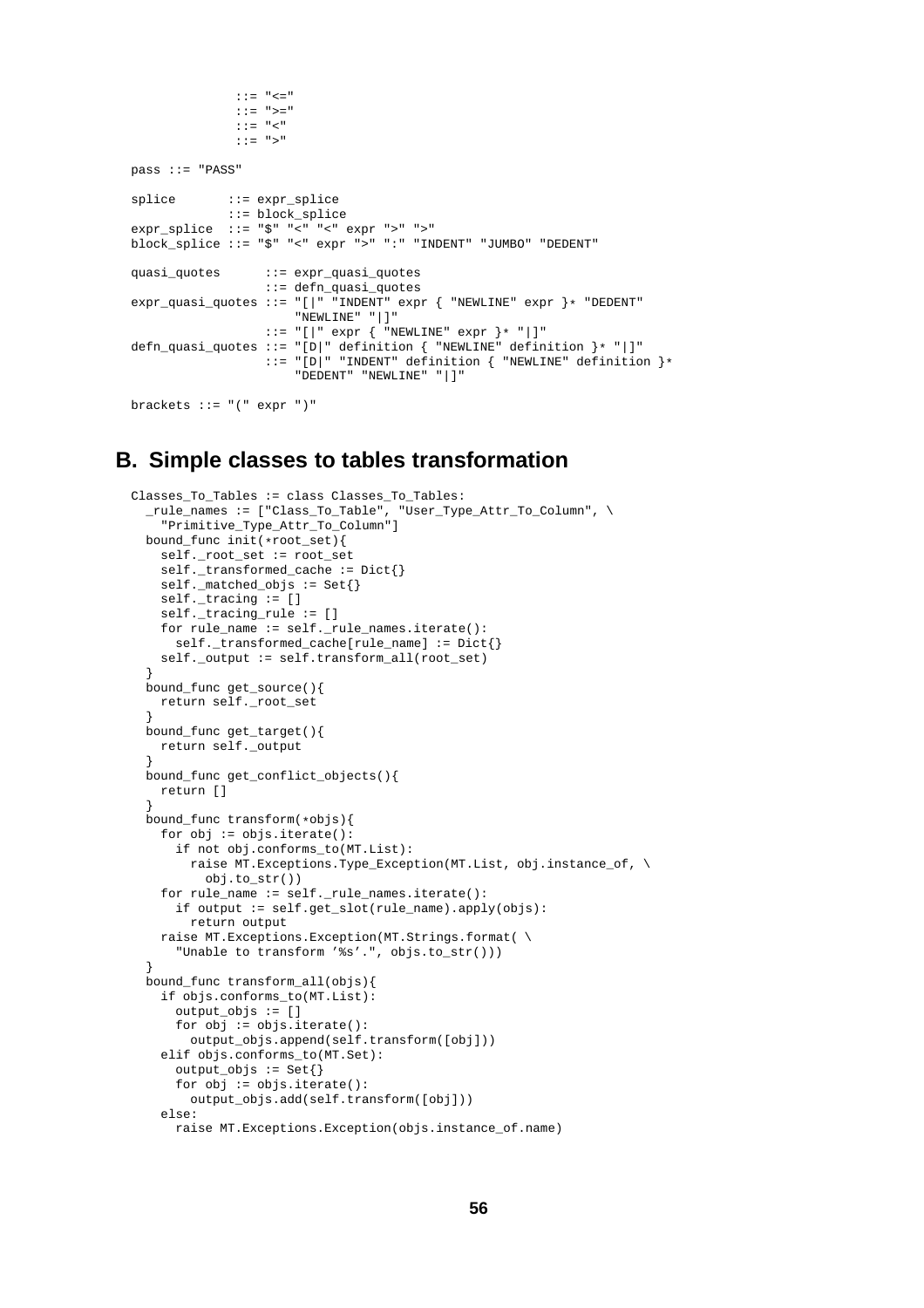```
              ::= "<="
              ::= ">="
              ::= "<"
              ::= ">"

pass ::= "PASS"

splice       ::= expr_splice
             ::= block_splice
expr_splice  ::= "$" "<" "<" expr ">" ">"
block_splice ::= "$" "<" expr ">" ":" "INDENT" "JUMBO" "DEDENT"

quasi_quotes      ::= expr_quasi_quotes
                  ::= defn_quasi_quotes
expr_quasi_quotes ::= "[|" "INDENT" expr { "NEWLINE" expr }* "DEDENT"
                        "NEWLINE" "|]"
                  ::= "[|" expr { "NEWLINE" expr }* "|]"
defn_quasi_quotes ::= "[D|" definition { "NEWLINE" definition }* "|]"
                  ::= "[D|" "INDENT" definition { "NEWLINE" definition }*
                        "DEDENT" "NEWLINE" "|]"

brackets ::= "(" expr ")"
```

## B. Simple classes to tables transformation

```
Classes_To_Tables := class Classes_To_Tables:
  _rule_names := ["Class_To_Table", "User_Type_Attr_To_Column", \
    "Primitive_Type_Attr_To_Column"]
  bound_func init(*root_set){
    self._root_set := root_set
    self._transformed_cache := Dict{}
    self._matched_objs := Set{}
    self._tracing := []
    self._tracing_rule := []
    for rule_name := self._rule_names.iterate():
      self._transformed_cache[rule_name] := Dict{}
    self._output := self.transform_all(root_set)
  }
  bound_func get_source(){
    return self._root_set
  }
  bound_func get_target(){
    return self._output
  }
  bound_func get_conflict_objects(){
    return []
  }
  bound_func transform(*objs){
    for obj := objs.iterate():
      if not obj.conforms_to(MT.List):
        raise MT.Exceptions.Type_Exception(MT.List, obj.instance_of, \
          obj.to_str())
    for rule_name := self._rule_names.iterate():
      if output := self.get_slot(rule_name).apply(objs):
        return output
    raise MT.Exceptions.Exception(MT.Strings.format( \
      "Unable to transform '%s'.", objs.to_str()))
  }
  bound_func transform_all(objs){
    if objs.conforms_to(MT.List):
      output_objs := []
      for obj := objs.iterate():
        output_objs.append(self.transform([obj]))
    elif objs.conforms_to(MT.Set):
      output_objs := Set{}
      for obj := objs.iterate():
        output_objs.add(self.transform([obj]))
    else:
      raise MT.Exceptions.Exception(objs.instance_of.name)
```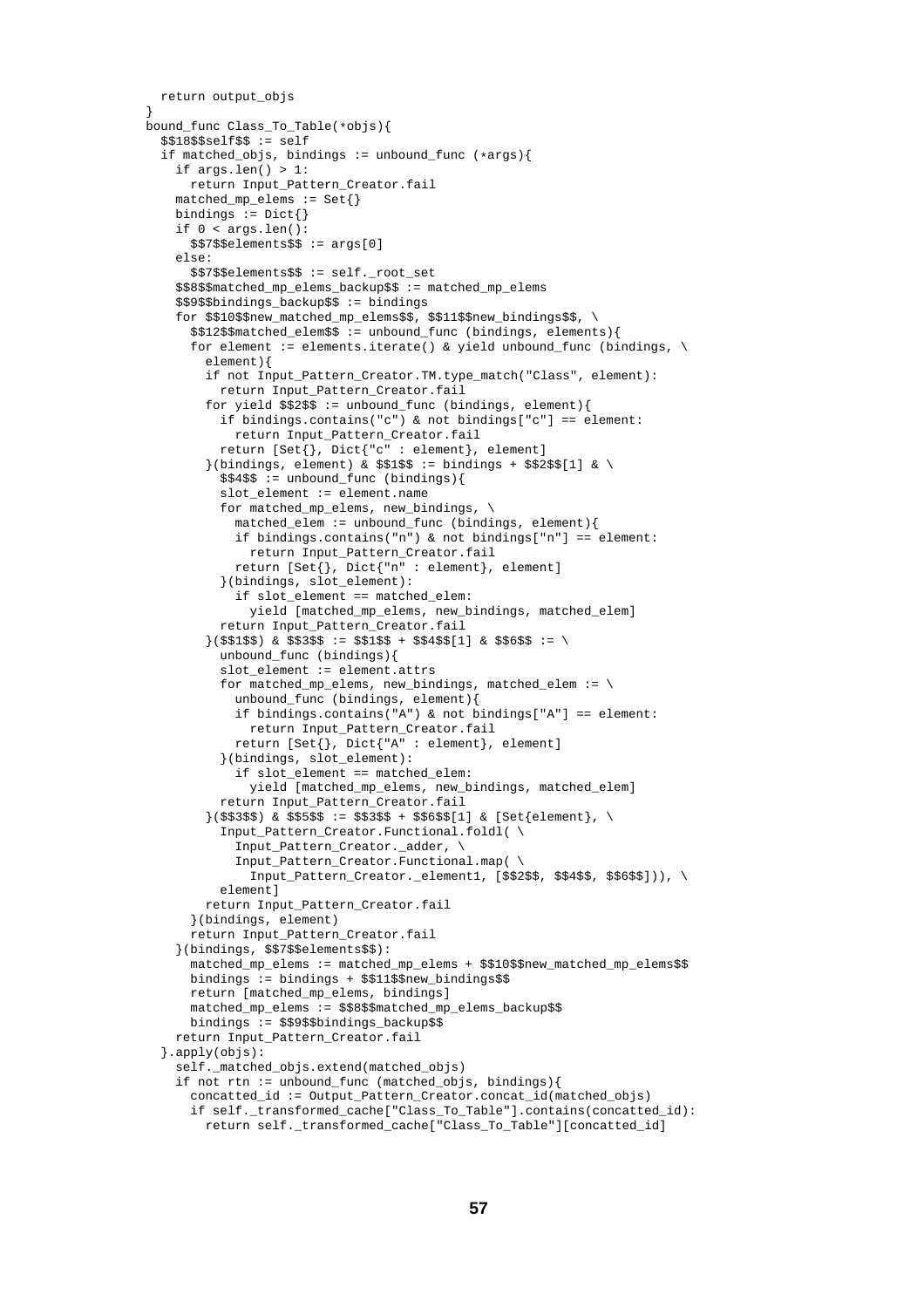```
  return output_objs
}
bound_func Class_To_Table(*objs){
  $$18$$self$$ := self
  if matched_objs, bindings := unbound_func (*args){
    if args.len() > 1:
      return Input_Pattern_Creator.fail
    matched_mp_elems := Set{}
    bindings := Dict{}
    if 0 < args.len():
      $$7$$elements$$ := args[0]
    else:
      $$7$$elements$$ := self._root_set
    $$8$$matched_mp_elems_backup$$ := matched_mp_elems
    $$9$$bindings_backup$$ := bindings
    for $$10$$new_matched_mp_elems$$, $$11$$new_bindings$$, \
      $$12$$matched_elem$$ := unbound_func (bindings, elements){
      for element := elements.iterate() & yield unbound_func (bindings, \
        element){
        if not Input_Pattern_Creator.TM.type_match("Class", element):
          return Input_Pattern_Creator.fail
        for yield $$2$$ := unbound_func (bindings, element){
          if bindings.contains("c") & not bindings["c"] == element:
            return Input_Pattern_Creator.fail
          return [Set{}, Dict{"c" : element}, element]
        }(bindings, element) & $$1$$ := bindings + $$2$$[1] & \
          $$4$$ := unbound_func (bindings){
          slot_element := element.name
          for matched_mp_elems, new_bindings, \
            matched_elem := unbound_func (bindings, element){
            if bindings.contains("n") & not bindings["n"] == element:
              return Input_Pattern_Creator.fail
            return [Set{}, Dict{"n" : element}, element]
          }(bindings, slot_element):
            if slot_element == matched_elem:
              yield [matched_mp_elems, new_bindings, matched_elem]
          return Input_Pattern_Creator.fail
        }($$1$$) & $$3$$ := $$1$$ + $$4$$[1] & $$6$$ := \
          unbound_func (bindings){
          slot_element := element.attrs
          for matched_mp_elems, new_bindings, matched_elem := \
            unbound_func (bindings, element){
            if bindings.contains("A") & not bindings["A"] == element:
              return Input_Pattern_Creator.fail
            return [Set{}, Dict{"A" : element}, element]
          }(bindings, slot_element):
            if slot_element == matched_elem:
              yield [matched_mp_elems, new_bindings, matched_elem]
          return Input_Pattern_Creator.fail
        }($$3$$) & $$5$$ := $$3$$ + $$6$$[1] & [Set{element}, \
          Input_Pattern_Creator.Functional.foldl( \
            Input_Pattern_Creator._adder, \
            Input_Pattern_Creator.Functional.map( \
              Input_Pattern_Creator._element1, [$$2$$, $$4$$, $$6$$])), \
          element]
        return Input_Pattern_Creator.fail
      }(bindings, element)
      return Input_Pattern_Creator.fail
    }(bindings, $$7$$elements$$):
      matched_mp_elems := matched_mp_elems + $$10$$new_matched_mp_elems$$
      bindings := bindings + $$11$$new_bindings$$
      return [matched_mp_elems, bindings]
      matched_mp_elems := $$8$$matched_mp_elems_backup$$
      bindings := $$9$$bindings_backup$$
    return Input_Pattern_Creator.fail
  }.apply(objs):
    self._matched_objs.extend(matched_objs)
    if not rtn := unbound_func (matched_objs, bindings){
      concatted_id := Output_Pattern_Creator.concat_id(matched_objs)
      if self._transformed_cache["Class_To_Table"].contains(concatted_id):
        return self._transformed_cache["Class_To_Table"][concatted_id]
```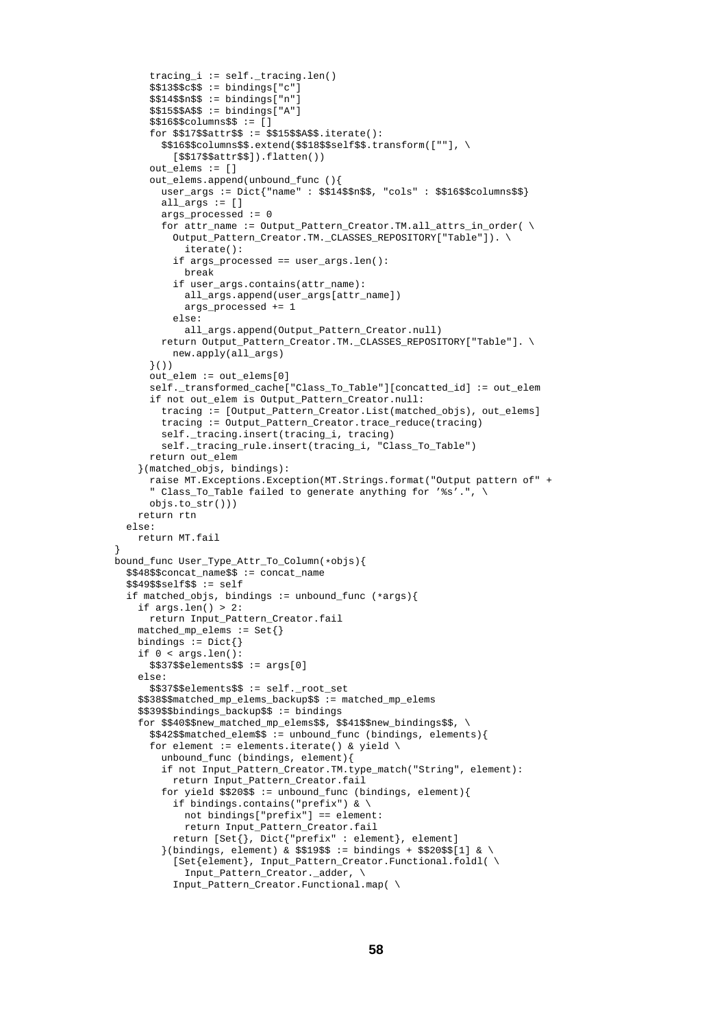```
      tracing_i := self._tracing.len()
      $$13$$c$$ := bindings["c"]
      $$14$$n$$ := bindings["n"]
      $$15$$A$$ := bindings["A"]
      $$16$$columns$$ := []
      for $$17$$attr$$ := $$15$$A$$.iterate():
        $$16$$columns$$.extend($$18$$self$$.transform([""], \
          [$$17$$attr$$]).flatten())
      out_elems := []
      out_elems.append(unbound_func (){
        user_args := Dict{"name" : $$14$$n$$, "cols" : $$16$$columns$$}
        all_args := []
        args_processed := 0
        for attr_name := Output_Pattern_Creator.TM.all_attrs_in_order( \
          Output_Pattern_Creator.TM._CLASSES_REPOSITORY["Table"]). \
            iterate():
          if args_processed == user_args.len():
            break
          if user_args.contains(attr_name):
            all_args.append(user_args[attr_name])
            args_processed += 1
          else:
            all_args.append(Output_Pattern_Creator.null)
        return Output_Pattern_Creator.TM._CLASSES_REPOSITORY["Table"]. \
          new.apply(all_args)
      }())
      out_elem := out_elems[0]
      self._transformed_cache["Class_To_Table"][concatted_id] := out_elem
      if not out_elem is Output_Pattern_Creator.null:
        tracing := [Output_Pattern_Creator.List(matched_objs), out_elems]
        tracing := Output_Pattern_Creator.trace_reduce(tracing)
        self._tracing.insert(tracing_i, tracing)
        self._tracing_rule.insert(tracing_i, "Class_To_Table")
      return out_elem
    }(matched_objs, bindings):
      raise MT.Exceptions.Exception(MT.Strings.format("Output pattern of" +
      " Class_To_Table failed to generate anything for '%s'.", \
      objs.to_str()))
    return rtn
  else:
    return MT.fail
}
bound_func User_Type_Attr_To_Column(*objs){
  $$48$$concat_name$$ := concat_name
  $$49$$self$$ := self
  if matched_objs, bindings := unbound_func (*args){
    if args.len() > 2:
      return Input_Pattern_Creator.fail
    matched_mp_elems := Set{}
    bindings := Dict{}
    if 0 < args.len():
      $$37$$elements$$ := args[0]
    else:
      $$37$$elements$$ := self._root_set
    $$38$$matched_mp_elems_backup$$ := matched_mp_elems
    $$39$$bindings_backup$$ := bindings
    for $$40$$new_matched_mp_elems$$, $$41$$new_bindings$$, \
      $$42$$matched_elem$$ := unbound_func (bindings, elements){
      for element := elements.iterate() & yield \
        unbound_func (bindings, element){
        if not Input_Pattern_Creator.TM.type_match("String", element):
          return Input_Pattern_Creator.fail
        for yield $$20$$ := unbound_func (bindings, element){
          if bindings.contains("prefix") & \
            not bindings["prefix"] == element:
            return Input_Pattern_Creator.fail
          return [Set{}, Dict{"prefix" : element}, element]
        }(bindings, element) & $$19$$ := bindings + $$20$$[1] & \
          [Set{element}, Input_Pattern_Creator.Functional.foldl( \
            Input_Pattern_Creator._adder, \
          Input_Pattern_Creator.Functional.map( \
```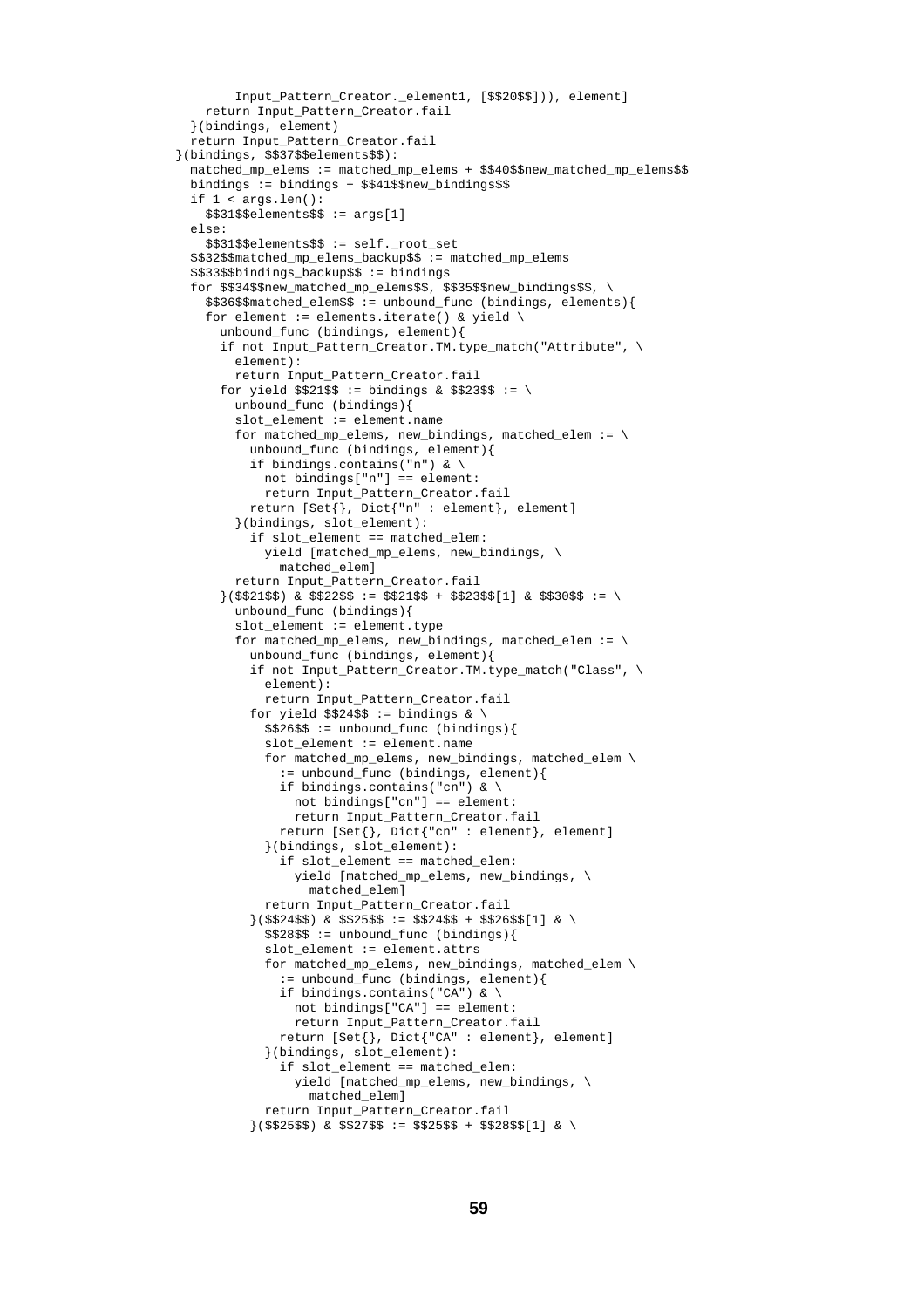```
          Input_Pattern_Creator._element1, [$$20$$])), element]
      return Input_Pattern_Creator.fail
    }(bindings, element)
    return Input_Pattern_Creator.fail
  }(bindings, $$37$$elements$$):
    matched_mp_elems := matched_mp_elems + $$40$$new_matched_mp_elems$$
    bindings := bindings + $$41$$new_bindings$$
    if 1 < args.len():
      $$31$$elements$$ := args[1]
    else:
      $$31$$elements$$ := self._root_set
    $$32$$matched_mp_elems_backup$$ := matched_mp_elems
    $$33$$bindings_backup$$ := bindings
    for $$34$$new_matched_mp_elems$$, $$35$$new_bindings$$, \
      $$36$$matched_elem$$ := unbound_func (bindings, elements){
      for element := elements.iterate() & yield \
        unbound_func (bindings, element){
        if not Input_Pattern_Creator.TM.type_match("Attribute", \
          element):
          return Input_Pattern_Creator.fail
        for yield $$21$$ := bindings & $$23$$ := \
          unbound_func (bindings){
          slot_element := element.name
          for matched_mp_elems, new_bindings, matched_elem := \
            unbound_func (bindings, element){
            if bindings.contains("n") & \
              not bindings["n"] == element:
              return Input_Pattern_Creator.fail
            return [Set{}, Dict{"n" : element}, element]
          }(bindings, slot_element):
            if slot_element == matched_elem:
              yield [matched_mp_elems, new_bindings, \
                matched_elem]
          return Input_Pattern_Creator.fail
        }($$21$$) & $$22$$ := $$21$$ + $$23$$[1] & $$30$$ := \
          unbound_func (bindings){
          slot_element := element.type
          for matched_mp_elems, new_bindings, matched_elem := \
            unbound_func (bindings, element){
            if not Input_Pattern_Creator.TM.type_match("Class", \
              element):
              return Input_Pattern_Creator.fail
            for yield $$24$$ := bindings & \
              $$26$$ := unbound_func (bindings){
              slot_element := element.name
              for matched_mp_elems, new_bindings, matched_elem \
                := unbound_func (bindings, element){
                if bindings.contains("cn") & \
                  not bindings["cn"] == element:
                  return Input_Pattern_Creator.fail
                return [Set{}, Dict{"cn" : element}, element]
              }(bindings, slot_element):
                if slot_element == matched_elem:
                  yield [matched_mp_elems, new_bindings, \
                    matched_elem]
              return Input_Pattern_Creator.fail
            }($$24$$) & $$25$$ := $$24$$ + $$26$$[1] & \
              $$28$$ := unbound_func (bindings){
              slot_element := element.attrs
              for matched_mp_elems, new_bindings, matched_elem \
                := unbound_func (bindings, element){
                if bindings.contains("CA") & \
                  not bindings["CA"] == element:
                  return Input_Pattern_Creator.fail
                return [Set{}, Dict{"CA" : element}, element]
              }(bindings, slot_element):
                if slot_element == matched_elem:
                  yield [matched_mp_elems, new_bindings, \
                    matched_elem]
              return Input_Pattern_Creator.fail
            }($$25$$) & $$27$$ := $$25$$ + $$28$$[1] & \
```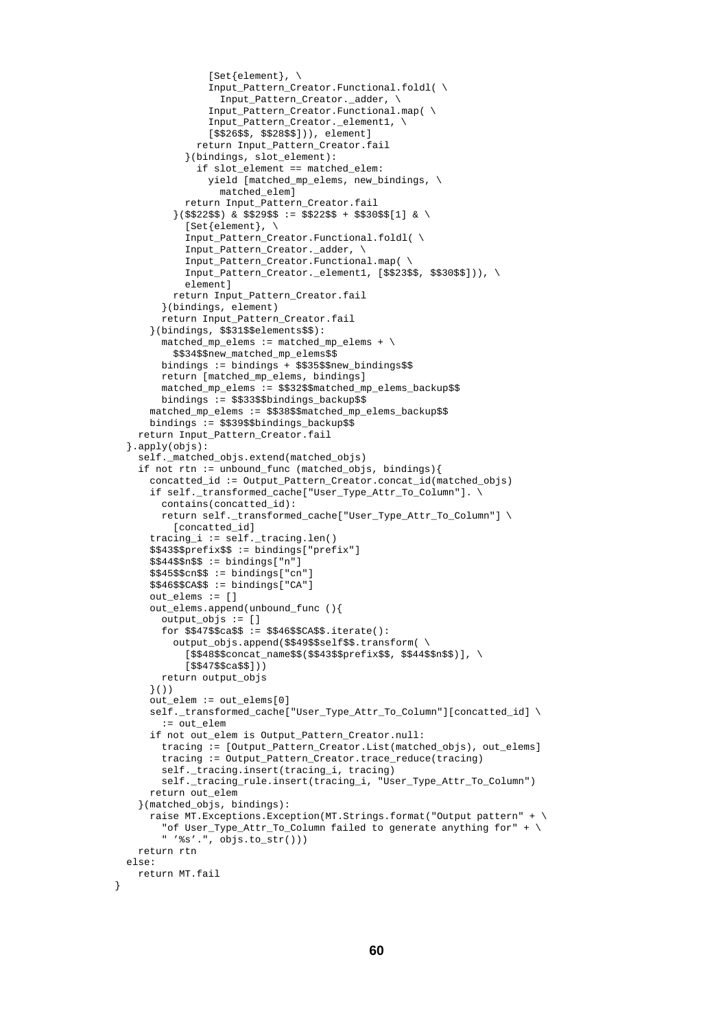```
              [Set{element}, \
              Input_Pattern_Creator.Functional.foldl( \
                Input_Pattern_Creator._adder, \
              Input_Pattern_Creator.Functional.map( \
              Input_Pattern_Creator._element1, \
              [$$26$$, $$28$$])), element]
            return Input_Pattern_Creator.fail
          }(bindings, slot_element):
            if slot_element == matched_elem:
              yield [matched_mp_elems, new_bindings, \
                matched_elem]
          return Input_Pattern_Creator.fail
        }($$22$$) & $$29$$ := $$22$$ + $$30$$[1] & \
          [Set{element}, \
          Input_Pattern_Creator.Functional.foldl( \
          Input_Pattern_Creator._adder, \
          Input_Pattern_Creator.Functional.map( \
          Input_Pattern_Creator._element1, [$$23$$, $$30$$])), \
          element]
        return Input_Pattern_Creator.fail
      }(bindings, element)
      return Input_Pattern_Creator.fail
    }(bindings, $$31$$elements$$):
      matched_mp_elems := matched_mp_elems + \
        $$34$$new_matched_mp_elems$$
      bindings := bindings + $$35$$new_bindings$$
      return [matched_mp_elems, bindings]
      matched_mp_elems := $$32$$matched_mp_elems_backup$$
      bindings := $$33$$bindings_backup$$
    matched_mp_elems := $$38$$matched_mp_elems_backup$$
    bindings := $$39$$bindings_backup$$
  return Input_Pattern_Creator.fail
}.apply(objs):
  self._matched_objs.extend(matched_objs)
  if not rtn := unbound_func (matched_objs, bindings){
    concatted_id := Output_Pattern_Creator.concat_id(matched_objs)
    if self._transformed_cache["User_Type_Attr_To_Column"]. \
      contains(concatted_id):
      return self._transformed_cache["User_Type_Attr_To_Column"] \
        [concatted_id]
    tracing_i := self._tracing.len()
    $$43$$prefix$$ := bindings["prefix"]
    $$44$$n$$ := bindings["n"]
    $$45$$cn$$ := bindings["cn"]
    $$46$$CA$$ := bindings["CA"]
    out_elems := []
    out_elems.append(unbound_func (){
      output_objs := []
      for $$47$$ca$$ := $$46$$CA$$.iterate():
        output_objs.append($$49$$self$$.transform( \
          [$$48$$concat_name$$($$43$$prefix$$, $$44$$n$$)], \
          [$$47$$ca$$]))
      return output_objs
    }())
    out_elem := out_elems[0]
    self._transformed_cache["User_Type_Attr_To_Column"][concatted_id] \
      := out_elem
    if not out_elem is Output_Pattern_Creator.null:
      tracing := [Output_Pattern_Creator.List(matched_objs), out_elems]
      tracing := Output_Pattern_Creator.trace_reduce(tracing)
      self._tracing.insert(tracing_i, tracing)
      self._tracing_rule.insert(tracing_i, "User_Type_Attr_To_Column")
    return out_elem
  }(matched_objs, bindings):
    raise MT.Exceptions.Exception(MT.Strings.format("Output pattern" + \
      "of User_Type_Attr_To_Column failed to generate anything for" + \
      " '%s'.", objs.to_str()))
  return rtn
else:
  return MT.fail
}
```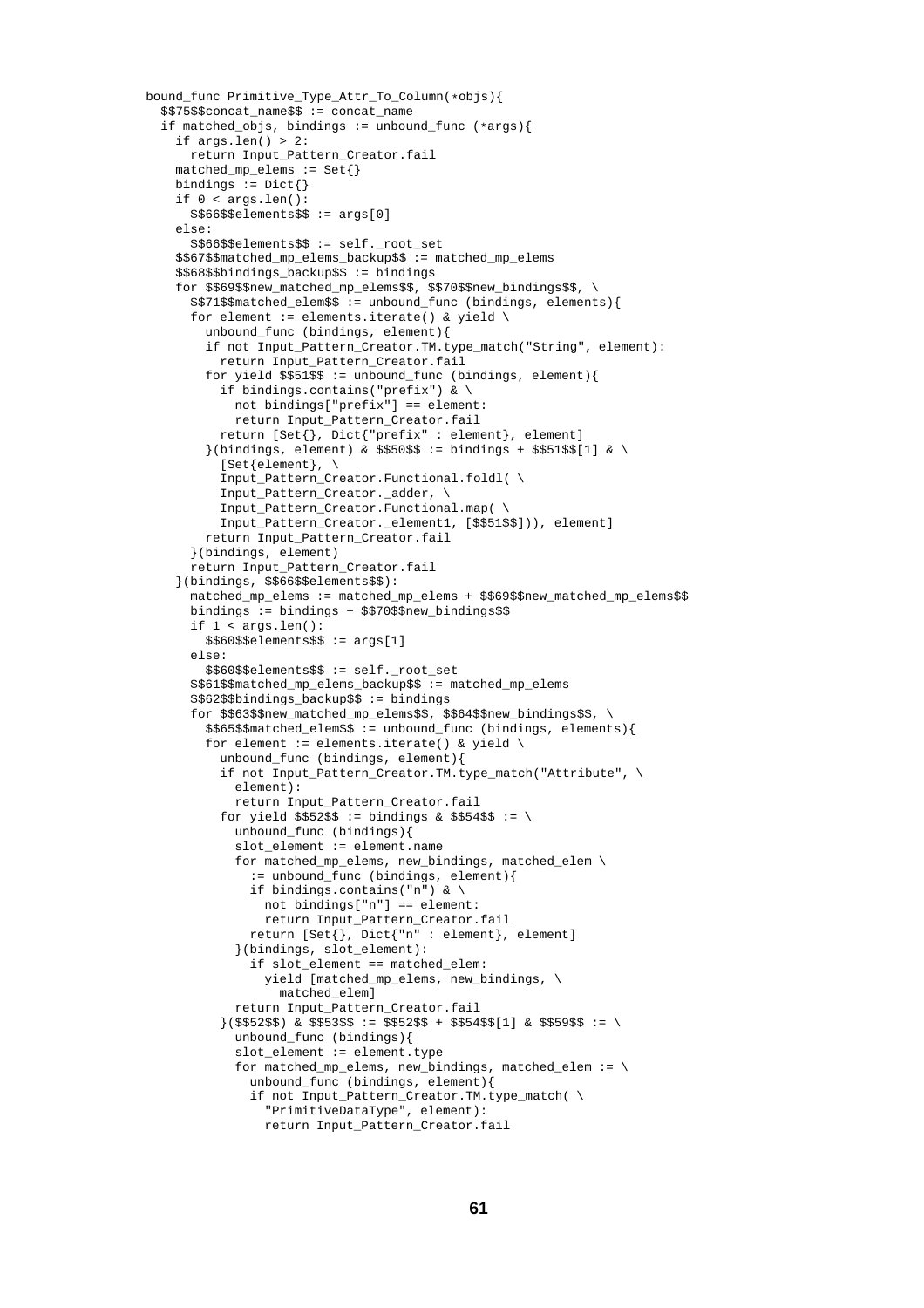```
bound_func Primitive_Type_Attr_To_Column(*objs){
  $$75$$concat_name$$ := concat_name
  if matched_objs, bindings := unbound_func (*args){
    if args.len() > 2:
      return Input_Pattern_Creator.fail
    matched_mp_elems := Set{}
    bindings := Dict{}
    if 0 < args.len():
      $$66$$elements$$ := args[0]
    else:
      $$66$$elements$$ := self._root_set
    $$67$$matched_mp_elems_backup$$ := matched_mp_elems
    $$68$$bindings_backup$$ := bindings
    for $$69$$new_matched_mp_elems$$, $$70$$new_bindings$$, \
      $$71$$matched_elem$$ := unbound_func (bindings, elements){
      for element := elements.iterate() & yield \
        unbound_func (bindings, element){
        if not Input_Pattern_Creator.TM.type_match("String", element):
          return Input_Pattern_Creator.fail
        for yield $$51$$ := unbound_func (bindings, element){
          if bindings.contains("prefix") & \
            not bindings["prefix"] == element:
            return Input_Pattern_Creator.fail
          return [Set{}, Dict{"prefix" : element}, element]
        }(bindings, element) & $$50$$ := bindings + $$51$$[1] & \
          [Set{element}, \
          Input_Pattern_Creator.Functional.foldl( \
          Input_Pattern_Creator._adder, \
          Input_Pattern_Creator.Functional.map( \
          Input_Pattern_Creator._element1, [$$51$$])), element]
        return Input_Pattern_Creator.fail
      }(bindings, element)
      return Input_Pattern_Creator.fail
    }(bindings, $$66$$elements$$):
      matched_mp_elems := matched_mp_elems + $$69$$new_matched_mp_elems$$
      bindings := bindings + $$70$$new_bindings$$
      if 1 < args.len():
        $$60$$elements$$ := args[1]
      else:
        $$60$$elements$$ := self._root_set
      $$61$$matched_mp_elems_backup$$ := matched_mp_elems
      $$62$$bindings_backup$$ := bindings
      for $$63$$new_matched_mp_elems$$, $$64$$new_bindings$$, \
        $$65$$matched_elem$$ := unbound_func (bindings, elements){
        for element := elements.iterate() & yield \
          unbound_func (bindings, element){
          if not Input_Pattern_Creator.TM.type_match("Attribute", \
            element):
            return Input_Pattern_Creator.fail
          for yield $$52$$ := bindings & $$54$$ := \
            unbound_func (bindings){
            slot_element := element.name
            for matched_mp_elems, new_bindings, matched_elem \
              := unbound_func (bindings, element){
              if bindings.contains("n") & \
                not bindings["n"] == element:
                return Input_Pattern_Creator.fail
              return [Set{}, Dict{"n" : element}, element]
            }(bindings, slot_element):
              if slot_element == matched_elem:
                yield [matched_mp_elems, new_bindings, \
                  matched_elem]
            return Input_Pattern_Creator.fail
          }($$52$$) & $$53$$ := $$52$$ + $$54$$[1] & $$59$$ := \
            unbound_func (bindings){
            slot_element := element.type
            for matched_mp_elems, new_bindings, matched_elem := \
              unbound_func (bindings, element){
              if not Input_Pattern_Creator.TM.type_match( \
                "PrimitiveDataType", element):
                return Input_Pattern_Creator.fail
```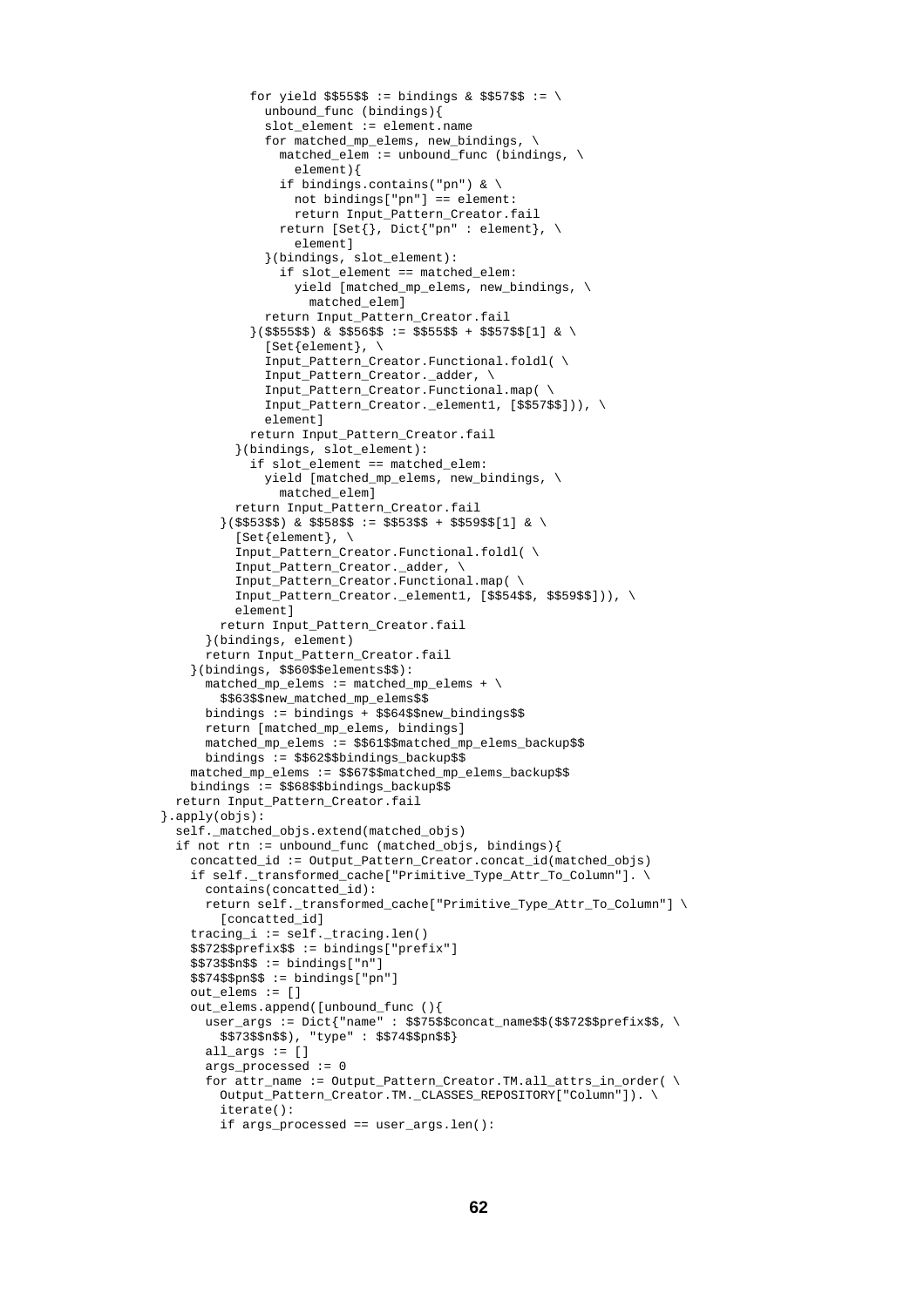```
            for yield $$55$$ := bindings & $$57$$ := \
              unbound_func (bindings){
              slot_element := element.name
              for matched_mp_elems, new_bindings, \
                matched_elem := unbound_func (bindings, \
                  element){
                if bindings.contains("pn") & \
                  not bindings["pn"] == element:
                  return Input_Pattern_Creator.fail
                return [Set{}, Dict{"pn" : element}, \
                  element]
              }(bindings, slot_element):
                if slot_element == matched_elem:
                  yield [matched_mp_elems, new_bindings, \
                    matched_elem]
              return Input_Pattern_Creator.fail
            }($$55$$) & $$56$$ := $$55$$ + $$57$$[1] & \
              [Set{element}, \
              Input_Pattern_Creator.Functional.foldl( \
              Input_Pattern_Creator._adder, \
              Input_Pattern_Creator.Functional.map( \
              Input_Pattern_Creator._element1, [$$57$$])), \
              element]
            return Input_Pattern_Creator.fail
          }(bindings, slot_element):
            if slot_element == matched_elem:
              yield [matched_mp_elems, new_bindings, \
                matched_elem]
          return Input_Pattern_Creator.fail
        }($$53$$) & $$58$$ := $$53$$ + $$59$$[1] & \
          [Set{element}, \
          Input_Pattern_Creator.Functional.foldl( \
          Input_Pattern_Creator._adder, \
          Input_Pattern_Creator.Functional.map( \
          Input_Pattern_Creator._element1, [$$54$$, $$59$$])), \
          element]
        return Input_Pattern_Creator.fail
      }(bindings, element)
      return Input_Pattern_Creator.fail
    }(bindings, $$60$$elements$$):
      matched_mp_elems := matched_mp_elems + \
        $$63$$new_matched_mp_elems$$
      bindings := bindings + $$64$$new_bindings$$
      return [matched_mp_elems, bindings]
      matched_mp_elems := $$61$$matched_mp_elems_backup$$
      bindings := $$62$$bindings_backup$$
    matched_mp_elems := $$67$$matched_mp_elems_backup$$
    bindings := $$68$$bindings_backup$$
  return Input_Pattern_Creator.fail
}.apply(objs):
  self._matched_objs.extend(matched_objs)
  if not rtn := unbound_func (matched_objs, bindings){
    concatted_id := Output_Pattern_Creator.concat_id(matched_objs)
    if self._transformed_cache["Primitive_Type_Attr_To_Column"]. \
      contains(concatted_id):
      return self._transformed_cache["Primitive_Type_Attr_To_Column"] \
        [concatted_id]
    tracing_i := self._tracing.len()
    $$72$$prefix$$ := bindings["prefix"]
    $$73$$n$$ := bindings["n"]
    $$74$$pn$$ := bindings["pn"]
    out_elems := []
    out_elems.append([unbound_func (){
      user_args := Dict{"name" : $$75$$concat_name$$($$72$$prefix$$, \
        $$73$$n$$), "type" : $$74$$pn$$}
      all_args := []
      args_processed := 0
      for attr_name := Output_Pattern_Creator.TM.all_attrs_in_order( \
        Output_Pattern_Creator.TM._CLASSES_REPOSITORY["Column"]). \
        iterate():
        if args_processed == user_args.len():
```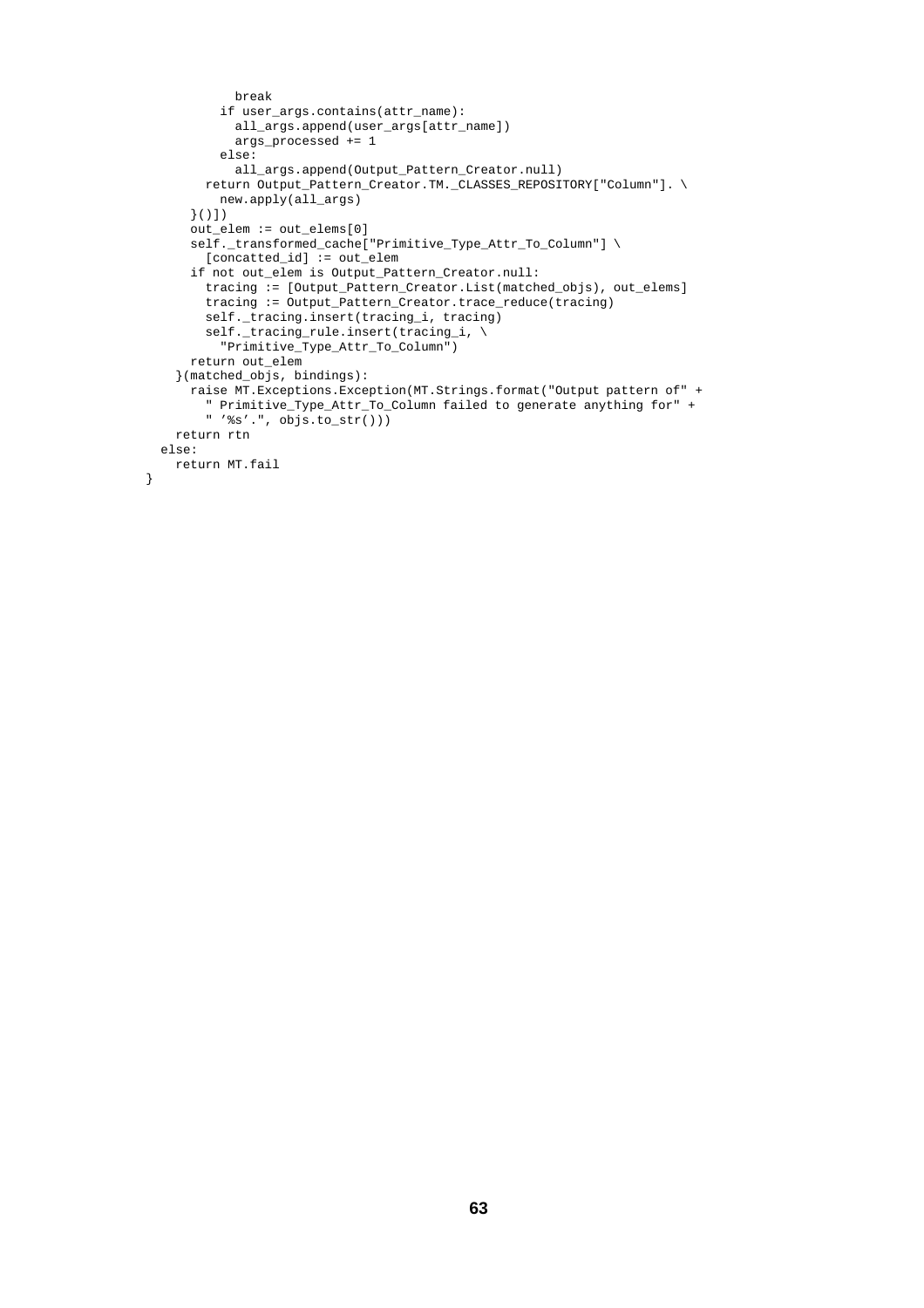```
          break
        if user_args.contains(attr_name):
          all_args.append(user_args[attr_name])
          args_processed += 1
        else:
          all_args.append(Output_Pattern_Creator.null)
      return Output_Pattern_Creator.TM._CLASSES_REPOSITORY["Column"]. \
        new.apply(all_args)
    }()])
    out_elem := out_elems[0]
    self._transformed_cache["Primitive_Type_Attr_To_Column"] \
      [concatted_id] := out_elem
    if not out_elem is Output_Pattern_Creator.null:
      tracing := [Output_Pattern_Creator.List(matched_objs), out_elems]
      tracing := Output_Pattern_Creator.trace_reduce(tracing)
      self._tracing.insert(tracing_i, tracing)
      self._tracing_rule.insert(tracing_i, \
        "Primitive_Type_Attr_To_Column")
    return out_elem
  }(matched_objs, bindings):
    raise MT.Exceptions.Exception(MT.Strings.format("Output pattern of" +
      " Primitive_Type_Attr_To_Column failed to generate anything for" +
      " '%s'.", objs.to_str()))
  return rtn
else:
  return MT.fail
}
```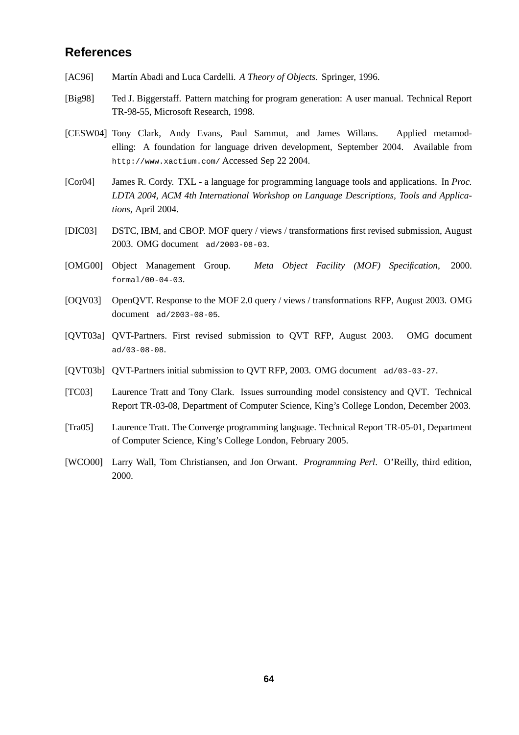## References

[AC96] Martín Abadi and Luca Cardelli. *A Theory of Objects*. Springer, 1996.

[Big98] Ted J. Biggerstaff. Pattern matching for program generation: A user manual. Technical Report TR-98-55, Microsoft Research, 1998.

[CESW04] Tony Clark, Andy Evans, Paul Sammut, and James Willans. Applied metamodelling: A foundation for language driven development, September 2004. Available from `http://www.xactium.com/` Accessed Sep 22 2004.

[Cor04] James R. Cordy. TXL - a language for programming language tools and applications. In *Proc. LDTA 2004, ACM 4th International Workshop on Language Descriptions, Tools and Applications*, April 2004.

[DIC03] DSTC, IBM, and CBOP. MOF query / views / transformations first revised submission, August 2003. OMG document `ad/2003-08-03`.

[OMG00] Object Management Group. *Meta Object Facility (MOF) Specification*, 2000. `formal/00-04-03`.

[OQV03] OpenQVT. Response to the MOF 2.0 query / views / transformations RFP, August 2003. OMG document `ad/2003-08-05`.

[QVT03a] QVT-Partners. First revised submission to QVT RFP, August 2003. OMG document `ad/03-08-08`.

[QVT03b] QVT-Partners initial submission to QVT RFP, 2003. OMG document `ad/03-03-27`.

[TC03] Laurence Tratt and Tony Clark. Issues surrounding model consistency and QVT. Technical Report TR-03-08, Department of Computer Science, King's College London, December 2003.

[Tra05] Laurence Tratt. The Converge programming language. Technical Report TR-05-01, Department of Computer Science, King's College London, February 2005.

[WCO00] Larry Wall, Tom Christiansen, and Jon Orwant. *Programming Perl*. O'Reilly, third edition, 2000.